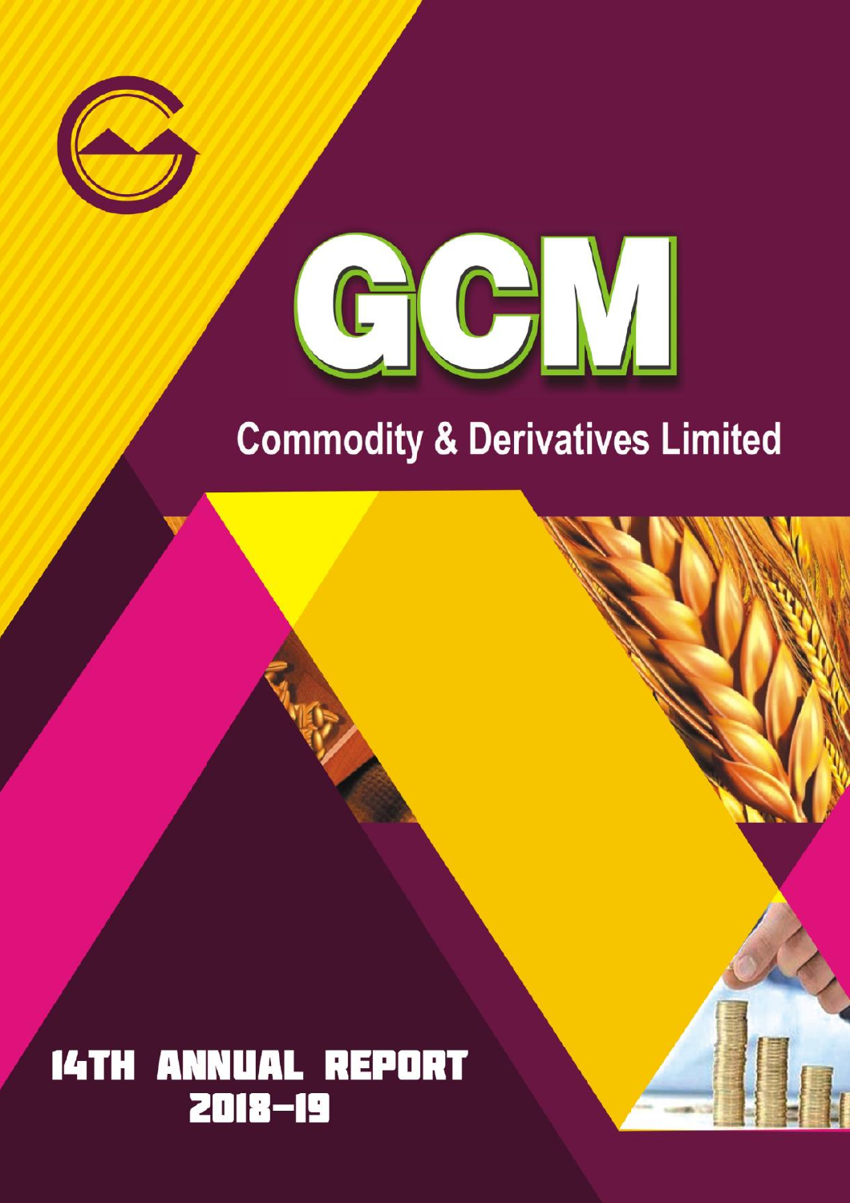# GCM

## Commodity & Derivatives Limited

### 14TH ANNUAL REPORT 2018-19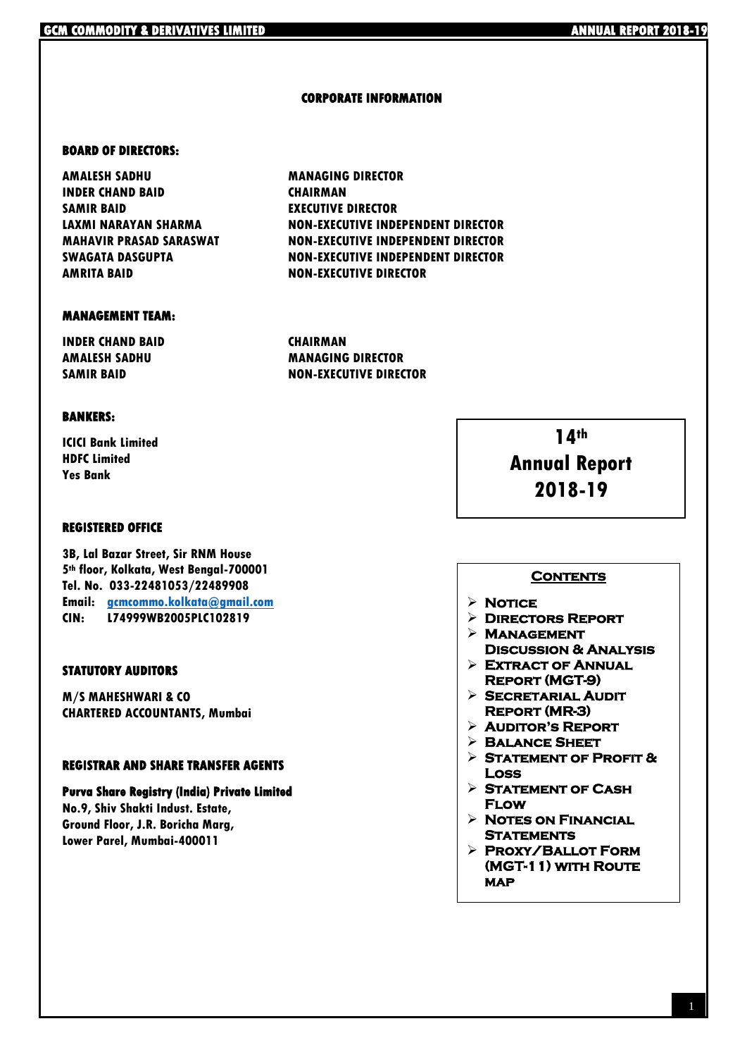## CORPORATE INFORMATION

### BOARD OF DIRECTORS:

| | |
|---|---|
| AMALESH SADHU | MANAGING DIRECTOR |
| INDER CHAND BAID | CHAIRMAN |
| SAMIR BAID | EXECUTIVE DIRECTOR |
| LAXMI NARAYAN SHARMA | NON-EXECUTIVE INDEPENDENT DIRECTOR |
| MAHAVIR PRASAD SARASWAT | NON-EXECUTIVE INDEPENDENT DIRECTOR |
| SWAGATA DASGUPTA | NON-EXECUTIVE INDEPENDENT DIRECTOR |
| AMRITA BAID | NON-EXECUTIVE DIRECTOR |

### MANAGEMENT TEAM:

| | |
|---|---|
| INDER CHAND BAID | CHAIRMAN |
| AMALESH SADHU | MANAGING DIRECTOR |
| SAMIR BAID | NON-EXECUTIVE DIRECTOR |

### BANKERS:

ICICI Bank Limited
HDFC Limited
Yes Bank

**14th Annual Report 2018-19**

### REGISTERED OFFICE

3B, Lal Bazar Street, Sir RNM House
5th floor, Kolkata, West Bengal-700001
Tel. No. 033-22481053/22489908
Email: gcmcommo.kolkata@gmail.com
CIN: L74999WB2005PLC102819

### STATUTORY AUDITORS

M/S MAHESHWARI & CO
CHARTERED ACCOUNTANTS, Mumbai

### REGISTRAR AND SHARE TRANSFER AGENTS

**Purva Share Registry (India) Private Limited**
No.9, Shiv Shakti Indust. Estate,
Ground Floor, J.R. Boricha Marg,
Lower Parel, Mumbai-400011

### CONTENTS

- NOTICE
- DIRECTORS REPORT
- MANAGEMENT DISCUSSION & ANALYSIS
- EXTRACT OF ANNUAL REPORT (MGT-9)
- SECRETARIAL AUDIT REPORT (MR-3)
- AUDITOR'S REPORT
- BALANCE SHEET
- STATEMENT OF PROFIT & LOSS
- STATEMENT OF CASH FLOW
- NOTES ON FINANCIAL STATEMENTS
- PROXY/BALLOT FORM (MGT-11) WITH ROUTE MAP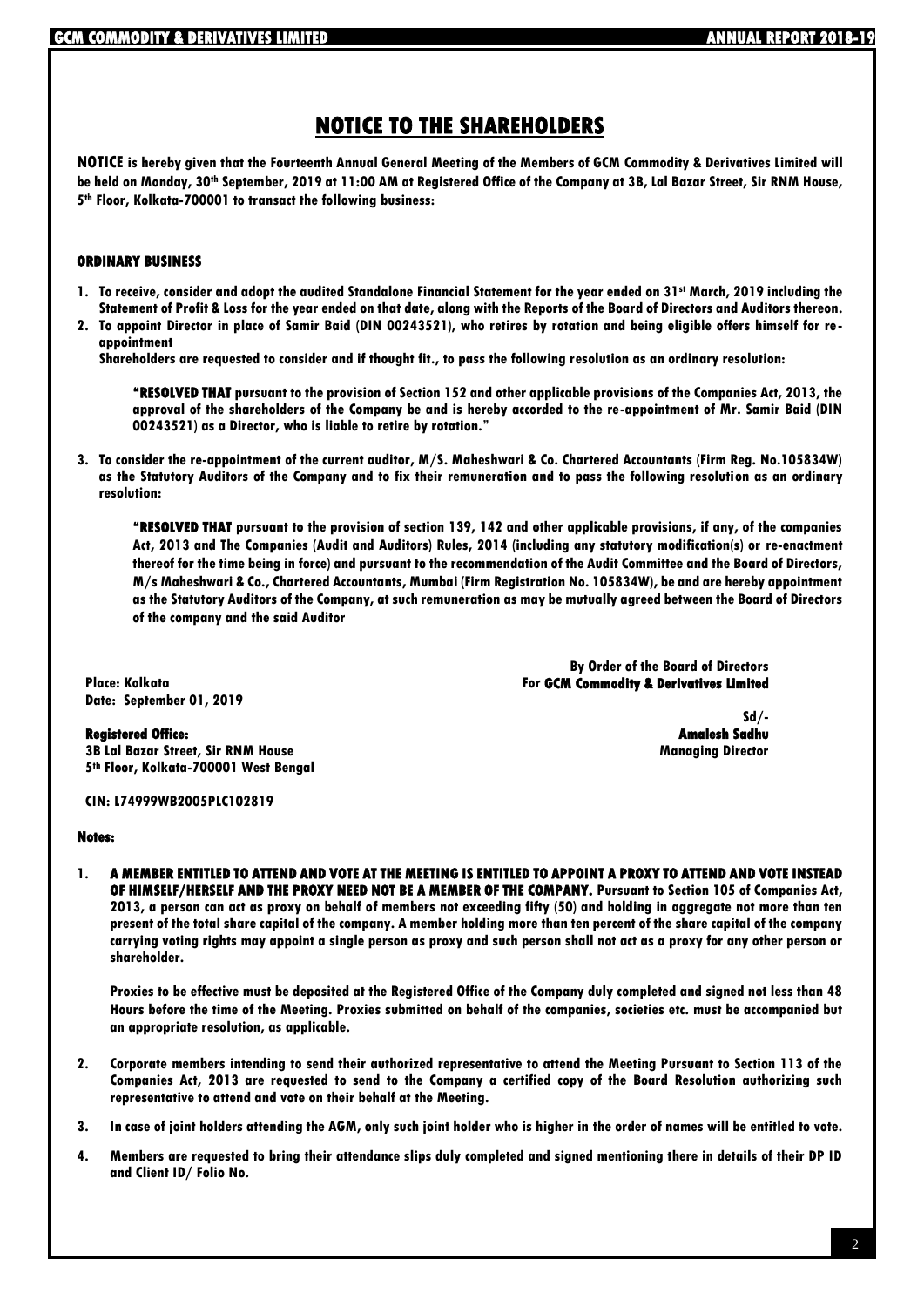# NOTICE TO THE SHAREHOLDERS

**NOTICE is hereby given that the Fourteenth Annual General Meeting of the Members of GCM Commodity & Derivatives Limited will be held on Monday, 30th September, 2019 at 11:00 AM at Registered Office of the Company at 3B, Lal Bazar Street, Sir RNM House, 5th Floor, Kolkata-700001 to transact the following business:**

### ORDINARY BUSINESS

1. **To receive, consider and adopt the audited Standalone Financial Statement for the year ended on 31st March, 2019 including the Statement of Profit & Loss for the year ended on that date, along with the Reports of the Board of Directors and Auditors thereon.**
2. **To appoint Director in place of Samir Baid (DIN 00243521), who retires by rotation and being eligible offers himself for re-appointment**

   **Shareholders are requested to consider and if thought fit., to pass the following resolution as an ordinary resolution:**

   **"RESOLVED THAT pursuant to the provision of Section 152 and other applicable provisions of the Companies Act, 2013, the approval of the shareholders of the Company be and is hereby accorded to the re-appointment of Mr. Samir Baid (DIN 00243521) as a Director, who is liable to retire by rotation."**

3. **To consider the re-appointment of the current auditor, M/S. Maheshwari & Co. Chartered Accountants (Firm Reg. No.105834W) as the Statutory Auditors of the Company and to fix their remuneration and to pass the following resolution as an ordinary resolution:**

   **"RESOLVED THAT pursuant to the provision of section 139, 142 and other applicable provisions, if any, of the companies Act, 2013 and The Companies (Audit and Auditors) Rules, 2014 (including any statutory modification(s) or re-enactment thereof for the time being in force) and pursuant to the recommendation of the Audit Committee and the Board of Directors, M/s Maheshwari & Co., Chartered Accountants, Mumbai (Firm Registration No. 105834W), be and are hereby appointment as the Statutory Auditors of the Company, at such remuneration as may be mutually agreed between the Board of Directors of the company and the said Auditor**

**By Order of the Board of Directors**
**For GCM Commodity & Derivatives Limited**

**Sd/-**
**Amalesh Sadhu**
**Managing Director**

**Place: Kolkata**
**Date: September 01, 2019**

**Registered Office:**
**3B Lal Bazar Street, Sir RNM House**
**5th Floor, Kolkata-700001 West Bengal**

**CIN: L74999WB2005PLC102819**

### Notes:

1. **A MEMBER ENTITLED TO ATTEND AND VOTE AT THE MEETING IS ENTITLED TO APPOINT A PROXY TO ATTEND AND VOTE INSTEAD OF HIMSELF/HERSELF AND THE PROXY NEED NOT BE A MEMBER OF THE COMPANY.** **Pursuant to Section 105 of Companies Act, 2013, a person can act as proxy on behalf of members not exceeding fifty (50) and holding in aggregate not more than ten present of the total share capital of the company. A member holding more than ten percent of the share capital of the company carrying voting rights may appoint a single person as proxy and such person shall not act as a proxy for any other person or shareholder.**

   **Proxies to be effective must be deposited at the Registered Office of the Company duly completed and signed not less than 48 Hours before the time of the Meeting. Proxies submitted on behalf of the companies, societies etc. must be accompanied but an appropriate resolution, as applicable.**

2. **Corporate members intending to send their authorized representative to attend the Meeting Pursuant to Section 113 of the Companies Act, 2013 are requested to send to the Company a certified copy of the Board Resolution authorizing such representative to attend and vote on their behalf at the Meeting.**
3. **In case of joint holders attending the AGM, only such joint holder who is higher in the order of names will be entitled to vote.**
4. **Members are requested to bring their attendance slips duly completed and signed mentioning there in details of their DP ID and Client ID/ Folio No.**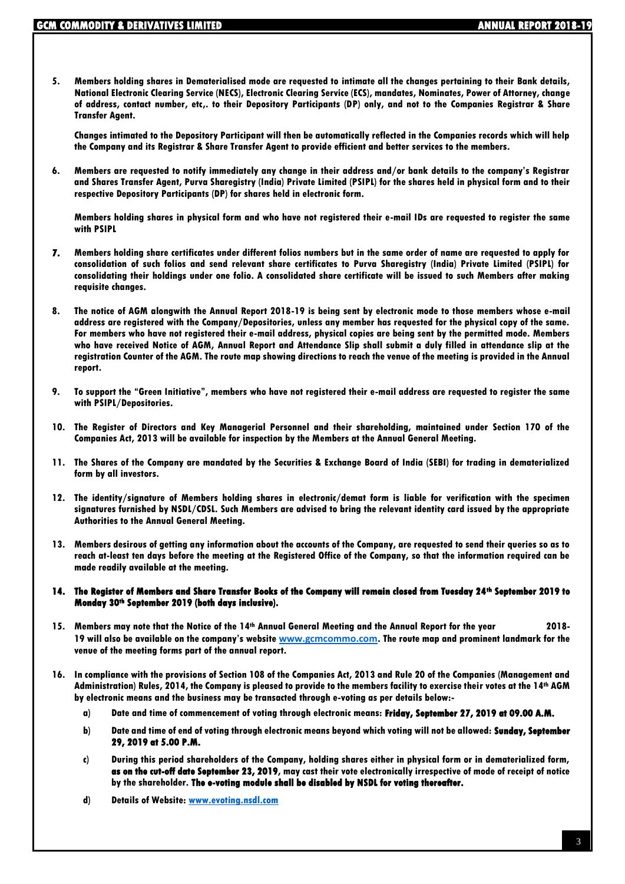**5. Members holding shares in Dematerialised mode are requested to intimate all the changes pertaining to their Bank details, National Electronic Clearing Service (NECS), Electronic Clearing Service (ECS), mandates, Nominates, Power of Attorney, change of address, contact number, etc,. to their Depository Participants (DP) only, and not to the Companies Registrar & Share Transfer Agent.**

**Changes intimated to the Depository Participant will then be automatically reflected in the Companies records which will help the Company and its Registrar & Share Transfer Agent to provide efficient and better services to the members.**

**6. Members are requested to notify immediately any change in their address and/or bank details to the company's Registrar and Shares Transfer Agent, Purva Sharegistry (India) Private Limited (PSIPL) for the shares held in physical form and to their respective Depository Participants (DP) for shares held in electronic form.**

**Members holding shares in physical form and who have not registered their e-mail IDs are requested to register the same with PSIPL**

**7. Members holding share certificates under different folios numbers but in the same order of name are requested to apply for consolidation of such folios and send relevant share certificates to Purva Sharegistry (India) Private Limited (PSIPL) for consolidating their holdings under one folio. A consolidated share certificate will be issued to such Members after making requisite changes.**

**8. The notice of AGM alongwith the Annual Report 2018-19 is being sent by electronic mode to those members whose e-mail address are registered with the Company/Depositories, unless any member has requested for the physical copy of the same. For members who have not registered their e-mail address, physical copies are being sent by the permitted mode. Members who have received Notice of AGM, Annual Report and Attendance Slip shall submit a duly filled in attendance slip at the registration Counter of the AGM. The route map showing directions to reach the venue of the meeting is provided in the Annual report.**

**9. To support the "Green Initiative", members who have not registered their e-mail address are requested to register the same with PSIPL/Depositories.**

**10. The Register of Directors and Key Managerial Personnel and their shareholding, maintained under Section 170 of the Companies Act, 2013 will be available for inspection by the Members at the Annual General Meeting.**

**11. The Shares of the Company are mandated by the Securities & Exchange Board of India (SEBI) for trading in dematerialized form by all investors.**

**12. The identity/signature of Members holding shares in electronic/demat form is liable for verification with the specimen signatures furnished by NSDL/CDSL. Such Members are advised to bring the relevant identity card issued by the appropriate Authorities to the Annual General Meeting.**

**13. Members desirous of getting any information about the accounts of the Company, are requested to send their queries so as to reach at-least ten days before the meeting at the Registered Office of the Company, so that the information required can be made readily available at the meeting.**

**14. The Register of Members and Share Transfer Books of the Company will remain closed from Tuesday 24th September 2019 to Monday 30th September 2019 (both days inclusive).**

**15. Members may note that the Notice of the 14th Annual General Meeting and the Annual Report for the year 2018-19 will also be available on the company's website www.gcmcommo.com. The route map and prominent landmark for the venue of the meeting forms part of the annual report.**

**16. In compliance with the provisions of Section 108 of the Companies Act, 2013 and Rule 20 of the Companies (Management and Administration) Rules, 2014, the Company is pleased to provide to the members facility to exercise their votes at the 14th AGM by electronic means and the business may be transacted through e-voting as per details below:-**

**a) Date and time of commencement of voting through electronic means: Friday, September 27, 2019 at 09.00 A.M.**

**b) Date and time of end of voting through electronic means beyond which voting will not be allowed: Sunday, September 29, 2019 at 5.00 P.M.**

**c) During this period shareholders of the Company, holding shares either in physical form or in dematerialized form, as on the cut-off date September 23, 2019, may cast their vote electronically irrespective of mode of receipt of notice by the shareholder. The e-voting module shall be disabled by NSDL for voting thereafter.**

**d) Details of Website: www.evoting.nsdl.com**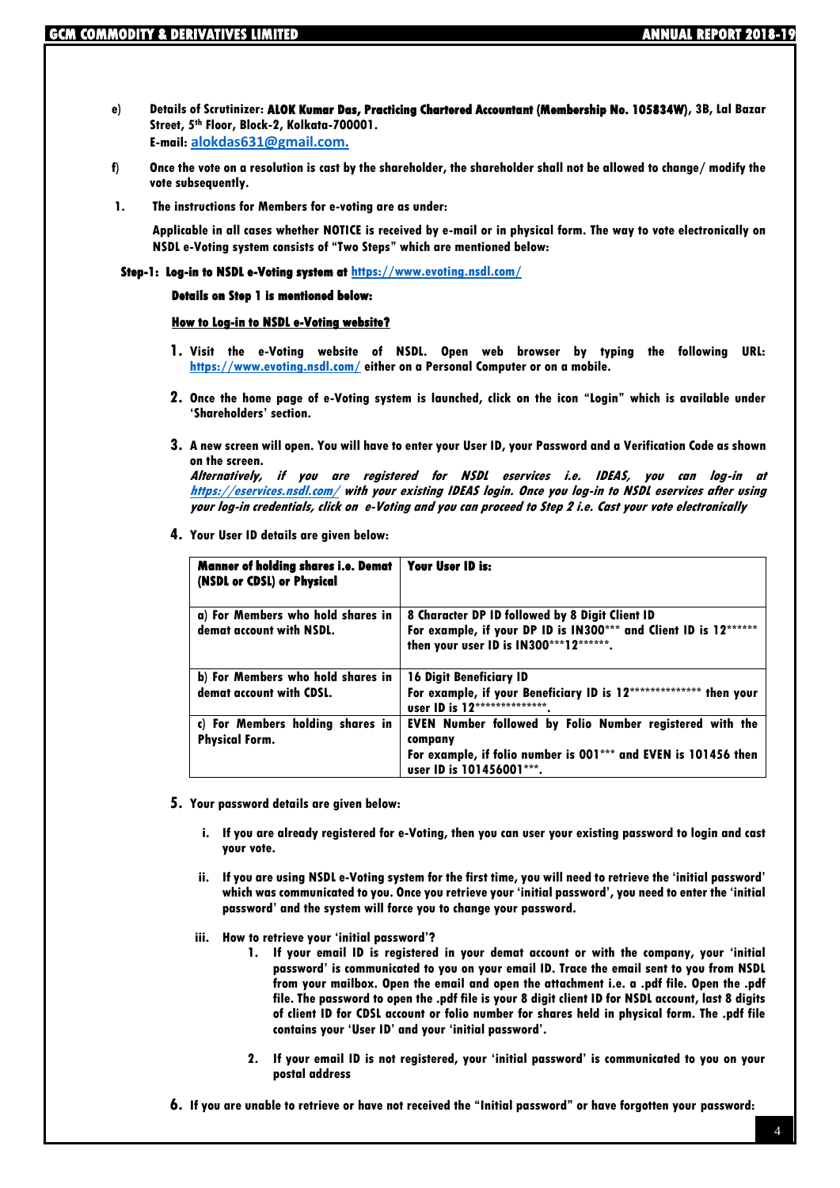e) **Details of Scrutinizer: ALOK Kumar Das, Practicing Chartered Accountant (Membership No. 105834W), 3B, Lal Bazar Street, 5th Floor, Block-2, Kolkata-700001.**
**E-mail: alokdas631@gmail.com.**

f) **Once the vote on a resolution is cast by the shareholder, the shareholder shall not be allowed to change/ modify the vote subsequently.**

1. **The instructions for Members for e-voting are as under:**

**Applicable in all cases whether NOTICE is received by e-mail or in physical form. The way to vote electronically on NSDL e-Voting system consists of "Two Steps" which are mentioned below:**

**Step-1: Log-in to NSDL e-Voting system at https://www.evoting.nsdl.com/**

**Details on Step 1 is mentioned below:**

**How to Log-in to NSDL e-Voting website?**

1. **Visit the e-Voting website of NSDL. Open web browser by typing the following URL: https://www.evoting.nsdl.com/ either on a Personal Computer or on a mobile.**

2. **Once the home page of e-Voting system is launched, click on the icon "Login" which is available under 'Shareholders' section.**

3. **A new screen will open. You will have to enter your User ID, your Password and a Verification Code as shown on the screen.**
***Alternatively, if you are registered for NSDL eservices i.e. IDEAS, you can log-in at https://eservices.nsdl.com/ with your existing IDEAS login. Once you log-in to NSDL eservices after using your log-in credentials, click on e-Voting and you can proceed to Step 2 i.e. Cast your vote electronically***

4. **Your User ID details are given below:**

| **Manner of holding shares i.e. Demat (NSDL or CDSL) or Physical** | **Your User ID is:** |
|---|---|
| a) For Members who hold shares in demat account with NSDL. | 8 Character DP ID followed by 8 Digit Client ID<br>For example, if your DP ID is IN300*** and Client ID is 12****** then your user ID is IN300***12******. |
| b) For Members who hold shares in demat account with CDSL. | 16 Digit Beneficiary ID<br>For example, if your Beneficiary ID is 12************** then your user ID is 12**************. |
| c) For Members holding shares in Physical Form. | EVEN Number followed by Folio Number registered with the company<br>For example, if folio number is 001*** and EVEN is 101456 then user ID is 101456001***. |

5. **Your password details are given below:**

   i. **If you are already registered for e-Voting, then you can user your existing password to login and cast your vote.**

   ii. **If you are using NSDL e-Voting system for the first time, you will need to retrieve the 'initial password' which was communicated to you. Once you retrieve your 'initial password', you need to enter the 'initial password' and the system will force you to change your password.**

   iii. **How to retrieve your 'initial password'?**

      1. **If your email ID is registered in your demat account or with the company, your 'initial password' is communicated to you on your email ID. Trace the email sent to you from NSDL from your mailbox. Open the email and open the attachment i.e. a .pdf file. Open the .pdf file. The password to open the .pdf file is your 8 digit client ID for NSDL account, last 8 digits of client ID for CDSL account or folio number for shares held in physical form. The .pdf file contains your 'User ID' and your 'initial password'.**

      2. **If your email ID is not registered, your 'initial password' is communicated to you on your postal address**

6. **If you are unable to retrieve or have not received the "Initial password" or have forgotten your password:**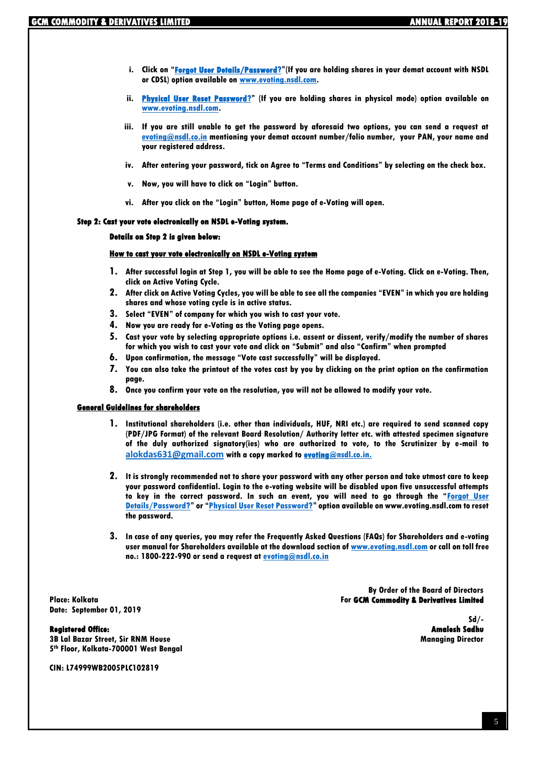i. Click on "**Forgot User Details/Password?**"(If you are holding shares in your demat account with NSDL or CDSL) option available on www.evoting.nsdl.com.

ii. **Physical User Reset Password?**" (If you are holding shares in physical mode) option available on www.evoting.nsdl.com.

iii. If you are still unable to get the password by aforesaid two options, you can send a request at evoting@nsdl.co.in mentioning your demat account number/folio number, your PAN, your name and your registered address.

iv. After entering your password, tick on Agree to "Terms and Conditions" by selecting on the check box.

v. Now, you will have to click on "Login" button.

vi. After you click on the "Login" button, Home page of e-Voting will open.

**Step 2: Cast your vote electronically on NSDL e-Voting system.**

**Details on Step 2 is given below:**

**How to cast your vote electronically on NSDL e-Voting system**

1. After successful login at Step 1, you will be able to see the Home page of e-Voting. Click on e-Voting. Then, click on Active Voting Cycle.
2. After click on Active Voting Cycles, you will be able to see all the companies "EVEN" in which you are holding shares and whose voting cycle is in active status.
3. Select "EVEN" of company for which you wish to cast your vote.
4. Now you are ready for e-Voting as the Voting page opens.
5. Cast your vote by selecting appropriate options i.e. assent or dissent, verify/modify the number of shares for which you wish to cast your vote and click on "Submit" and also "Confirm" when prompted
6. Upon confirmation, the message "Vote cast successfully" will be displayed.
7. You can also take the printout of the votes cast by you by clicking on the print option on the confirmation page.
8. Once you confirm your vote on the resolution, you will not be allowed to modify your vote.

**General Guidelines for shareholders**

1. Institutional shareholders (i.e. other than individuals, HUF, NRI etc.) are required to send scanned copy (PDF/JPG Format) of the relevant Board Resolution/ Authority letter etc. with attested specimen signature of the duly authorized signatory(ies) who are authorized to vote, to the Scrutinizer by e-mail to alokdas631@gmail.com with a copy marked to evoting@nsdl.co.in.

2. It is strongly recommended not to share your password with any other person and take utmost care to keep your password confidential. Login to the e-voting website will be disabled upon five unsuccessful attempts to key in the correct password. In such an event, you will need to go through the "Forgot User Details/Password?" or "Physical User Reset Password?" option available on www.evoting.nsdl.com to reset the password.

3. In case of any queries, you may refer the Frequently Asked Questions (FAQs) for Shareholders and e-voting user manual for Shareholders available at the download section of www.evoting.nsdl.com or call on toll free no.: 1800-222-990 or send a request at evoting@nsdl.co.in

By Order of the Board of Directors
For **GCM Commodity & Derivatives Limited**

Place: Kolkata
Date: September 01, 2019

Sd/-
**Amalesh Sadhu**
Managing Director

**Registered Office:**
3B Lal Bazar Street, Sir RNM House
5th Floor, Kolkata-700001 West Bengal

CIN: L74999WB2005PLC102819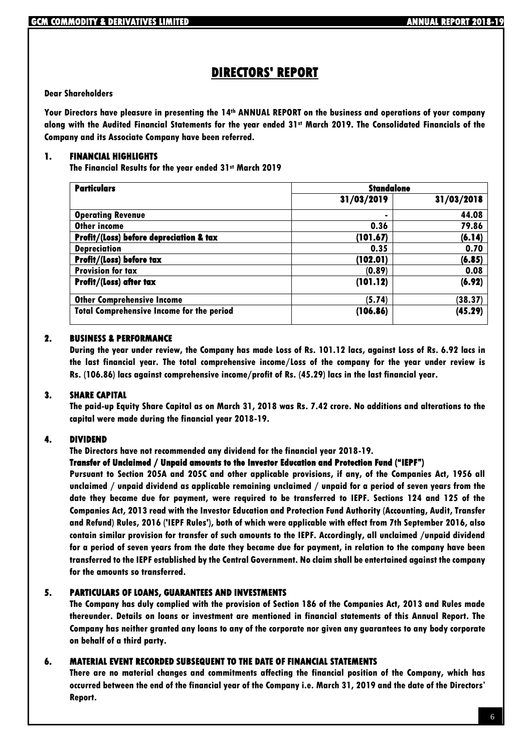# DIRECTORS' REPORT

**Dear Shareholders**

**Your Directors have pleasure in presenting the 14th ANNUAL REPORT on the business and operations of your company along with the Audited Financial Statements for the year ended 31st March 2019. The Consolidated Financials of the Company and its Associate Company have been referred.**

## 1. FINANCIAL HIGHLIGHTS

**The Financial Results for the year ended 31st March 2019**

| Particulars | Standalone | |
|---|---|---|
| | 31/03/2019 | 31/03/2018 |
| Operating Revenue | - | 44.08 |
| Other income | 0.36 | 79.86 |
| **Profit/(Loss) before depreciation & tax** | (101.67) | (6.14) |
| Depreciation | 0.35 | 0.70 |
| **Profit/(Loss) before tax** | (102.01) | (6.85) |
| Provision for tax | (0.89) | 0.08 |
| **Profit/(Loss) after tax** | (101.12) | (6.92) |
| Other Comprehensive Income | (5.74) | (38.37) |
| Total Comprehensive Income for the period | (106.86) | (45.29) |

## 2. BUSINESS & PERFORMANCE

**During the year under review, the Company has made Loss of Rs. 101.12 lacs, against Loss of Rs. 6.92 lacs in the last financial year. The total comprehensive income/Loss of the company for the year under review is Rs. (106.86) lacs against comprehensive income/profit of Rs. (45.29) lacs in the last financial year.**

## 3. SHARE CAPITAL

**The paid-up Equity Share Capital as on March 31, 2018 was Rs. 7.42 crore. No additions and alterations to the capital were made during the financial year 2018-19.**

## 4. DIVIDEND

**The Directors have not recommended any dividend for the financial year 2018-19.**

**Transfer of Unclaimed / Unpaid amounts to the Investor Education and Protection Fund ("IEPF")**

**Pursuant to Section 205A and 205C and other applicable provisions, if any, of the Companies Act, 1956 all unclaimed / unpaid dividend as applicable remaining unclaimed / unpaid for a period of seven years from the date they became due for payment, were required to be transferred to IEPF. Sections 124 and 125 of the Companies Act, 2013 read with the Investor Education and Protection Fund Authority (Accounting, Audit, Transfer and Refund) Rules, 2016 ('IEPF Rules'), both of which were applicable with effect from 7th September 2016, also contain similar provision for transfer of such amounts to the IEPF. Accordingly, all unclaimed /unpaid dividend for a period of seven years from the date they became due for payment, in relation to the company have been transferred to the IEPF established by the Central Government. No claim shall be entertained against the company for the amounts so transferred.**

## 5. PARTICULARS OF LOANS, GUARANTEES AND INVESTMENTS

**The Company has duly complied with the provision of Section 186 of the Companies Act, 2013 and Rules made thereunder. Details on loans or investment are mentioned in financial statements of this Annual Report. The Company has neither granted any loans to any of the corporate nor given any guarantees to any body corporate on behalf of a third party.**

## 6. MATERIAL EVENT RECORDED SUBSEQUENT TO THE DATE OF FINANCIAL STATEMENTS

**There are no material changes and commitments affecting the financial position of the Company, which has occurred between the end of the financial year of the Company i.e. March 31, 2019 and the date of the Directors' Report.**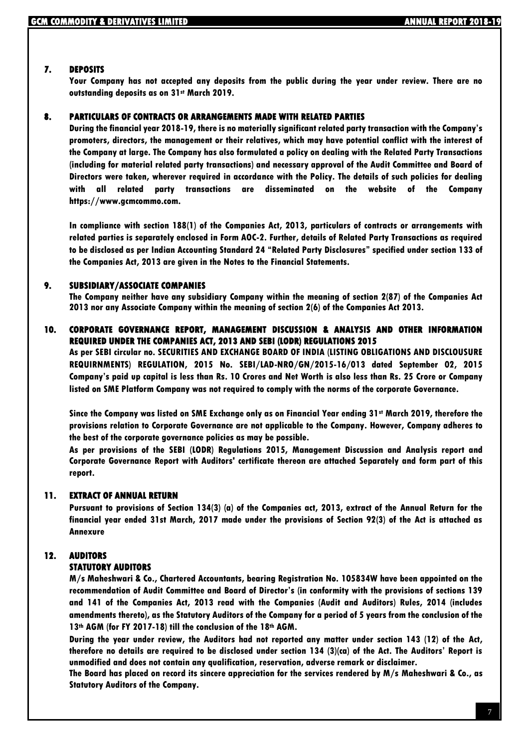## 7. DEPOSITS

**Your Company has not accepted any deposits from the public during the year under review. There are no outstanding deposits as on 31st March 2019.**

## 8. PARTICULARS OF CONTRACTS OR ARRANGEMENTS MADE WITH RELATED PARTIES

**During the financial year 2018-19, there is no materially significant related party transaction with the Company's promoters, directors, the management or their relatives, which may have potential conflict with the interest of the Company at large. The Company has also formulated a policy on dealing with the Related Party Transactions (including for material related party transactions) and necessary approval of the Audit Committee and Board of Directors were taken, wherever required in accordance with the Policy. The details of such policies for dealing with all related party transactions are disseminated on the website of the Company https://www.gcmcommo.com.**

**In compliance with section 188(1) of the Companies Act, 2013, particulars of contracts or arrangements with related parties is separately enclosed in Form AOC-2. Further, details of Related Party Transactions as required to be disclosed as per Indian Accounting Standard 24 "Related Party Disclosures" specified under section 133 of the Companies Act, 2013 are given in the Notes to the Financial Statements.**

## 9. SUBSIDIARY/ASSOCIATE COMPANIES

**The Company neither have any subsidiary Company within the meaning of section 2(87) of the Companies Act 2013 nor any Associate Company within the meaning of section 2(6) of the Companies Act 2013.**

## 10. CORPORATE GOVERNANCE REPORT, MANAGEMENT DISCUSSION & ANALYSIS AND OTHER INFORMATION REQUIRED UNDER THE COMPANIES ACT, 2013 AND SEBI (LODR) REGULATIONS 2015

**As per SEBI circular no. SECURITIES AND EXCHANGE BOARD OF INDIA (LISTING OBLIGATIONS AND DISCLOUSURE REQUIRNMENTS) REGULATION, 2015 No. SEBI/LAD-NRO/GN/2015-16/013 dated September 02, 2015 Company's paid up capital is less than Rs. 10 Crores and Net Worth is also less than Rs. 25 Crore or Company listed on SME Platform Company was not required to comply with the norms of the corporate Governance.**

**Since the Company was listed on SME Exchange only as on Financial Year ending 31st March 2019, therefore the provisions relation to Corporate Governance are not applicable to the Company. However, Company adheres to the best of the corporate governance policies as may be possible.**

**As per provisions of the SEBI (LODR) Regulations 2015, Management Discussion and Analysis report and Corporate Governance Report with Auditors' certificate thereon are attached Separately and form part of this report.**

## 11. EXTRACT OF ANNUAL RETURN

**Pursuant to provisions of Section 134(3) (a) of the Companies act, 2013, extract of the Annual Return for the financial year ended 31st March, 2017 made under the provisions of Section 92(3) of the Act is attached as Annexure**

## 12. AUDITORS

### STATUTORY AUDITORS

**M/s Maheshwari & Co., Chartered Accountants, bearing Registration No. 105834W have been appointed on the recommendation of Audit Committee and Board of Director's (in conformity with the provisions of sections 139 and 141 of the Companies Act, 2013 read with the Companies (Audit and Auditors) Rules, 2014 (includes amendments thereto), as the Statutory Auditors of the Company for a period of 5 years from the conclusion of the 13th AGM (for FY 2017-18) till the conclusion of the 18th AGM.**

**During the year under review, the Auditors had not reported any matter under section 143 (12) of the Act, therefore no details are required to be disclosed under section 134 (3)(ca) of the Act. The Auditors' Report is unmodified and does not contain any qualification, reservation, adverse remark or disclaimer.**

**The Board has placed on record its sincere appreciation for the services rendered by M/s Maheshwari & Co., as Statutory Auditors of the Company.**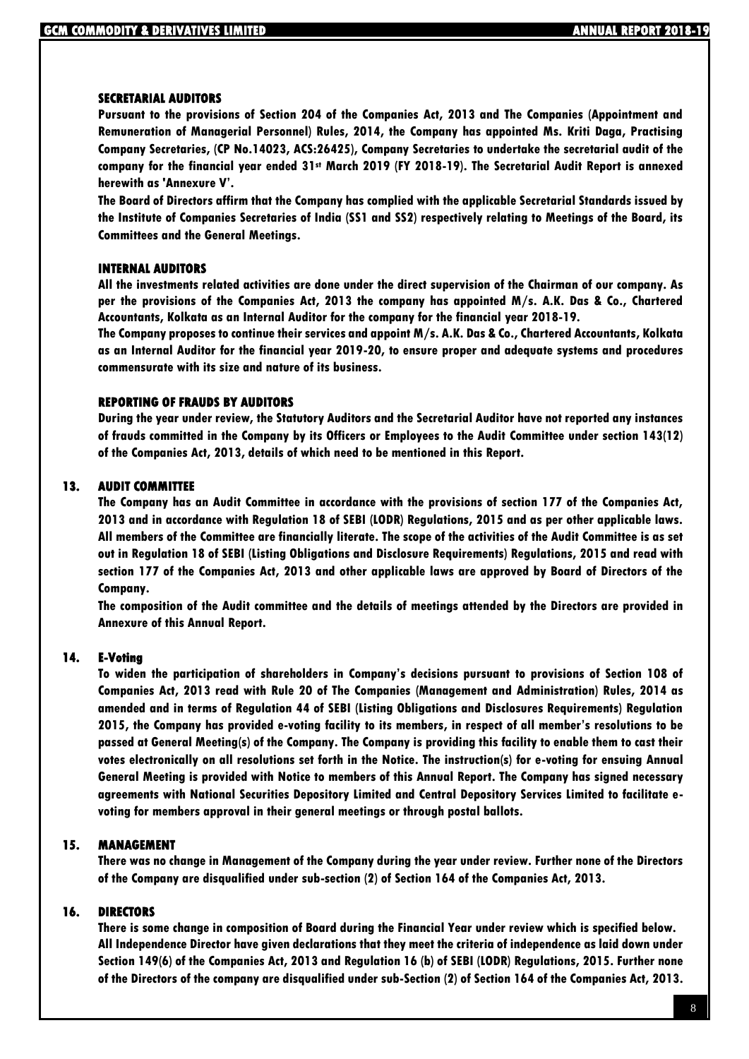### SECRETARIAL AUDITORS

**Pursuant to the provisions of Section 204 of the Companies Act, 2013 and The Companies (Appointment and Remuneration of Managerial Personnel) Rules, 2014, the Company has appointed Ms. Kriti Daga, Practising Company Secretaries, (CP No.14023, ACS:26425), Company Secretaries to undertake the secretarial audit of the company for the financial year ended 31st March 2019 (FY 2018-19). The Secretarial Audit Report is annexed herewith as 'Annexure V'.**

**The Board of Directors affirm that the Company has complied with the applicable Secretarial Standards issued by the Institute of Companies Secretaries of India (SS1 and SS2) respectively relating to Meetings of the Board, its Committees and the General Meetings.**

### INTERNAL AUDITORS

**All the investments related activities are done under the direct supervision of the Chairman of our company. As per the provisions of the Companies Act, 2013 the company has appointed M/s. A.K. Das & Co., Chartered Accountants, Kolkata as an Internal Auditor for the company for the financial year 2018-19.**

**The Company proposes to continue their services and appoint M/s. A.K. Das & Co., Chartered Accountants, Kolkata as an Internal Auditor for the financial year 2019-20, to ensure proper and adequate systems and procedures commensurate with its size and nature of its business.**

### REPORTING OF FRAUDS BY AUDITORS

**During the year under review, the Statutory Auditors and the Secretarial Auditor have not reported any instances of frauds committed in the Company by its Officers or Employees to the Audit Committee under section 143(12) of the Companies Act, 2013, details of which need to be mentioned in this Report.**

## 13. AUDIT COMMITTEE

**The Company has an Audit Committee in accordance with the provisions of section 177 of the Companies Act, 2013 and in accordance with Regulation 18 of SEBI (LODR) Regulations, 2015 and as per other applicable laws. All members of the Committee are financially literate. The scope of the activities of the Audit Committee is as set out in Regulation 18 of SEBI (Listing Obligations and Disclosure Requirements) Regulations, 2015 and read with section 177 of the Companies Act, 2013 and other applicable laws are approved by Board of Directors of the Company.**

**The composition of the Audit committee and the details of meetings attended by the Directors are provided in Annexure of this Annual Report.**

## 14. E-Voting

**To widen the participation of shareholders in Company's decisions pursuant to provisions of Section 108 of Companies Act, 2013 read with Rule 20 of The Companies (Management and Administration) Rules, 2014 as amended and in terms of Regulation 44 of SEBI (Listing Obligations and Disclosures Requirements) Regulation 2015, the Company has provided e-voting facility to its members, in respect of all member's resolutions to be passed at General Meeting(s) of the Company. The Company is providing this facility to enable them to cast their votes electronically on all resolutions set forth in the Notice. The instruction(s) for e-voting for ensuing Annual General Meeting is provided with Notice to members of this Annual Report. The Company has signed necessary agreements with National Securities Depository Limited and Central Depository Services Limited to facilitate e-voting for members approval in their general meetings or through postal ballots.**

## 15. MANAGEMENT

**There was no change in Management of the Company during the year under review. Further none of the Directors of the Company are disqualified under sub-section (2) of Section 164 of the Companies Act, 2013.**

## 16. DIRECTORS

**There is some change in composition of Board during the Financial Year under review which is specified below. All Independence Director have given declarations that they meet the criteria of independence as laid down under Section 149(6) of the Companies Act, 2013 and Regulation 16 (b) of SEBI (LODR) Regulations, 2015. Further none of the Directors of the company are disqualified under sub-Section (2) of Section 164 of the Companies Act, 2013.**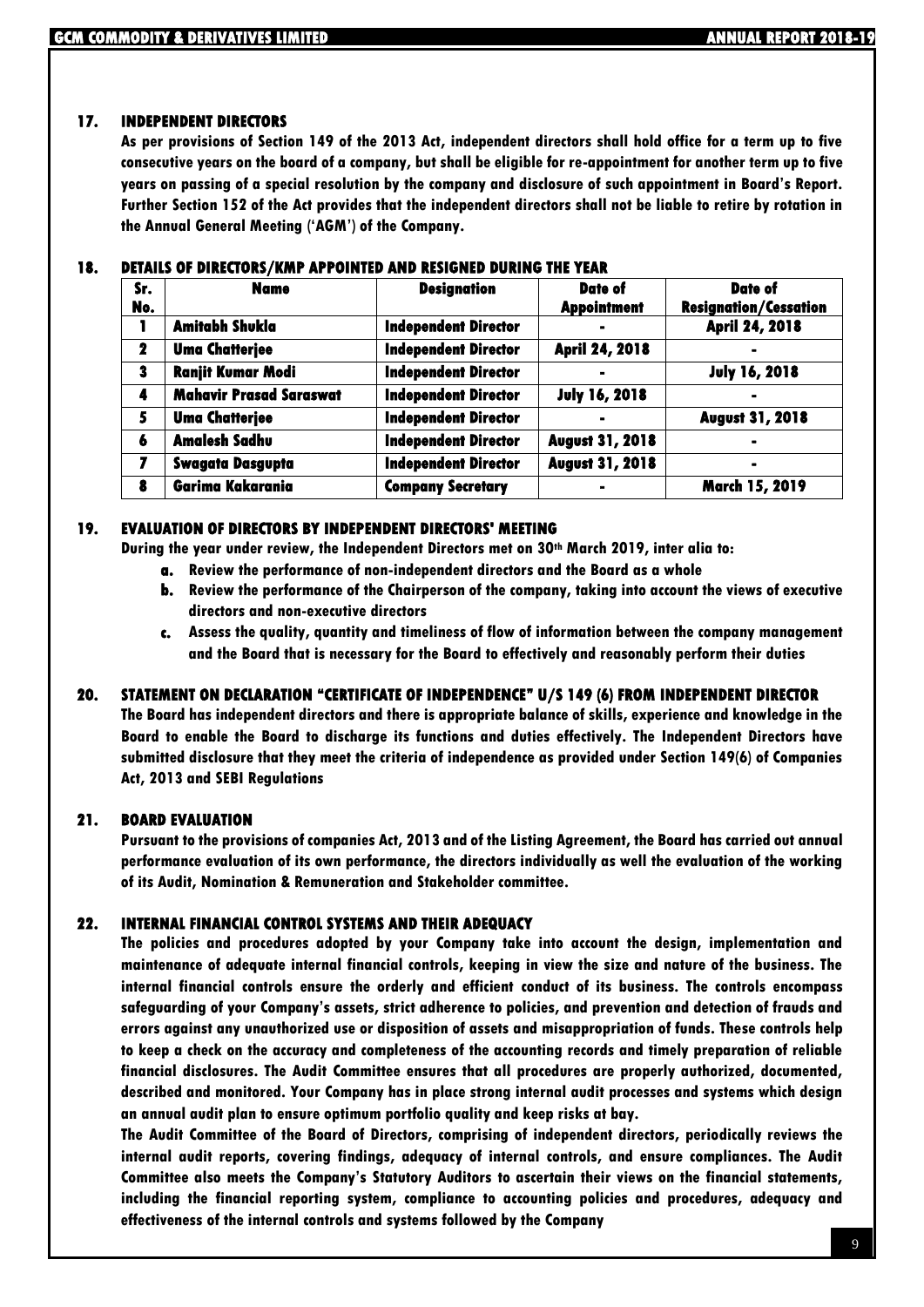## 17. INDEPENDENT DIRECTORS

**As per provisions of Section 149 of the 2013 Act, independent directors shall hold office for a term up to five consecutive years on the board of a company, but shall be eligible for re-appointment for another term up to five years on passing of a special resolution by the company and disclosure of such appointment in Board's Report. Further Section 152 of the Act provides that the independent directors shall not be liable to retire by rotation in the Annual General Meeting ('AGM') of the Company.**

## 18. DETAILS OF DIRECTORS/KMP APPOINTED AND RESIGNED DURING THE YEAR

| Sr. No. | Name | Designation | Date of Appointment | Date of Resignation/Cessation |
|---|---|---|---|---|
| 1 | Amitabh Shukla | Independent Director | - | April 24, 2018 |
| 2 | Uma Chatterjee | Independent Director | April 24, 2018 | - |
| 3 | Ranjit Kumar Modi | Independent Director | - | July 16, 2018 |
| 4 | Mahavir Prasad Saraswat | Independent Director | July 16, 2018 | - |
| 5 | Uma Chatterjee | Independent Director | - | August 31, 2018 |
| 6 | Amalesh Sadhu | Independent Director | August 31, 2018 | - |
| 7 | Swagata Dasgupta | Independent Director | August 31, 2018 | - |
| 8 | Garima Kakarania | Company Secretary | - | March 15, 2019 |

## 19. EVALUATION OF DIRECTORS BY INDEPENDENT DIRECTORS' MEETING

**During the year under review, the Independent Directors met on 30th March 2019, inter alia to:**

- **a. Review the performance of non-independent directors and the Board as a whole**
- **b. Review the performance of the Chairperson of the company, taking into account the views of executive directors and non-executive directors**
- **c. Assess the quality, quantity and timeliness of flow of information between the company management and the Board that is necessary for the Board to effectively and reasonably perform their duties**

## 20. STATEMENT ON DECLARATION "CERTIFICATE OF INDEPENDENCE" U/S 149 (6) FROM INDEPENDENT DIRECTOR

**The Board has independent directors and there is appropriate balance of skills, experience and knowledge in the Board to enable the Board to discharge its functions and duties effectively. The Independent Directors have submitted disclosure that they meet the criteria of independence as provided under Section 149(6) of Companies Act, 2013 and SEBI Regulations**

## 21. BOARD EVALUATION

**Pursuant to the provisions of companies Act, 2013 and of the Listing Agreement, the Board has carried out annual performance evaluation of its own performance, the directors individually as well the evaluation of the working of its Audit, Nomination & Remuneration and Stakeholder committee.**

## 22. INTERNAL FINANCIAL CONTROL SYSTEMS AND THEIR ADEQUACY

**The policies and procedures adopted by your Company take into account the design, implementation and maintenance of adequate internal financial controls, keeping in view the size and nature of the business. The internal financial controls ensure the orderly and efficient conduct of its business. The controls encompass safeguarding of your Company's assets, strict adherence to policies, and prevention and detection of frauds and errors against any unauthorized use or disposition of assets and misappropriation of funds. These controls help to keep a check on the accuracy and completeness of the accounting records and timely preparation of reliable financial disclosures. The Audit Committee ensures that all procedures are properly authorized, documented, described and monitored. Your Company has in place strong internal audit processes and systems which design an annual audit plan to ensure optimum portfolio quality and keep risks at bay.**

**The Audit Committee of the Board of Directors, comprising of independent directors, periodically reviews the internal audit reports, covering findings, adequacy of internal controls, and ensure compliances. The Audit Committee also meets the Company's Statutory Auditors to ascertain their views on the financial statements, including the financial reporting system, compliance to accounting policies and procedures, adequacy and effectiveness of the internal controls and systems followed by the Company**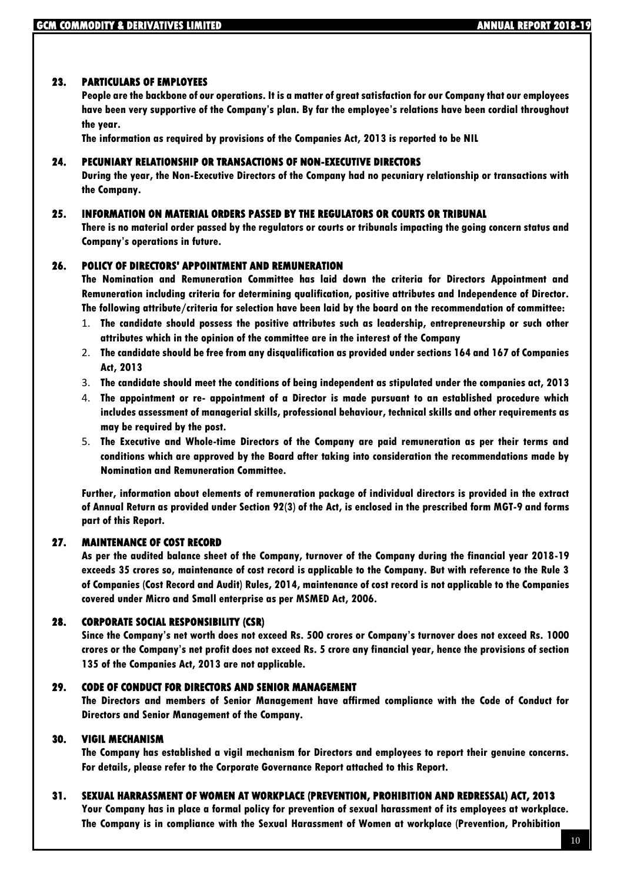## 23. PARTICULARS OF EMPLOYEES

People are the backbone of our operations. It is a matter of great satisfaction for our Company that our employees have been very supportive of the Company's plan. By far the employee's relations have been cordial throughout the year.

The information as required by provisions of the Companies Act, 2013 is reported to be NIL

## 24. PECUNIARY RELATIONSHIP OR TRANSACTIONS OF NON-EXECUTIVE DIRECTORS

During the year, the Non-Executive Directors of the Company had no pecuniary relationship or transactions with the Company.

## 25. INFORMATION ON MATERIAL ORDERS PASSED BY THE REGULATORS OR COURTS OR TRIBUNAL

There is no material order passed by the regulators or courts or tribunals impacting the going concern status and Company's operations in future.

## 26. POLICY OF DIRECTORS' APPOINTMENT AND REMUNERATION

The Nomination and Remuneration Committee has laid down the criteria for Directors Appointment and Remuneration including criteria for determining qualification, positive attributes and Independence of Director. The following attribute/criteria for selection have been laid by the board on the recommendation of committee:

1. The candidate should possess the positive attributes such as leadership, entrepreneurship or such other attributes which in the opinion of the committee are in the interest of the Company
2. The candidate should be free from any disqualification as provided under sections 164 and 167 of Companies Act, 2013
3. The candidate should meet the conditions of being independent as stipulated under the companies act, 2013
4. The appointment or re- appointment of a Director is made pursuant to an established procedure which includes assessment of managerial skills, professional behaviour, technical skills and other requirements as may be required by the post.
5. The Executive and Whole-time Directors of the Company are paid remuneration as per their terms and conditions which are approved by the Board after taking into consideration the recommendations made by Nomination and Remuneration Committee.

Further, information about elements of remuneration package of individual directors is provided in the extract of Annual Return as provided under Section 92(3) of the Act, is enclosed in the prescribed form MGT-9 and forms part of this Report.

## 27. MAINTENANCE OF COST RECORD

As per the audited balance sheet of the Company, turnover of the Company during the financial year 2018-19 exceeds 35 crores so, maintenance of cost record is applicable to the Company. But with reference to the Rule 3 of Companies (Cost Record and Audit) Rules, 2014, maintenance of cost record is not applicable to the Companies covered under Micro and Small enterprise as per MSMED Act, 2006.

## 28. CORPORATE SOCIAL RESPONSIBILITY (CSR)

Since the Company's net worth does not exceed Rs. 500 crores or Company's turnover does not exceed Rs. 1000 crores or the Company's net profit does not exceed Rs. 5 crore any financial year, hence the provisions of section 135 of the Companies Act, 2013 are not applicable.

## 29. CODE OF CONDUCT FOR DIRECTORS AND SENIOR MANAGEMENT

The Directors and members of Senior Management have affirmed compliance with the Code of Conduct for Directors and Senior Management of the Company.

## 30. VIGIL MECHANISM

The Company has established a vigil mechanism for Directors and employees to report their genuine concerns. For details, please refer to the Corporate Governance Report attached to this Report.

## 31. SEXUAL HARRASSMENT OF WOMEN AT WORKPLACE (PREVENTION, PROHIBITION AND REDRESSAL) ACT, 2013

Your Company has in place a formal policy for prevention of sexual harassment of its employees at workplace. The Company is in compliance with the Sexual Harassment of Women at workplace (Prevention, Prohibition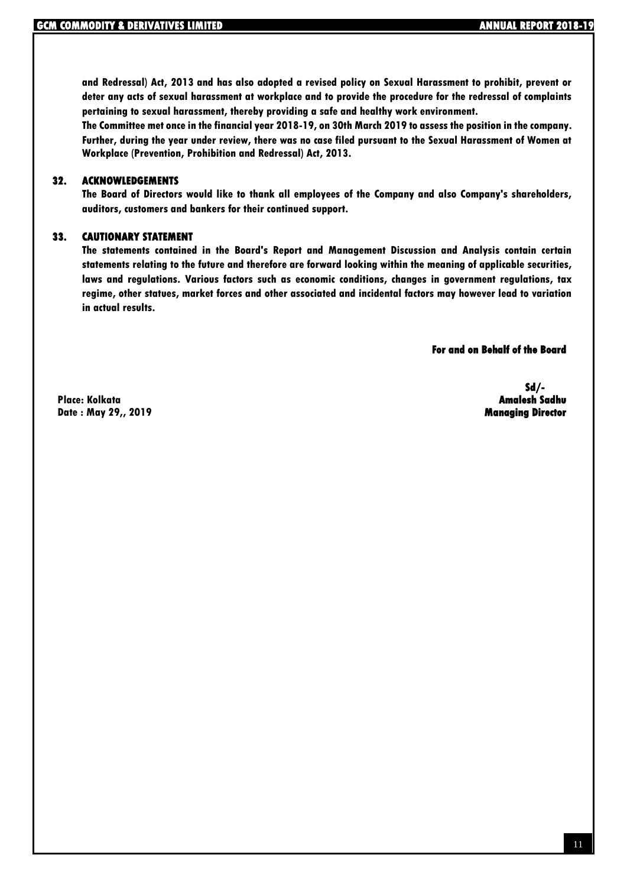**and Redressal) Act, 2013 and has also adopted a revised policy on Sexual Harassment to prohibit, prevent or deter any acts of sexual harassment at workplace and to provide the procedure for the redressal of complaints pertaining to sexual harassment, thereby providing a safe and healthy work environment.**

**The Committee met once in the financial year 2018-19, on 30th March 2019 to assess the position in the company. Further, during the year under review, there was no case filed pursuant to the Sexual Harassment of Women at Workplace (Prevention, Prohibition and Redressal) Act, 2013.**

## 32. ACKNOWLEDGEMENTS

**The Board of Directors would like to thank all employees of the Company and also Company's shareholders, auditors, customers and bankers for their continued support.**

## 33. CAUTIONARY STATEMENT

**The statements contained in the Board's Report and Management Discussion and Analysis contain certain statements relating to the future and therefore are forward looking within the meaning of applicable securities, laws and regulations. Various factors such as economic conditions, changes in government regulations, tax regime, other statues, market forces and other associated and incidental factors may however lead to variation in actual results.**

**For and on Behalf of the Board**

**Sd/-**
**Amalesh Sadhu**
**Managing Director**

**Place: Kolkata**
**Date : May 29,, 2019**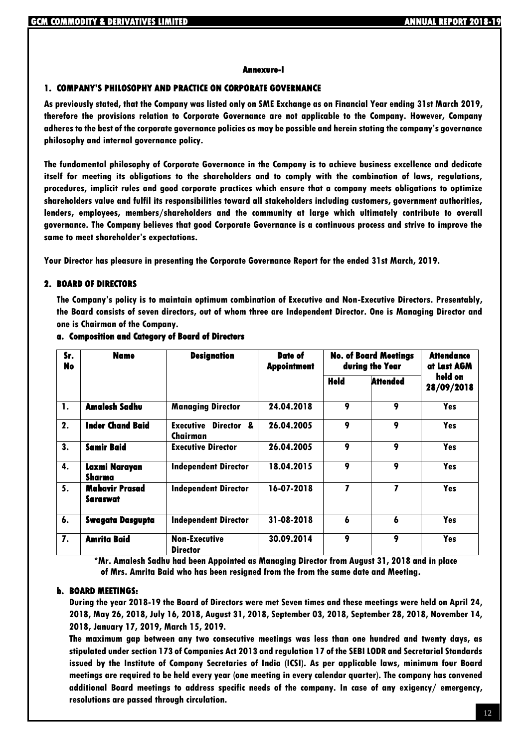### Annexure-I

## 1. COMPANY'S PHILOSOPHY AND PRACTICE ON CORPORATE GOVERNANCE

**As previously stated, that the Company was listed only on SME Exchange as on Financial Year ending 31st March 2019, therefore the provisions relation to Corporate Governance are not applicable to the Company. However, Company adheres to the best of the corporate governance policies as may be possible and herein stating the company's governance philosophy and internal governance policy.**

**The fundamental philosophy of Corporate Governance in the Company is to achieve business excellence and dedicate itself for meeting its obligations to the shareholders and to comply with the combination of laws, regulations, procedures, implicit rules and good corporate practices which ensure that a company meets obligations to optimize shareholders value and fulfil its responsibilities toward all stakeholders including customers, government authorities, lenders, employees, members/shareholders and the community at large which ultimately contribute to overall governance. The Company believes that good Corporate Governance is a continuous process and strive to improve the same to meet shareholder's expectations.**

**Your Director has pleasure in presenting the Corporate Governance Report for the ended 31st March, 2019.**

## 2. BOARD OF DIRECTORS

**The Company's policy is to maintain optimum combination of Executive and Non-Executive Directors. Presentably, the Board consists of seven directors, out of whom three are Independent Director. One is Managing Director and one is Chairman of the Company.**

### a. Composition and Category of Board of Directors

| Sr. No | Name | Designation | Date of Appointment | No. of Board Meetings during the Year | | Attendance at Last AGM held on 28/09/2018 |
|---|---|---|---|---|---|---|
| | | | | Held | Attended | |
| 1. | Amalesh Sadhu | Managing Director | 24.04.2018 | 9 | 9 | Yes |
| 2. | Inder Chand Baid | Executive Director & Chairman | 26.04.2005 | 9 | 9 | Yes |
| 3. | Samir Baid | Executive Director | 26.04.2005 | 9 | 9 | Yes |
| 4. | Laxmi Narayan Sharma | Independent Director | 18.04.2015 | 9 | 9 | Yes |
| 5. | Mahavir Prasad Saraswat | Independent Director | 16-07-2018 | 7 | 7 | Yes |
| 6. | Swagata Dasgupta | Independent Director | 31-08-2018 | 6 | 6 | Yes |
| 7. | Amrita Baid | Non-Executive Director | 30.09.2014 | 9 | 9 | Yes |

**\*Mr. Amalesh Sadhu had been Appointed as Managing Director from August 31, 2018 and in place of Mrs. Amrita Baid who has been resigned from the from the same date and Meeting.**

### b. BOARD MEETINGS:

**During the year 2018-19 the Board of Directors were met Seven times and these meetings were held on April 24, 2018, May 26, 2018, July 16, 2018, August 31, 2018, September 03, 2018, September 28, 2018, November 14, 2018, January 17, 2019, March 15, 2019.**

**The maximum gap between any two consecutive meetings was less than one hundred and twenty days, as stipulated under section 173 of Companies Act 2013 and regulation 17 of the SEBI LODR and Secretarial Standards issued by the Institute of Company Secretaries of India (ICSI). As per applicable laws, minimum four Board meetings are required to be held every year (one meeting in every calendar quarter). The company has convened additional Board meetings to address specific needs of the company. In case of any exigency/ emergency, resolutions are passed through circulation.**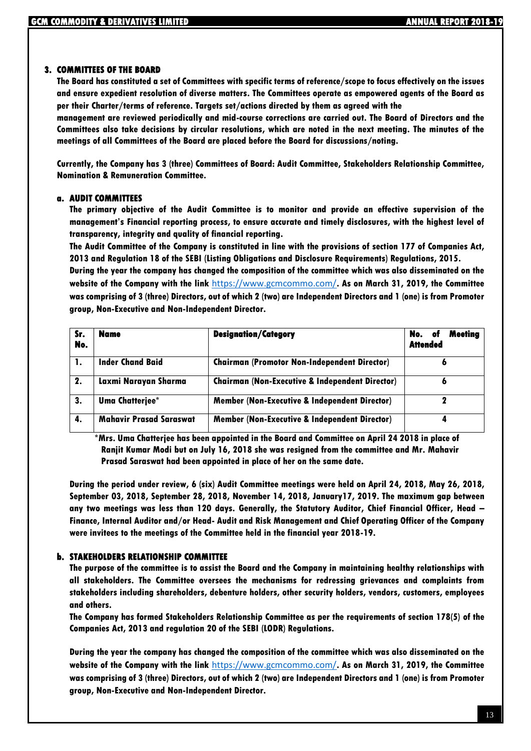## 3. COMMITTEES OF THE BOARD

**The Board has constituted a set of Committees with specific terms of reference/scope to focus effectively on the issues and ensure expedient resolution of diverse matters. The Committees operate as empowered agents of the Board as per their Charter/terms of reference. Targets set/actions directed by them as agreed with the management are reviewed periodically and mid-course corrections are carried out. The Board of Directors and the Committees also take decisions by circular resolutions, which are noted in the next meeting. The minutes of the meetings of all Committees of the Board are placed before the Board for discussions/noting.**

**Currently, the Company has 3 (three) Committees of Board: Audit Committee, Stakeholders Relationship Committee, Nomination & Remuneration Committee.**

### a. AUDIT COMMITTEES

**The primary objective of the Audit Committee is to monitor and provide an effective supervision of the management's Financial reporting process, to ensure accurate and timely disclosures, with the highest level of transparency, integrity and quality of financial reporting.**

**The Audit Committee of the Company is constituted in line with the provisions of section 177 of Companies Act, 2013 and Regulation 18 of the SEBI (Listing Obligations and Disclosure Requirements) Regulations, 2015.**

**During the year the company has changed the composition of the committee which was also disseminated on the website of the Company with the link https://www.gcmcommo.com/. As on March 31, 2019, the Committee was comprising of 3 (three) Directors, out of which 2 (two) are Independent Directors and 1 (one) is from Promoter group, Non-Executive and Non-Independent Director.**

| Sr. No. | Name | Designation/Category | No. of Meeting Attended |
|---|---|---|---|
| 1. | Inder Chand Baid | Chairman (Promotor Non-Independent Director) | 6 |
| 2. | Laxmi Narayan Sharma | Chairman (Non-Executive & Independent Director) | 6 |
| 3. | Uma Chatterjee* | Member (Non-Executive & Independent Director) | 2 |
| 4. | Mahavir Prasad Saraswat | Member (Non-Executive & Independent Director) | 4 |

**\*Mrs. Uma Chatterjee has been appointed in the Board and Committee on April 24 2018 in place of Ranjit Kumar Modi but on July 16, 2018 she was resigned from the committee and Mr. Mahavir Prasad Saraswat had been appointed in place of her on the same date.**

**During the period under review, 6 (six) Audit Committee meetings were held on April 24, 2018, May 26, 2018, September 03, 2018, September 28, 2018, November 14, 2018, January17, 2019. The maximum gap between any two meetings was less than 120 days. Generally, the Statutory Auditor, Chief Financial Officer, Head – Finance, Internal Auditor and/or Head- Audit and Risk Management and Chief Operating Officer of the Company were invitees to the meetings of the Committee held in the financial year 2018-19.**

### b. STAKEHOLDERS RELATIONSHIP COMMITTEE

**The purpose of the committee is to assist the Board and the Company in maintaining healthy relationships with all stakeholders. The Committee oversees the mechanisms for redressing grievances and complaints from stakeholders including shareholders, debenture holders, other security holders, vendors, customers, employees and others.**

**The Company has formed Stakeholders Relationship Committee as per the requirements of section 178(5) of the Companies Act, 2013 and regulation 20 of the SEBI (LODR) Regulations.**

**During the year the company has changed the composition of the committee which was also disseminated on the website of the Company with the link https://www.gcmcommo.com/. As on March 31, 2019, the Committee was comprising of 3 (three) Directors, out of which 2 (two) are Independent Directors and 1 (one) is from Promoter group, Non-Executive and Non-Independent Director.**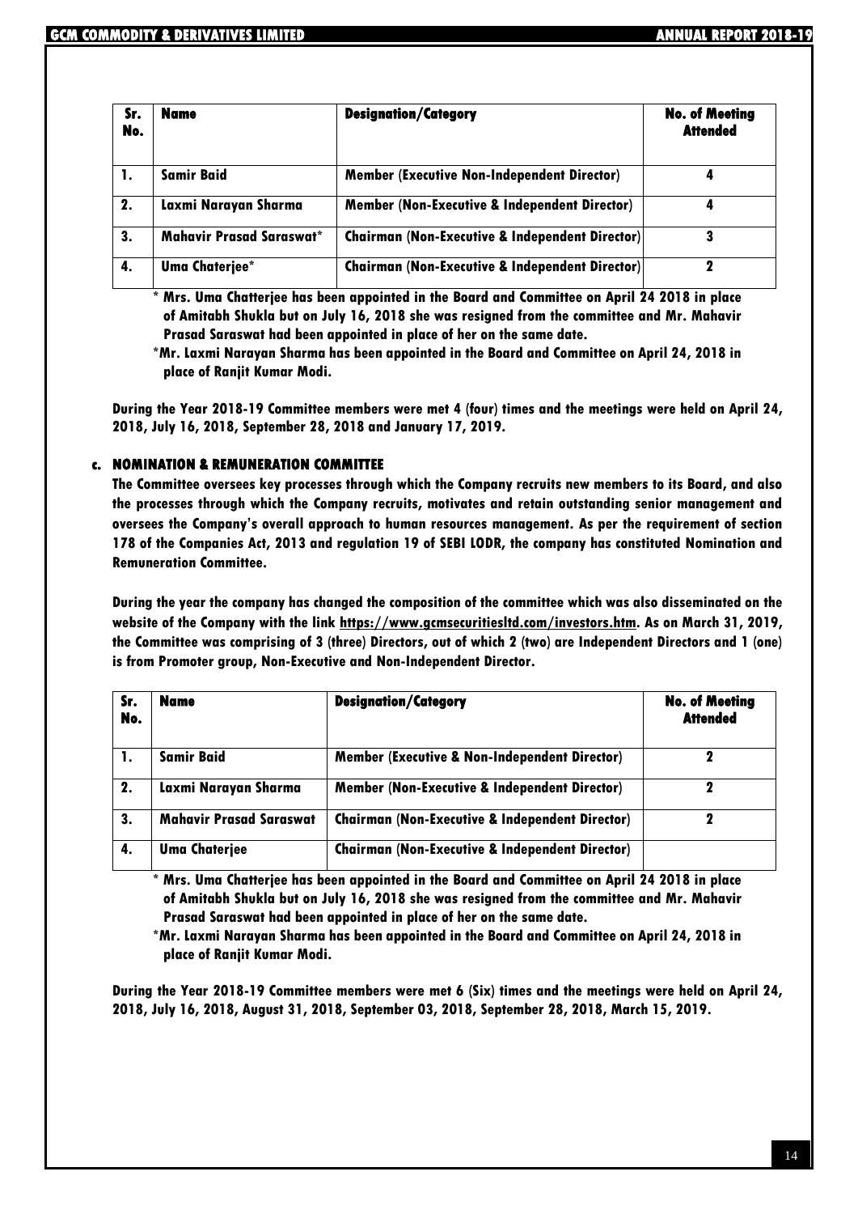| Sr. No. | Name | Designation/Category | No. of Meeting Attended |
|---|---|---|---|
| 1. | Samir Baid | Member (Executive Non-Independent Director) | 4 |
| 2. | Laxmi Narayan Sharma | Member (Non-Executive & Independent Director) | 4 |
| 3. | Mahavir Prasad Saraswat* | Chairman (Non-Executive & Independent Director) | 3 |
| 4. | Uma Chaterjee* | Chairman (Non-Executive & Independent Director) | 2 |

\* Mrs. Uma Chatterjee has been appointed in the Board and Committee on April 24 2018 in place of Amitabh Shukla but on July 16, 2018 she was resigned from the committee and Mr. Mahavir Prasad Saraswat had been appointed in place of her on the same date.

*Mr. Laxmi Narayan Sharma has been appointed in the Board and Committee on April 24, 2018 in place of Ranjit Kumar Modi.

During the Year 2018-19 Committee members were met 4 (four) times and the meetings were held on April 24, 2018, July 16, 2018, September 28, 2018 and January 17, 2019.

### c. NOMINATION & REMUNERATION COMMITTEE

The Committee oversees key processes through which the Company recruits new members to its Board, and also the processes through which the Company recruits, motivates and retain outstanding senior management and oversees the Company's overall approach to human resources management. As per the requirement of section 178 of the Companies Act, 2013 and regulation 19 of SEBI LODR, the company has constituted Nomination and Remuneration Committee.

During the year the company has changed the composition of the committee which was also disseminated on the website of the Company with the link https://www.gcmsecuritiesltd.com/investors.htm. As on March 31, 2019, the Committee was comprising of 3 (three) Directors, out of which 2 (two) are Independent Directors and 1 (one) is from Promoter group, Non-Executive and Non-Independent Director.

| Sr. No. | Name | Designation/Category | No. of Meeting Attended |
|---|---|---|---|
| 1. | Samir Baid | Member (Executive & Non-Independent Director) | 2 |
| 2. | Laxmi Narayan Sharma | Member (Non-Executive & Independent Director) | 2 |
| 3. | Mahavir Prasad Saraswat | Chairman (Non-Executive & Independent Director) | 2 |
| 4. | Uma Chaterjee | Chairman (Non-Executive & Independent Director) | |

\* Mrs. Uma Chatterjee has been appointed in the Board and Committee on April 24 2018 in place of Amitabh Shukla but on July 16, 2018 she was resigned from the committee and Mr. Mahavir Prasad Saraswat had been appointed in place of her on the same date.

*Mr. Laxmi Narayan Sharma has been appointed in the Board and Committee on April 24, 2018 in place of Ranjit Kumar Modi.

During the Year 2018-19 Committee members were met 6 (Six) times and the meetings were held on April 24, 2018, July 16, 2018, August 31, 2018, September 03, 2018, September 28, 2018, March 15, 2019.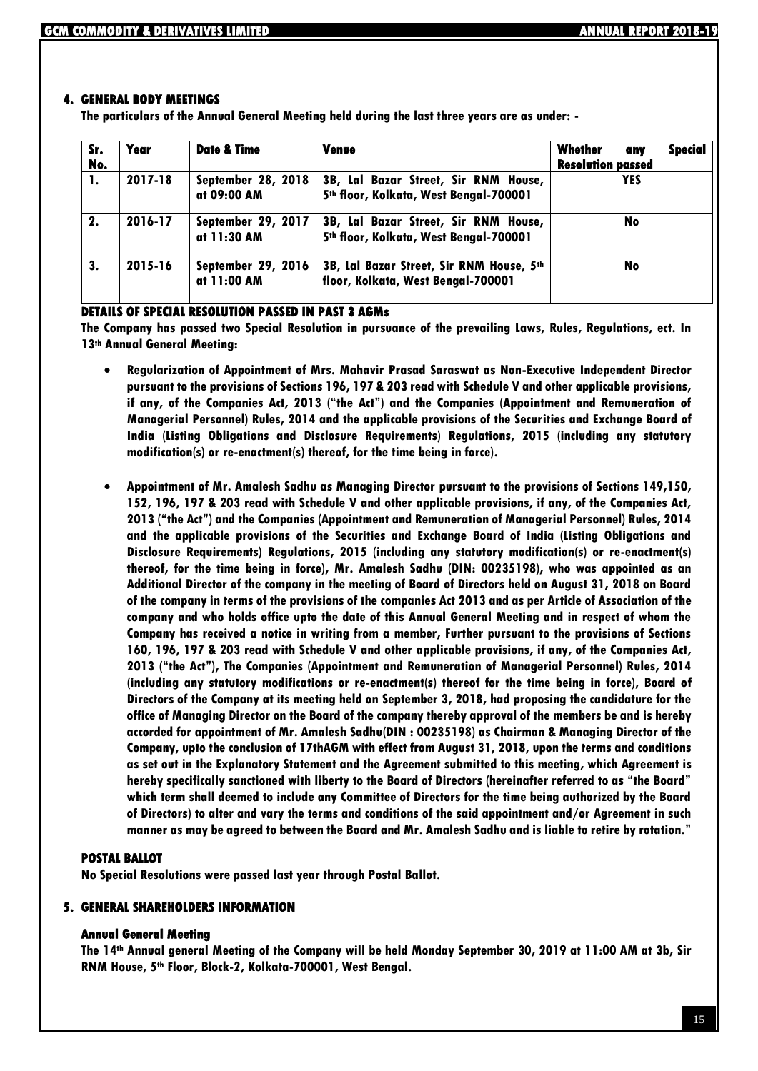## 4. GENERAL BODY MEETINGS

**The particulars of the Annual General Meeting held during the last three years are as under: -**

| Sr. No. | Year | Date & Time | Venue | Whether any Special Resolution passed |
|---|---|---|---|---|
| 1. | 2017-18 | September 28, 2018 at 09:00 AM | 3B, Lal Bazar Street, Sir RNM House, 5th floor, Kolkata, West Bengal-700001 | YES |
| 2. | 2016-17 | September 29, 2017 at 11:30 AM | 3B, Lal Bazar Street, Sir RNM House, 5th floor, Kolkata, West Bengal-700001 | No |
| 3. | 2015-16 | September 29, 2016 at 11:00 AM | 3B, Lal Bazar Street, Sir RNM House, 5th floor, Kolkata, West Bengal-700001 | No |

### DETAILS OF SPECIAL RESOLUTION PASSED IN PAST 3 AGMs

**The Company has passed two Special Resolution in pursuance of the prevailing Laws, Rules, Regulations, ect. In 13th Annual General Meeting:**

- **Regularization of Appointment of Mrs. Mahavir Prasad Saraswat as Non-Executive Independent Director pursuant to the provisions of Sections 196, 197 & 203 read with Schedule V and other applicable provisions, if any, of the Companies Act, 2013 ("the Act") and the Companies (Appointment and Remuneration of Managerial Personnel) Rules, 2014 and the applicable provisions of the Securities and Exchange Board of India (Listing Obligations and Disclosure Requirements) Regulations, 2015 (including any statutory modification(s) or re-enactment(s) thereof, for the time being in force).**

- **Appointment of Mr. Amalesh Sadhu as Managing Director pursuant to the provisions of Sections 149,150, 152, 196, 197 & 203 read with Schedule V and other applicable provisions, if any, of the Companies Act, 2013 ("the Act") and the Companies (Appointment and Remuneration of Managerial Personnel) Rules, 2014 and the applicable provisions of the Securities and Exchange Board of India (Listing Obligations and Disclosure Requirements) Regulations, 2015 (including any statutory modification(s) or re-enactment(s) thereof, for the time being in force), Mr. Amalesh Sadhu (DIN: 00235198), who was appointed as an Additional Director of the company in the meeting of Board of Directors held on August 31, 2018 on Board of the company in terms of the provisions of the companies Act 2013 and as per Article of Association of the company and who holds office upto the date of this Annual General Meeting and in respect of whom the Company has received a notice in writing from a member, Further pursuant to the provisions of Sections 160, 196, 197 & 203 read with Schedule V and other applicable provisions, if any, of the Companies Act, 2013 ("the Act"), The Companies (Appointment and Remuneration of Managerial Personnel) Rules, 2014 (including any statutory modifications or re-enactment(s) thereof for the time being in force), Board of Directors of the Company at its meeting held on September 3, 2018, had proposing the candidature for the office of Managing Director on the Board of the company thereby approval of the members be and is hereby accorded for appointment of Mr. Amalesh Sadhu(DIN : 00235198) as Chairman & Managing Director of the Company, upto the conclusion of 17thAGM with effect from August 31, 2018, upon the terms and conditions as set out in the Explanatory Statement and the Agreement submitted to this meeting, which Agreement is hereby specifically sanctioned with liberty to the Board of Directors (hereinafter referred to as "the Board" which term shall deemed to include any Committee of Directors for the time being authorized by the Board of Directors) to alter and vary the terms and conditions of the said appointment and/or Agreement in such manner as may be agreed to between the Board and Mr. Amalesh Sadhu and is liable to retire by rotation."**

### POSTAL BALLOT

**No Special Resolutions were passed last year through Postal Ballot.**

## 5. GENERAL SHAREHOLDERS INFORMATION

### Annual General Meeting

**The 14th Annual general Meeting of the Company will be held Monday September 30, 2019 at 11:00 AM at 3b, Sir RNM House, 5th Floor, Block-2, Kolkata-700001, West Bengal.**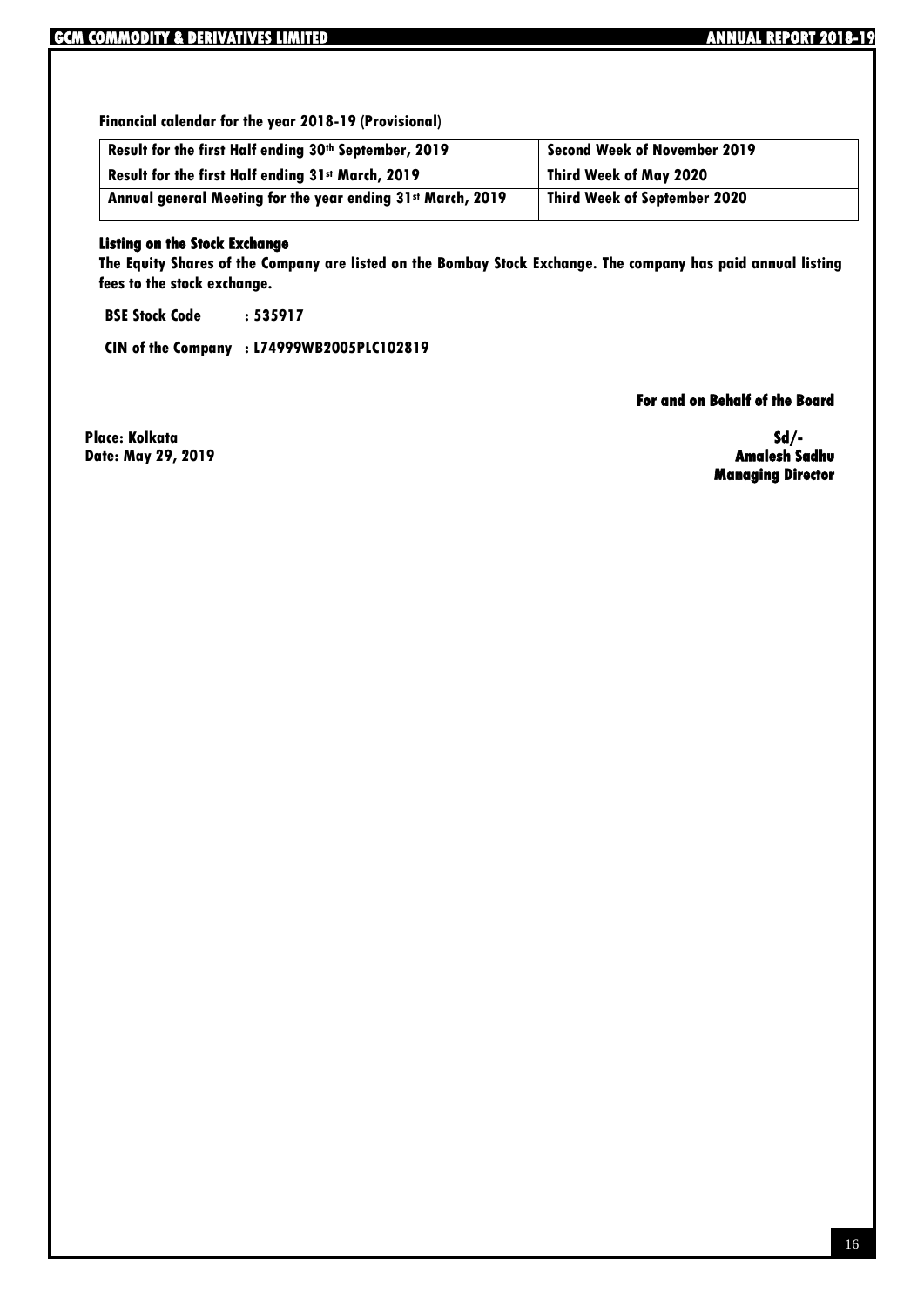**Financial calendar for the year 2018-19 (Provisional)**

| Result for the first Half ending 30th September, 2019 | Second Week of November 2019 |
|---|---|
| Result for the first Half ending 31st March, 2019 | Third Week of May 2020 |
| Annual general Meeting for the year ending 31st March, 2019 | Third Week of September 2020 |

**Listing on the Stock Exchange**

**The Equity Shares of the Company are listed on the Bombay Stock Exchange. The company has paid annual listing fees to the stock exchange.**

**BSE Stock Code : 535917**

**CIN of the Company : L74999WB2005PLC102819**

**For and on Behalf of the Board**

**Place: Kolkata**
**Date: May 29, 2019**

**Sd/-**
**Amalesh Sadhu**
**Managing Director**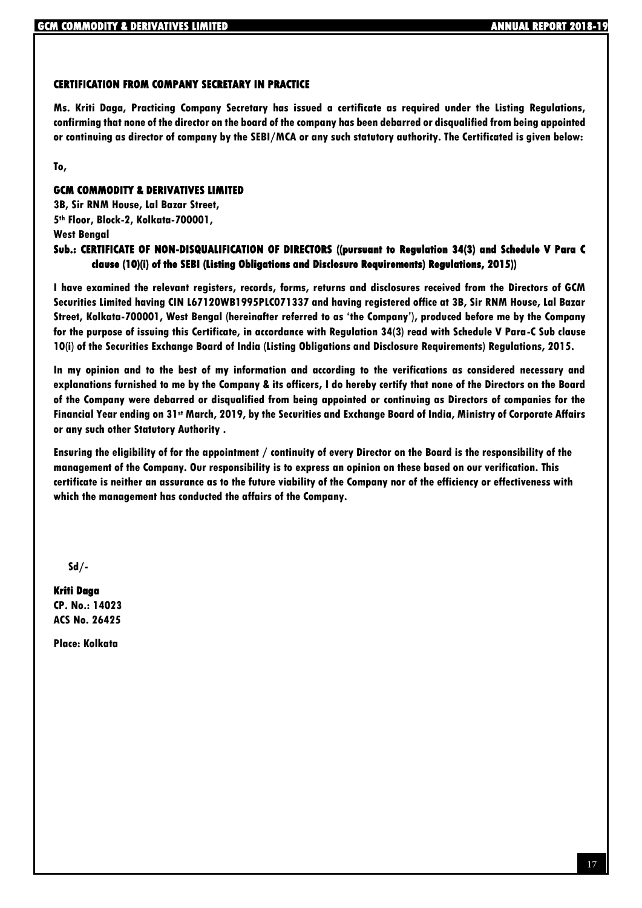## CERTIFICATION FROM COMPANY SECRETARY IN PRACTICE

**Ms. Kriti Daga, Practicing Company Secretary has issued a certificate as required under the Listing Regulations, confirming that none of the director on the board of the company has been debarred or disqualified from being appointed or continuing as director of company by the SEBI/MCA or any such statutory authority. The Certificated is given below:**

**To,**

**GCM COMMODITY & DERIVATIVES LIMITED**
**3B, Sir RNM House, Lal Bazar Street,**
**5th Floor, Block-2, Kolkata-700001,**
**West Bengal**

**Sub.: CERTIFICATE OF NON-DISQUALIFICATION OF DIRECTORS ((pursuant to Regulation 34(3) and Schedule V Para C clause (10)(i) of the SEBI (Listing Obligations and Disclosure Requirements) Regulations, 2015))**

**I have examined the relevant registers, records, forms, returns and disclosures received from the Directors of GCM Securities Limited having CIN L67120WB1995PLC071337 and having registered office at 3B, Sir RNM House, Lal Bazar Street, Kolkata-700001, West Bengal (hereinafter referred to as 'the Company'), produced before me by the Company for the purpose of issuing this Certificate, in accordance with Regulation 34(3) read with Schedule V Para-C Sub clause 10(i) of the Securities Exchange Board of India (Listing Obligations and Disclosure Requirements) Regulations, 2015.**

**In my opinion and to the best of my information and according to the verifications as considered necessary and explanations furnished to me by the Company & its officers, I do hereby certify that none of the Directors on the Board of the Company were debarred or disqualified from being appointed or continuing as Directors of companies for the Financial Year ending on 31st March, 2019, by the Securities and Exchange Board of India, Ministry of Corporate Affairs or any such other Statutory Authority .**

**Ensuring the eligibility of for the appointment / continuity of every Director on the Board is the responsibility of the management of the Company. Our responsibility is to express an opinion on these based on our verification. This certificate is neither an assurance as to the future viability of the Company nor of the efficiency or effectiveness with which the management has conducted the affairs of the Company.**

**Sd/-**

**Kriti Daga**
**CP. No.: 14023**
**ACS No. 26425**

**Place: Kolkata**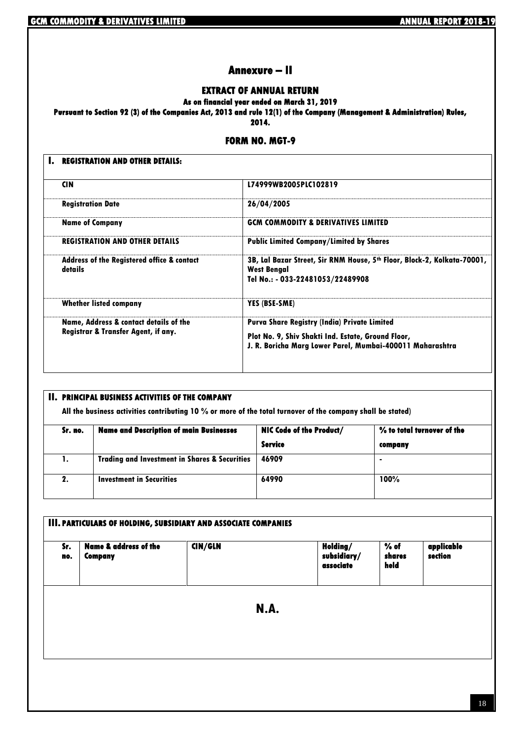# Annexure – II

## EXTRACT OF ANNUAL RETURN

**As on financial year ended on March 31, 2019**

**Pursuant to Section 92 (3) of the Companies Act, 2013 and rule 12(1) of the Company (Management & Administration) Rules, 2014.**

## FORM NO. MGT-9

### I. REGISTRATION AND OTHER DETAILS:

| | |
|---|---|
| **CIN** | **L74999WB2005PLC102819** |
| **Registration Date** | **26/04/2005** |
| **Name of Company** | **GCM COMMODITY & DERIVATIVES LIMITED** |
| **REGISTRATION AND OTHER DETAILS** | **Public Limited Company/Limited by Shares** |
| **Address of the Registered office & contact details** | **3B, Lal Bazar Street, Sir RNM House, 5th Floor, Block-2, Kolkata-70001, West Bengal**<br>**Tel No.: - 033-22481053/22489908** |
| **Whether listed company** | **YES (BSE-SME)** |
| **Name, Address & contact details of the Registrar & Transfer Agent, if any.** | **Purva Share Registry (India) Private Limited**<br>**Plot No. 9, Shiv Shakti Ind. Estate, Ground Floor, J. R. Boricha Marg Lower Parel, Mumbai-400011 Maharashtra** |

### II. PRINCIPAL BUSINESS ACTIVITIES OF THE COMPANY

**All the business activities contributing 10 % or more of the total turnover of the company shall be stated)**

| Sr. no. | Name and Description of main Businesses | NIC Code of the Product/ Service | % to total turnover of the company |
|---|---|---|---|
| 1. | Trading and Investment in Shares & Securities | 46909 | - |
| 2. | Investment in Securities | 64990 | 100% |

### III. PARTICULARS OF HOLDING, SUBSIDIARY AND ASSOCIATE COMPANIES

| Sr. no. | Name & address of the Company | CIN/GLN | Holding/ subsidiary/ associate | % of shares held | applicable section |
|---|---|---|---|---|---|
| | | N.A. | | | |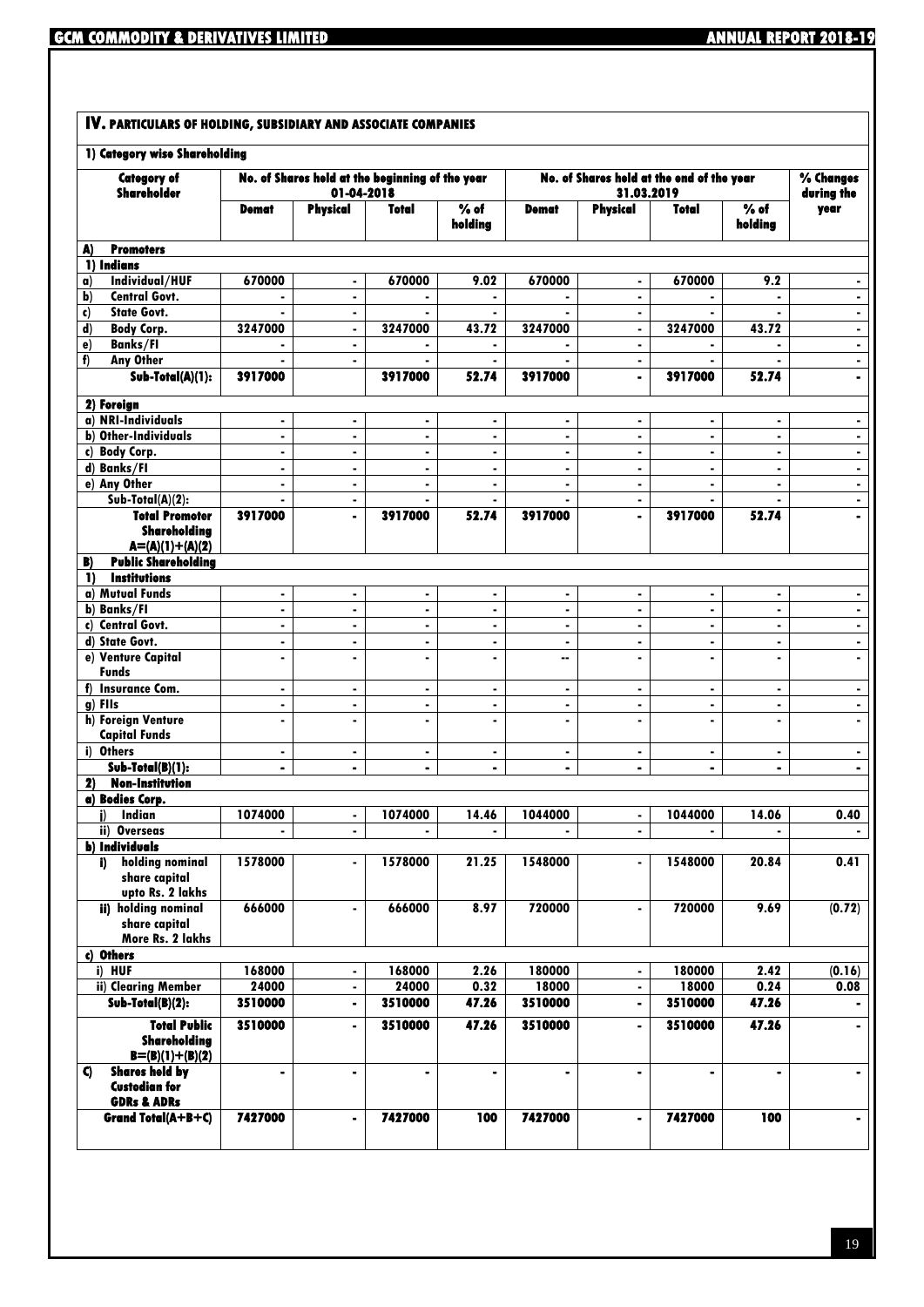## IV. PARTICULARS OF HOLDING, SUBSIDIARY AND ASSOCIATE COMPANIES

### 1) Category wise Shareholding

| Category of Shareholder | No. of Shares held at the beginning of the year 01-04-2018 | | | | No. of Shares held at the end of the year 31.03.2019 | | | | % Changes during the year |
|---|---|---|---|---|---|---|---|---|---|
| | Demat | Physical | Total | % of holding | Demat | Physical | Total | % of holding | |
| **A) Promoters** | | | | | | | | | |
| **1) Indians** | | | | | | | | | |
| a) Individual/HUF | 670000 | - | 670000 | 9.02 | 670000 | - | 670000 | 9.2 | - |
| b) Central Govt. | - | - | - | - | - | - | - | - | - |
| c) State Govt. | - | - | - | - | - | - | - | - | - |
| d) Body Corp. | 3247000 | - | 3247000 | 43.72 | 3247000 | - | 3247000 | 43.72 | - |
| e) Banks/FI | - | - | - | - | - | - | - | - | - |
| f) Any Other | - | - | - | - | - | - | - | - | - |
| **Sub-Total(A)(1):** | **3917000** | | **3917000** | **52.74** | **3917000** | - | **3917000** | **52.74** | - |
| **2) Foreign** | | | | | | | | | |
| a) NRI-Individuals | - | - | - | - | - | - | - | - | - |
| b) Other-Individuals | - | - | - | - | - | - | - | - | - |
| c) Body Corp. | - | - | - | - | - | - | - | - | - |
| d) Banks/FI | - | - | - | - | - | - | - | - | - |
| e) Any Other | - | - | - | - | - | - | - | - | - |
| Sub-Total(A)(2): | - | - | - | - | - | - | - | - | - |
| **Total Promoter Shareholding A=(A)(1)+(A)(2)** | **3917000** | - | **3917000** | **52.74** | **3917000** | - | **3917000** | **52.74** | - |
| **B) Public Shareholding** | | | | | | | | | |
| **1) Institutions** | | | | | | | | | |
| a) Mutual Funds | - | - | - | - | - | - | - | - | - |
| b) Banks/FI | - | - | - | - | - | - | - | - | - |
| c) Central Govt. | - | - | - | - | - | - | - | - | - |
| d) State Govt. | - | - | - | - | - | - | - | - | - |
| e) Venture Capital Funds | - | - | - | - | -- | - | - | - | - |
| f) Insurance Com. | - | - | - | - | - | - | - | - | - |
| g) FIIs | - | - | - | - | - | - | - | - | - |
| h) Foreign Venture Capital Funds | - | - | - | - | - | - | - | - | - |
| i) Others | - | - | - | - | - | - | - | - | - |
| **Sub-Total(B)(1):** | - | - | - | - | - | - | - | - | - |
| **2) Non-Institution** | | | | | | | | | |
| **a) Bodies Corp.** | | | | | | | | | |
| i) Indian | 1074000 | - | 1074000 | 14.46 | 1044000 | - | 1044000 | 14.06 | 0.40 |
| ii) Overseas | - | - | - | - | - | - | - | - | - |
| **b) Individuals** | | | | | | | | | |
| i) holding nominal share capital upto Rs. 2 lakhs | 1578000 | - | 1578000 | 21.25 | 1548000 | - | 1548000 | 20.84 | 0.41 |
| ii) holding nominal share capital More Rs. 2 lakhs | 666000 | - | 666000 | 8.97 | 720000 | - | 720000 | 9.69 | (0.72) |
| **c) Others** | | | | | | | | | |
| i) HUF | 168000 | - | 168000 | 2.26 | 180000 | - | 180000 | 2.42 | (0.16) |
| ii) Clearing Member | 24000 | - | 24000 | 0.32 | 18000 | - | 18000 | 0.24 | 0.08 |
| **Sub-Total(B)(2):** | **3510000** | - | **3510000** | **47.26** | **3510000** | - | **3510000** | **47.26** | - |
| **Total Public Shareholding B=(B)(1)+(B)(2)** | **3510000** | - | **3510000** | **47.26** | **3510000** | - | **3510000** | **47.26** | - |
| **C) Shares held by Custodian for GDRs & ADRs** | - | - | - | - | - | - | - | - | - |
| **Grand Total(A+B+C)** | **7427000** | - | **7427000** | **100** | **7427000** | - | **7427000** | **100** | - |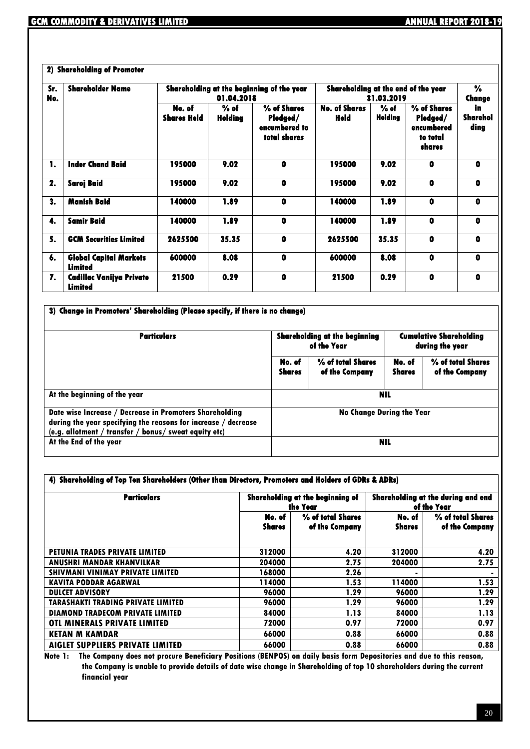### 2) Shareholding of Promoter

| Sr. No. | Shareholder Name | Shareholding at the beginning of the year 01.04.2018 | | | Shareholding at the end of the year 31.03.2019 | | | % Change in Shareholding |
|---|---|---|---|---|---|---|---|---|
| | | No. of Shares Held | % of Holding | % of Shares Pledged/ encumbered to total shares | No. of Shares Held | % of Holding | % of Shares Pledged/ encumbered to total shares | |
| 1. | Inder Chand Baid | 195000 | 9.02 | 0 | 195000 | 9.02 | 0 | 0 |
| 2. | Saroj Baid | 195000 | 9.02 | 0 | 195000 | 9.02 | 0 | 0 |
| 3. | Manish Baid | 140000 | 1.89 | 0 | 140000 | 1.89 | 0 | 0 |
| 4. | Samir Baid | 140000 | 1.89 | 0 | 140000 | 1.89 | 0 | 0 |
| 5. | GCM Securities Limited | 2625500 | 35.35 | 0 | 2625500 | 35.35 | 0 | 0 |
| 6. | Global Capital Markets Limited | 600000 | 8.08 | 0 | 600000 | 8.08 | 0 | 0 |
| 7. | Cadillac Vanijya Private Limited | 21500 | 0.29 | 0 | 21500 | 0.29 | 0 | 0 |

### 3) Change in Promoters' Shareholding (Please specify, if there is no change)

| Particulars | Shareholding at the beginning of the Year | | Cumulative Shareholding during the year | |
|---|---|---|---|---|
| | No. of Shares | % of total Shares of the Company | No. of Shares | % of total Shares of the Company |
| At the beginning of the year | NIL | | | |
| Date wise Increase / Decrease in Promoters Shareholding during the year specifying the reasons for increase / decrease (e.g. allotment / transfer / bonus/ sweat equity etc) | No Change During the Year | | | |
| At the End of the year | NIL | | | |

### 4) Shareholding of Top Ten Shareholders (Other than Directors, Promoters and Holders of GDRs & ADRs)

| Particulars | Shareholding at the beginning of the Year | | Shareholding at the during and end of the Year | |
|---|---|---|---|---|
| | No. of Shares | % of total Shares of the Company | No. of Shares | % of total Shares of the Company |
| PETUNIA TRADES PRIVATE LIMITED | 312000 | 4.20 | 312000 | 4.20 |
| ANUSHRI MANDAR KHANVILKAR | 204000 | 2.75 | 204000 | 2.75 |
| SHIVMANI VINIMAY PRIVATE LIMITED | 168000 | 2.26 | - | - |
| KAVITA PODDAR AGARWAL | 114000 | 1.53 | 114000 | 1.53 |
| DULCET ADVISORY | 96000 | 1.29 | 96000 | 1.29 |
| TARASHAKTI TRADING PRIVATE LIMITED | 96000 | 1.29 | 96000 | 1.29 |
| DIAMOND TRADECOM PRIVATE LIMITED | 84000 | 1.13 | 84000 | 1.13 |
| OTL MINERALS PRIVATE LIMITED | 72000 | 0.97 | 72000 | 0.97 |
| KETAN M KAMDAR | 66000 | 0.88 | 66000 | 0.88 |
| AIGLET SUPPLIERS PRIVATE LIMITED | 66000 | 0.88 | 66000 | 0.88 |

**Note 1:** The Company does not procure Beneficiary Positions (BENPOS) on daily basis form Depositories and due to this reason, the Company is unable to provide details of date wise change in Shareholding of top 10 shareholders during the current financial year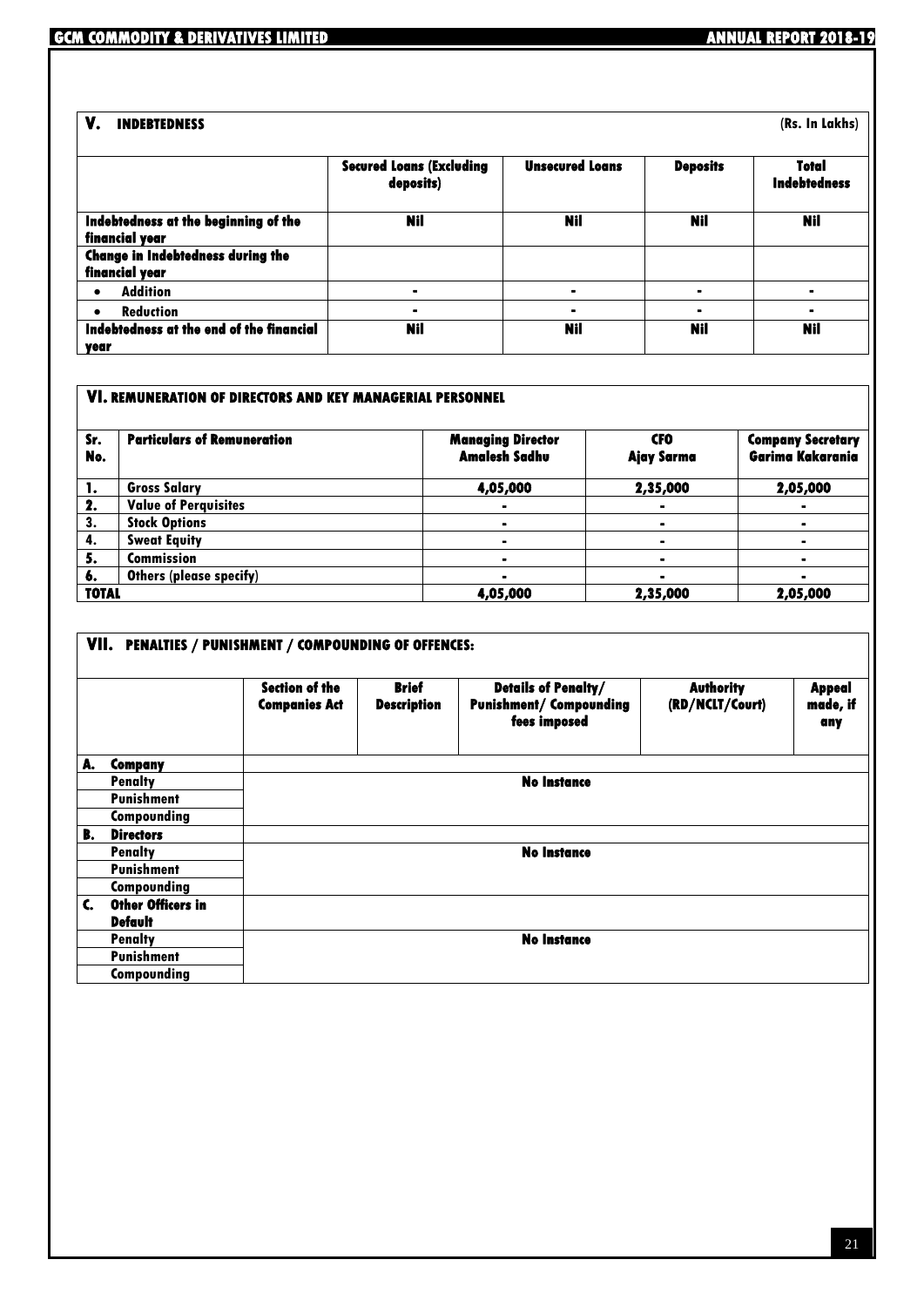## V. INDEBTEDNESS

(Rs. In Lakhs)

| | Secured Loans (Excluding deposits) | Unsecured Loans | Deposits | Total Indebtedness |
|---|---|---|---|---|
| Indebtedness at the beginning of the financial year | Nil | Nil | Nil | Nil |
| Change in Indebtedness during the financial year | | | | |
| • Addition | - | - | - | - |
| • Reduction | - | - | - | - |
| Indebtedness at the end of the financial year | Nil | Nil | Nil | Nil |

## VI. REMUNERATION OF DIRECTORS AND KEY MANAGERIAL PERSONNEL

| Sr. No. | Particulars of Remuneration | Managing Director Amalesh Sadhu | CFO Ajay Sarma | Company Secretary Garima Kakarania |
|---|---|---|---|---|
| 1. | Gross Salary | 4,05,000 | 2,35,000 | 2,05,000 |
| 2. | Value of Perquisites | - | - | - |
| 3. | Stock Options | - | - | - |
| 4. | Sweat Equity | - | - | - |
| 5. | Commission | - | - | - |
| 6. | Others (please specify) | - | - | - |
| TOTAL | | 4,05,000 | 2,35,000 | 2,05,000 |

## VII. PENALTIES / PUNISHMENT / COMPOUNDING OF OFFENCES:

| | Section of the Companies Act | Brief Description | Details of Penalty/ Punishment/ Compounding fees imposed | Authority (RD/NCLT/Court) | Appeal made, if any |
|---|---|---|---|---|---|
| **A. Company** | | | | | |
| Penalty | No Instance | | | | |
| Punishment | | | | | |
| Compounding | | | | | |
| **B. Directors** | | | | | |
| Penalty | No Instance | | | | |
| Punishment | | | | | |
| Compounding | | | | | |
| **C. Other Officers in Default** | | | | | |
| Penalty | No Instance | | | | |
| Punishment | | | | | |
| Compounding | | | | | |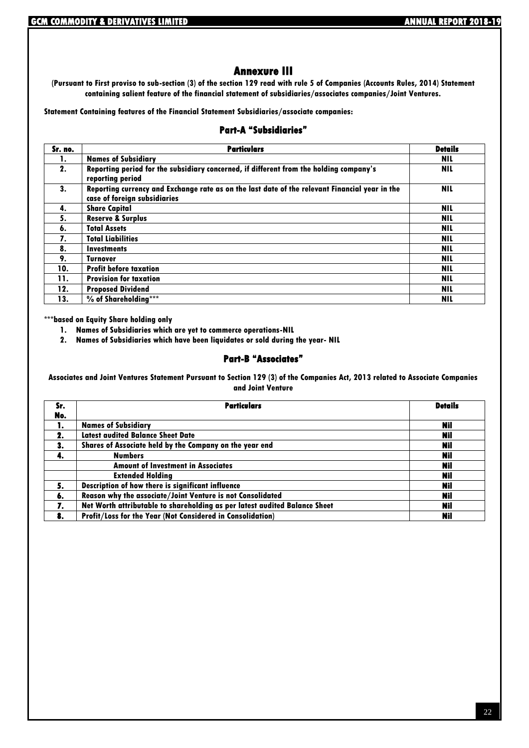# Annexure III

**(Pursuant to First proviso to sub-section (3) of the section 129 read with rule 5 of Companies (Accounts Rules, 2014) Statement containing salient feature of the financial statement of subsidiaries/associates companies/Joint Ventures.**

**Statement Containing features of the Financial Statement Subsidiaries/associate companies:**

## Part-A "Subsidiaries"

| Sr. no. | Particulars | Details |
|---|---|---|
| 1. | Names of Subsidiary | NIL |
| 2. | Reporting period for the subsidiary concerned, if different from the holding company's reporting period | NIL |
| 3. | Reporting currency and Exchange rate as on the last date of the relevant Financial year in the case of foreign subsidiaries | NIL |
| 4. | Share Capital | NIL |
| 5. | Reserve & Surplus | NIL |
| 6. | Total Assets | NIL |
| 7. | Total Liabilities | NIL |
| 8. | Investments | NIL |
| 9. | Turnover | NIL |
| 10. | Profit before taxation | NIL |
| 11. | Provision for taxation | NIL |
| 12. | Proposed Dividend | NIL |
| 13. | % of Shareholding*** | NIL |

**\*\*\*based on Equity Share holding only**

1. **Names of Subsidiaries which are yet to commerce operations-NIL**
2. **Names of Subsidiaries which have been liquidates or sold during the year- NIL**

## Part-B "Associates"

**Associates and Joint Ventures Statement Pursuant to Section 129 (3) of the Companies Act, 2013 related to Associate Companies and Joint Venture**

| Sr. No. | Particulars | Details |
|---|---|---|
| 1. | Names of Subsidiary | Nil |
| 2. | Latest audited Balance Sheet Date | Nil |
| 3. | Shares of Associate held by the Company on the year end | Nil |
| 4. | Numbers | Nil |
| | Amount of Investment in Associates | Nil |
| | Extended Holding | Nil |
| 5. | Description of how there is significant influence | Nil |
| 6. | Reason why the associate/Joint Venture is not Consolidated | Nil |
| 7. | Net Worth attributable to shareholding as per latest audited Balance Sheet | Nil |
| 8. | Profit/Loss for the Year (Not Considered in Consolidation) | Nil |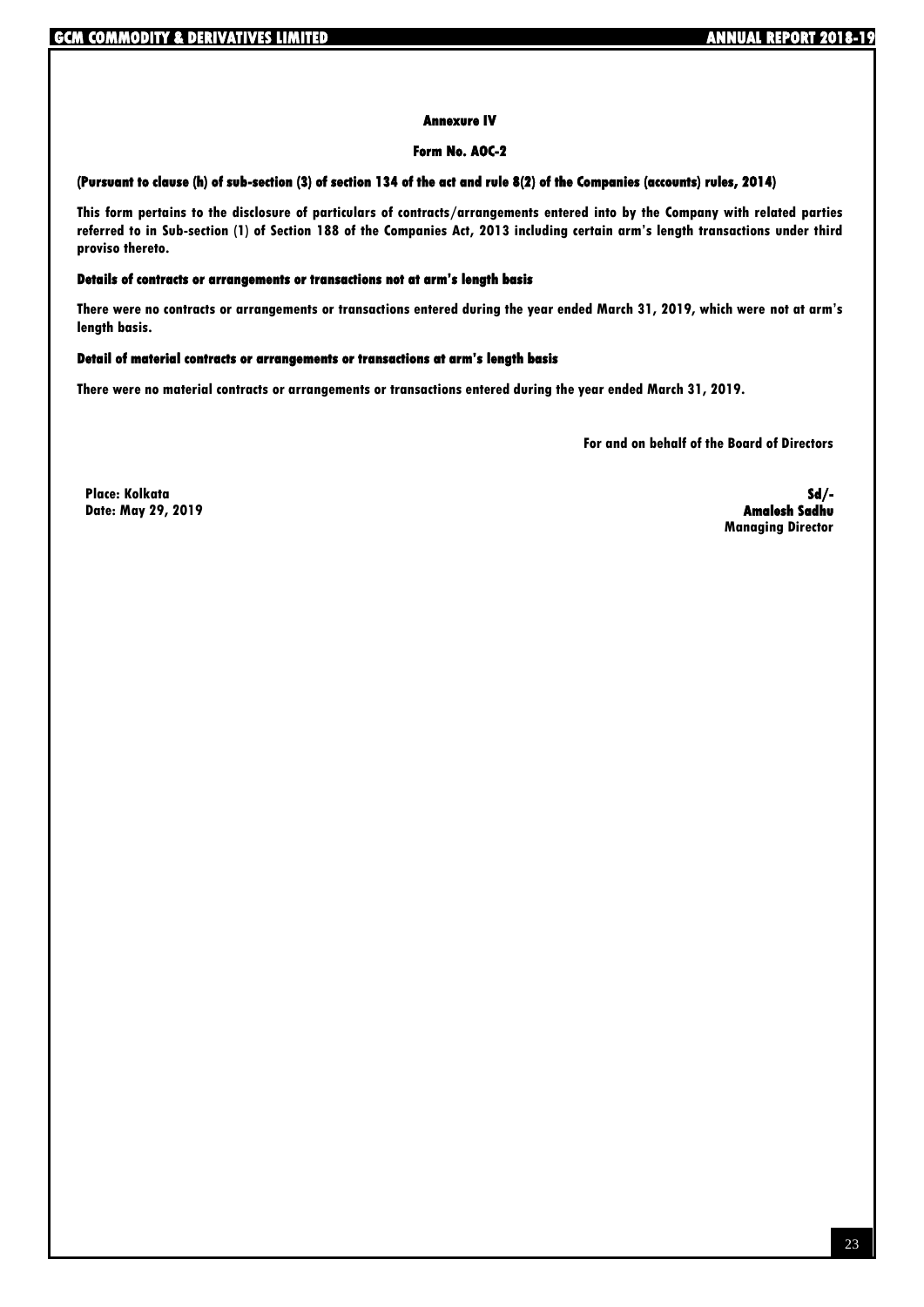## Annexure IV

### Form No. AOC-2

**(Pursuant to clause (h) of sub-section (3) of section 134 of the act and rule 8(2) of the Companies (accounts) rules, 2014)**

**This form pertains to the disclosure of particulars of contracts/arrangements entered into by the Company with related parties referred to in Sub-section (1) of Section 188 of the Companies Act, 2013 including certain arm's length transactions under third proviso thereto.**

**Details of contracts or arrangements or transactions not at arm's length basis**

**There were no contracts or arrangements or transactions entered during the year ended March 31, 2019, which were not at arm's length basis.**

**Detail of material contracts or arrangements or transactions at arm's length basis**

**There were no material contracts or arrangements or transactions entered during the year ended March 31, 2019.**

**For and on behalf of the Board of Directors**

**Place: Kolkata**
**Date: May 29, 2019**

**Sd/-**
**Amalesh Sadhu**
**Managing Director**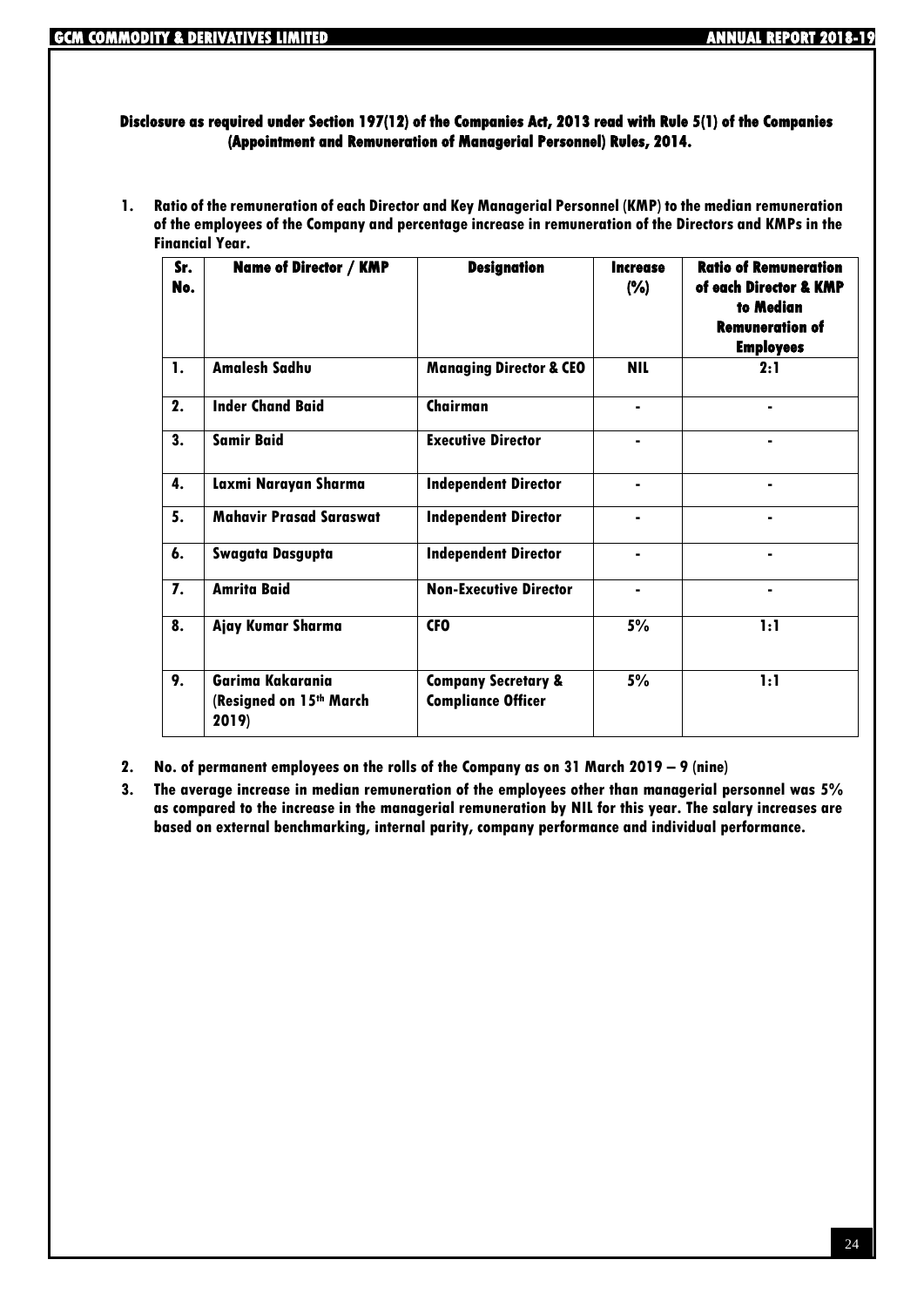**Disclosure as required under Section 197(12) of the Companies Act, 2013 read with Rule 5(1) of the Companies (Appointment and Remuneration of Managerial Personnel) Rules, 2014.**

1. **Ratio of the remuneration of each Director and Key Managerial Personnel (KMP) to the median remuneration of the employees of the Company and percentage increase in remuneration of the Directors and KMPs in the Financial Year.**

| Sr. No. | Name of Director / KMP | Designation | Increase (%) | Ratio of Remuneration of each Director & KMP to Median Remuneration of Employees |
|---|---|---|---|---|
| 1. | Amalesh Sadhu | Managing Director & CEO | NIL | 2:1 |
| 2. | Inder Chand Baid | Chairman | - | - |
| 3. | Samir Baid | Executive Director | - | - |
| 4. | Laxmi Narayan Sharma | Independent Director | - | - |
| 5. | Mahavir Prasad Saraswat | Independent Director | - | - |
| 6. | Swagata Dasgupta | Independent Director | - | - |
| 7. | Amrita Baid | Non-Executive Director | - | - |
| 8. | Ajay Kumar Sharma | CFO | 5% | 1:1 |
| 9. | Garima Kakarania (Resigned on 15th March 2019) | Company Secretary & Compliance Officer | 5% | 1:1 |

2. **No. of permanent employees on the rolls of the Company as on 31 March 2019 – 9 (nine)**
3. **The average increase in median remuneration of the employees other than managerial personnel was 5% as compared to the increase in the managerial remuneration by NIL for this year. The salary increases are based on external benchmarking, internal parity, company performance and individual performance.**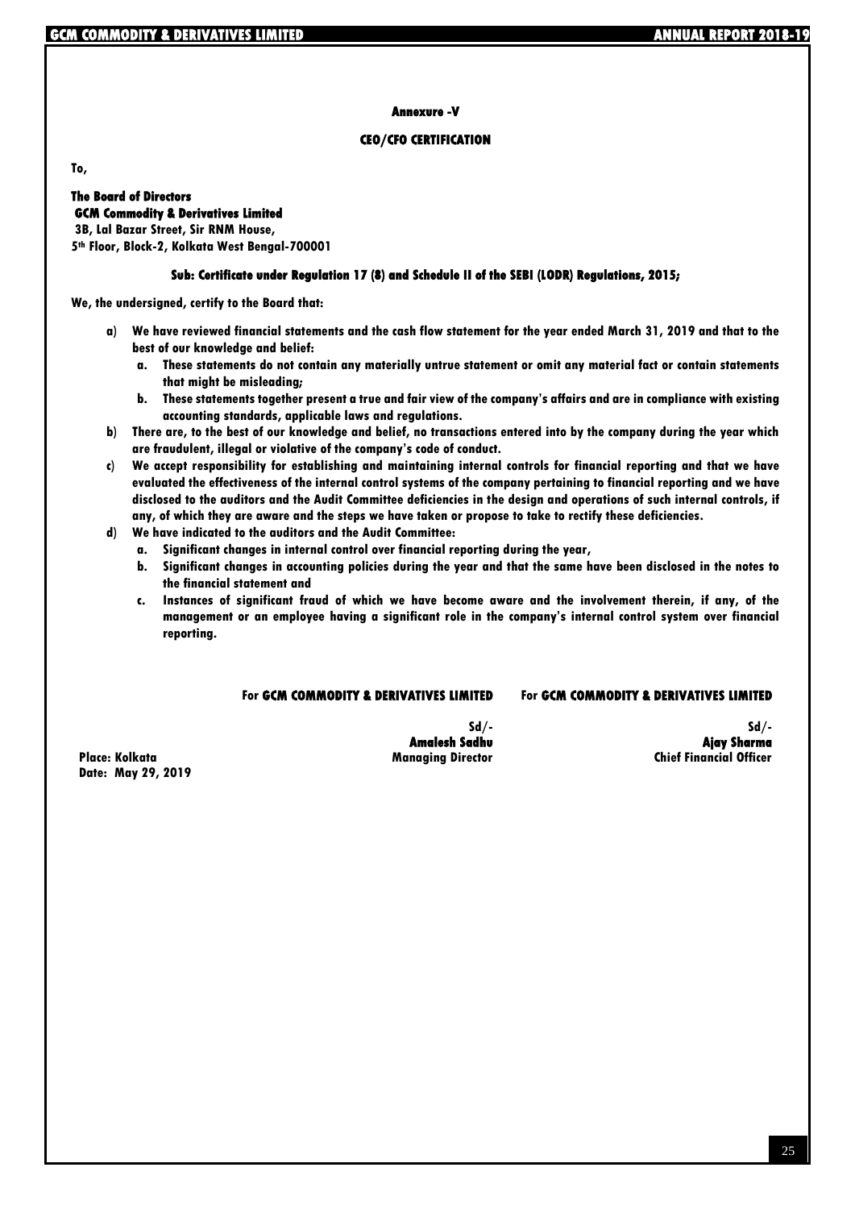## Annexure -V

## CEO/CFO CERTIFICATION

**To,**

**The Board of Directors**
**GCM Commodity & Derivatives Limited**
**3B, Lal Bazar Street, Sir RNM House,**
**5th Floor, Block-2, Kolkata West Bengal-700001**

**Sub: Certificate under Regulation 17 (8) and Schedule II of the SEBI (LODR) Regulations, 2015;**

**We, the undersigned, certify to the Board that:**

a) We have reviewed financial statements and the cash flow statement for the year ended March 31, 2019 and that to the best of our knowledge and belief:
   a. These statements do not contain any materially untrue statement or omit any material fact or contain statements that might be misleading;
   b. These statements together present a true and fair view of the company's affairs and are in compliance with existing accounting standards, applicable laws and regulations.

b) There are, to the best of our knowledge and belief, no transactions entered into by the company during the year which are fraudulent, illegal or violative of the company's code of conduct.

c) We accept responsibility for establishing and maintaining internal controls for financial reporting and that we have evaluated the effectiveness of the internal control systems of the company pertaining to financial reporting and we have disclosed to the auditors and the Audit Committee deficiencies in the design and operations of such internal controls, if any, of which they are aware and the steps we have taken or propose to take to rectify these deficiencies.

d) We have indicated to the auditors and the Audit Committee:
   a. Significant changes in internal control over financial reporting during the year,
   b. Significant changes in accounting policies during the year and that the same have been disclosed in the notes to the financial statement and
   c. Instances of significant fraud of which we have become aware and the involvement therein, if any, of the management or an employee having a significant role in the company's internal control system over financial reporting.

For **GCM COMMODITY & DERIVATIVES LIMITED**

Sd/-
**Amalesh Sadhu**
**Managing Director**

For **GCM COMMODITY & DERIVATIVES LIMITED**

Sd/-
**Ajay Sharma**
**Chief Financial Officer**

**Place: Kolkata**
**Date: May 29, 2019**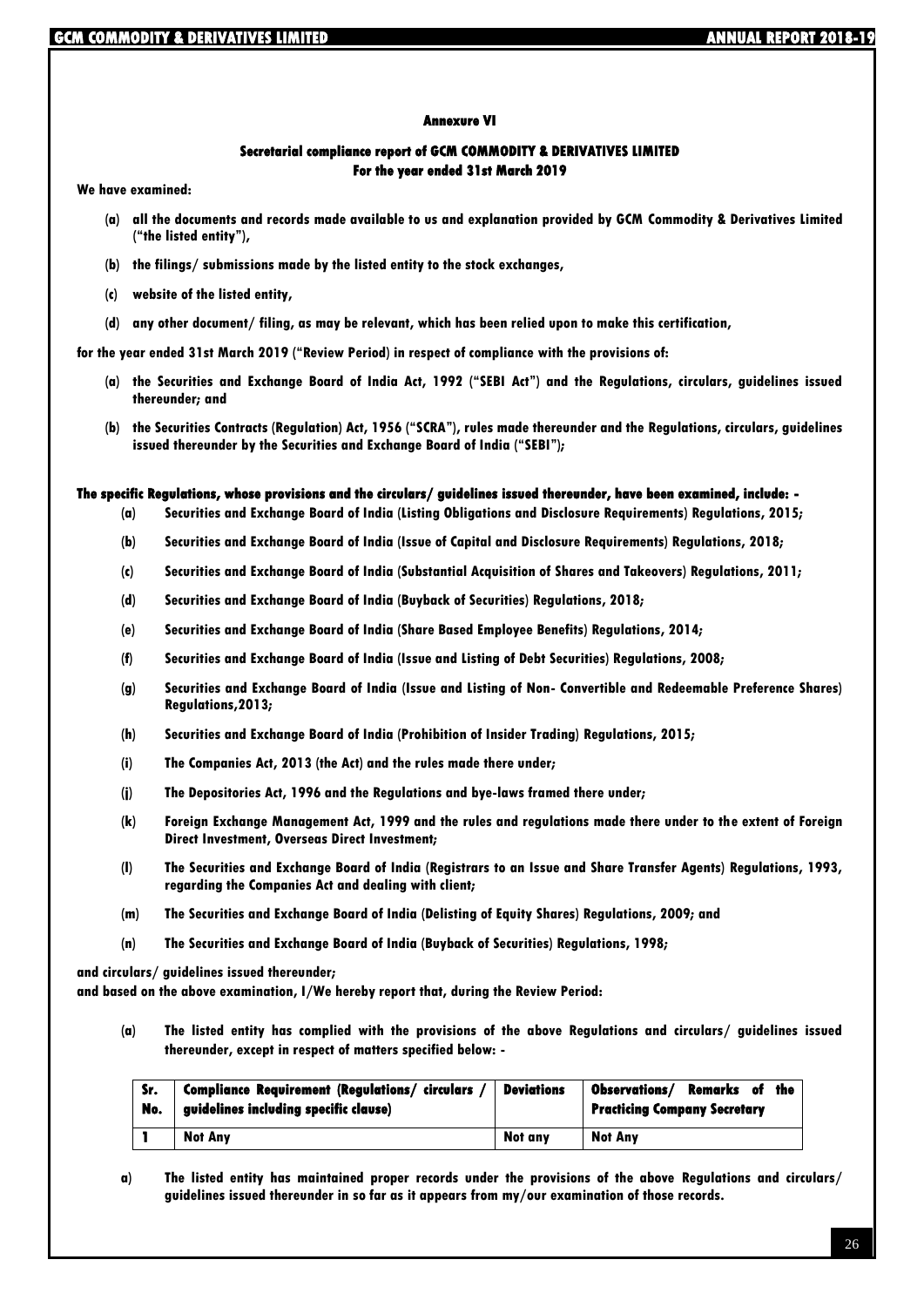## Annexure VI

### Secretarial compliance report of GCM COMMODITY & DERIVATIVES LIMITED For the year ended 31st March 2019

**We have examined:**

- **(a) all the documents and records made available to us and explanation provided by GCM Commodity & Derivatives Limited ("the listed entity"),**
- **(b) the filings/ submissions made by the listed entity to the stock exchanges,**
- **(c) website of the listed entity,**
- **(d) any other document/ filing, as may be relevant, which has been relied upon to make this certification,**

**for the year ended 31st March 2019 ("Review Period) in respect of compliance with the provisions of:**

- **(a) the Securities and Exchange Board of India Act, 1992 ("SEBI Act") and the Regulations, circulars, guidelines issued thereunder; and**
- **(b) the Securities Contracts (Regulation) Act, 1956 ("SCRA"), rules made thereunder and the Regulations, circulars, guidelines issued thereunder by the Securities and Exchange Board of India ("SEBI");**

**The specific Regulations, whose provisions and the circulars/ guidelines issued thereunder, have been examined, include: -**

- **(a) Securities and Exchange Board of India (Listing Obligations and Disclosure Requirements) Regulations, 2015;**
- **(b) Securities and Exchange Board of India (Issue of Capital and Disclosure Requirements) Regulations, 2018;**
- **(c) Securities and Exchange Board of India (Substantial Acquisition of Shares and Takeovers) Regulations, 2011;**
- **(d) Securities and Exchange Board of India (Buyback of Securities) Regulations, 2018;**
- **(e) Securities and Exchange Board of India (Share Based Employee Benefits) Regulations, 2014;**
- **(f) Securities and Exchange Board of India (Issue and Listing of Debt Securities) Regulations, 2008;**
- **(g) Securities and Exchange Board of India (Issue and Listing of Non- Convertible and Redeemable Preference Shares) Regulations,2013;**
- **(h) Securities and Exchange Board of India (Prohibition of Insider Trading) Regulations, 2015;**
- **(i) The Companies Act, 2013 (the Act) and the rules made there under;**
- **(j) The Depositories Act, 1996 and the Regulations and bye-laws framed there under;**
- **(k) Foreign Exchange Management Act, 1999 and the rules and regulations made there under to the extent of Foreign Direct Investment, Overseas Direct Investment;**
- **(l) The Securities and Exchange Board of India (Registrars to an Issue and Share Transfer Agents) Regulations, 1993, regarding the Companies Act and dealing with client;**
- **(m) The Securities and Exchange Board of India (Delisting of Equity Shares) Regulations, 2009; and**
- **(n) The Securities and Exchange Board of India (Buyback of Securities) Regulations, 1998;**

**and circulars/ guidelines issued thereunder;**

**and based on the above examination, I/We hereby report that, during the Review Period:**

- **(a) The listed entity has complied with the provisions of the above Regulations and circulars/ guidelines issued thereunder, except in respect of matters specified below: -**

| Sr. No. | Compliance Requirement (Regulations/ circulars / guidelines including specific clause) | Deviations | Observations/ Remarks of the Practicing Company Secretary |
|---|---|---|---|
| 1 | Not Any | Not any | Not Any |

- **a) The listed entity has maintained proper records under the provisions of the above Regulations and circulars/ guidelines issued thereunder in so far as it appears from my/our examination of those records.**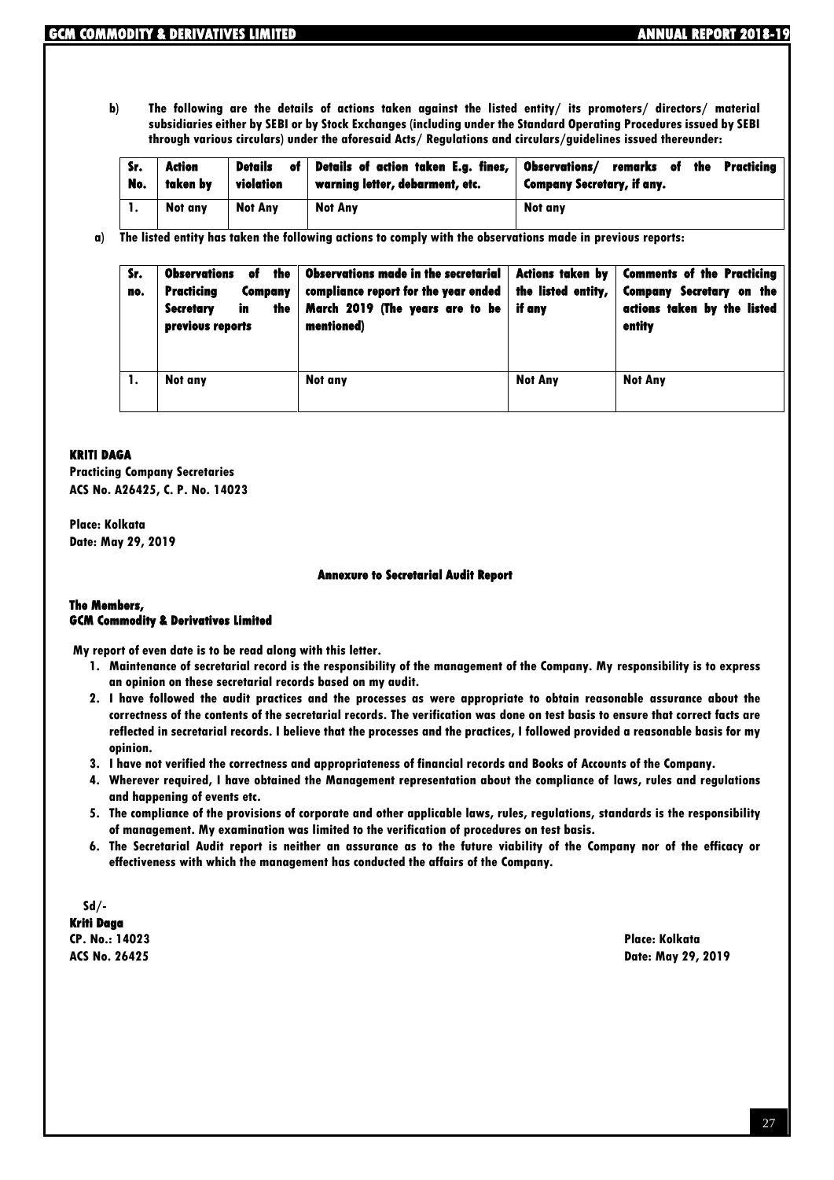b) **The following are the details of actions taken against the listed entity/ its promoters/ directors/ material subsidiaries either by SEBI or by Stock Exchanges (including under the Standard Operating Procedures issued by SEBI through various circulars) under the aforesaid Acts/ Regulations and circulars/guidelines issued thereunder:**

| Sr. No. | Action taken by | Details of violation | Details of action taken E.g. fines, warning letter, debarment, etc. | Observations/ remarks of the Practicing Company Secretary, if any. |
|---|---|---|---|---|
| 1. | Not any | Not Any | Not Any | Not any |

a) **The listed entity has taken the following actions to comply with the observations made in previous reports:**

| Sr. no. | Observations of the Practicing Company Secretary in the previous reports | Observations made in the secretarial compliance report for the year ended March 2019 (The years are to be mentioned) | Actions taken by the listed entity, if any | Comments of the Practicing Company Secretary on the actions taken by the listed entity |
|---|---|---|---|---|
| 1. | Not any | Not any | Not Any | Not Any |

**KRITI DAGA**
**Practicing Company Secretaries**
**ACS No. A26425, C. P. No. 14023**

**Place: Kolkata**
**Date: May 29, 2019**

### Annexure to Secretarial Audit Report

**The Members,**
**GCM Commodity & Derivatives Limited**

**My report of even date is to be read along with this letter.**

1. **Maintenance of secretarial record is the responsibility of the management of the Company. My responsibility is to express an opinion on these secretarial records based on my audit.**
2. **I have followed the audit practices and the processes as were appropriate to obtain reasonable assurance about the correctness of the contents of the secretarial records. The verification was done on test basis to ensure that correct facts are reflected in secretarial records. I believe that the processes and the practices, I followed provided a reasonable basis for my opinion.**
3. **I have not verified the correctness and appropriateness of financial records and Books of Accounts of the Company.**
4. **Wherever required, I have obtained the Management representation about the compliance of laws, rules and regulations and happening of events etc.**
5. **The compliance of the provisions of corporate and other applicable laws, rules, regulations, standards is the responsibility of management. My examination was limited to the verification of procedures on test basis.**
6. **The Secretarial Audit report is neither an assurance as to the future viability of the Company nor of the efficacy or effectiveness with which the management has conducted the affairs of the Company.**

**Sd/-**
**Kriti Daga**
**CP. No.: 14023**
**ACS No. 26425**

**Place: Kolkata**
**Date: May 29, 2019**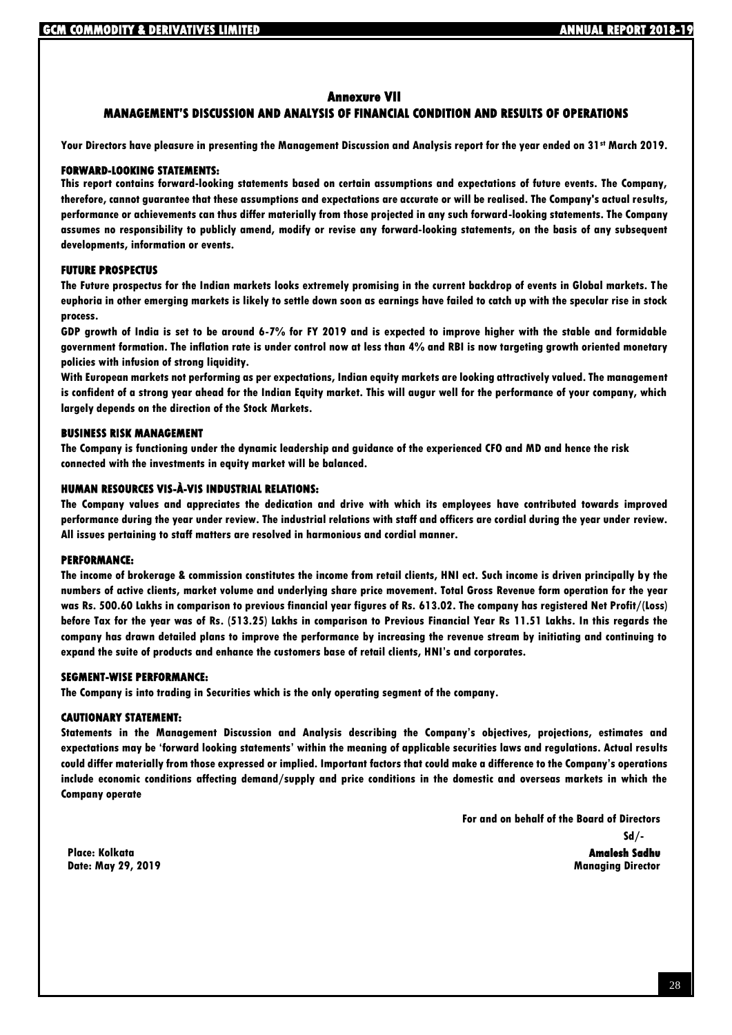## Annexure VII

## MANAGEMENT'S DISCUSSION AND ANALYSIS OF FINANCIAL CONDITION AND RESULTS OF OPERATIONS

**Your Directors have pleasure in presenting the Management Discussion and Analysis report for the year ended on 31st March 2019.**

### FORWARD-LOOKING STATEMENTS:

**This report contains forward-looking statements based on certain assumptions and expectations of future events. The Company, therefore, cannot guarantee that these assumptions and expectations are accurate or will be realised. The Company's actual results, performance or achievements can thus differ materially from those projected in any such forward-looking statements. The Company assumes no responsibility to publicly amend, modify or revise any forward-looking statements, on the basis of any subsequent developments, information or events.**

### FUTURE PROSPECTUS

**The Future prospectus for the Indian markets looks extremely promising in the current backdrop of events in Global markets. The euphoria in other emerging markets is likely to settle down soon as earnings have failed to catch up with the specular rise in stock process.**

**GDP growth of India is set to be around 6-7% for FY 2019 and is expected to improve higher with the stable and formidable government formation. The inflation rate is under control now at less than 4% and RBI is now targeting growth oriented monetary policies with infusion of strong liquidity.**

**With European markets not performing as per expectations, Indian equity markets are looking attractively valued. The management is confident of a strong year ahead for the Indian Equity market. This will augur well for the performance of your company, which largely depends on the direction of the Stock Markets.**

### BUSINESS RISK MANAGEMENT

**The Company is functioning under the dynamic leadership and guidance of the experienced CFO and MD and hence the risk connected with the investments in equity market will be balanced.**

### HUMAN RESOURCES VIS-À-VIS INDUSTRIAL RELATIONS:

**The Company values and appreciates the dedication and drive with which its employees have contributed towards improved performance during the year under review. The industrial relations with staff and officers are cordial during the year under review. All issues pertaining to staff matters are resolved in harmonious and cordial manner.**

### PERFORMANCE:

**The income of brokerage & commission constitutes the income from retail clients, HNI ect. Such income is driven principally by the numbers of active clients, market volume and underlying share price movement. Total Gross Revenue form operation for the year was Rs. 500.60 Lakhs in comparison to previous financial year figures of Rs. 613.02. The company has registered Net Profit/(Loss) before Tax for the year was of Rs. (513.25) Lakhs in comparison to Previous Financial Year Rs 11.51 Lakhs. In this regards the company has drawn detailed plans to improve the performance by increasing the revenue stream by initiating and continuing to expand the suite of products and enhance the customers base of retail clients, HNI's and corporates.**

### SEGMENT-WISE PERFORMANCE:

**The Company is into trading in Securities which is the only operating segment of the company.**

### CAUTIONARY STATEMENT:

**Statements in the Management Discussion and Analysis describing the Company's objectives, projections, estimates and expectations may be 'forward looking statements' within the meaning of applicable securities laws and regulations. Actual results could differ materially from those expressed or implied. Important factors that could make a difference to the Company's operations include economic conditions affecting demand/supply and price conditions in the domestic and overseas markets in which the Company operate**

**For and on behalf of the Board of Directors**

**Sd/-**

**Amalesh Sadhu**
**Managing Director**

**Place: Kolkata**
**Date: May 29, 2019**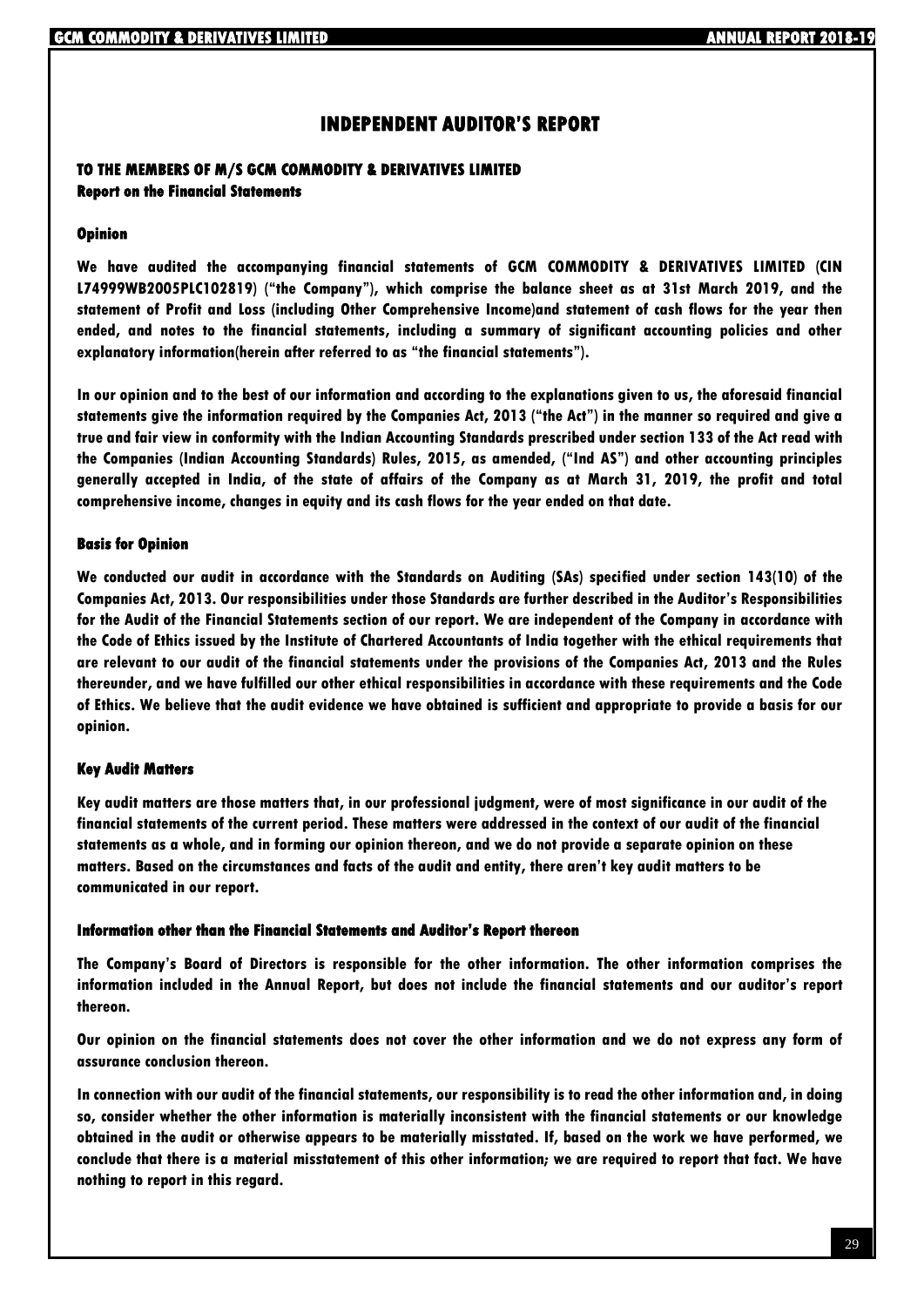# INDEPENDENT AUDITOR'S REPORT

## TO THE MEMBERS OF M/S GCM COMMODITY & DERIVATIVES LIMITED

### Report on the Financial Statements

#### Opinion

**We have audited the accompanying financial statements of GCM COMMODITY & DERIVATIVES LIMITED (CIN L74999WB2005PLC102819) ("the Company"), which comprise the balance sheet as at 31st March 2019, and the statement of Profit and Loss (including Other Comprehensive Income)and statement of cash flows for the year then ended, and notes to the financial statements, including a summary of significant accounting policies and other explanatory information(herein after referred to as "the financial statements").**

**In our opinion and to the best of our information and according to the explanations given to us, the aforesaid financial statements give the information required by the Companies Act, 2013 ("the Act") in the manner so required and give a true and fair view in conformity with the Indian Accounting Standards prescribed under section 133 of the Act read with the Companies (Indian Accounting Standards) Rules, 2015, as amended, ("Ind AS") and other accounting principles generally accepted in India, of the state of affairs of the Company as at March 31, 2019, the profit and total comprehensive income, changes in equity and its cash flows for the year ended on that date.**

#### Basis for Opinion

**We conducted our audit in accordance with the Standards on Auditing (SAs) specified under section 143(10) of the Companies Act, 2013. Our responsibilities under those Standards are further described in the Auditor's Responsibilities for the Audit of the Financial Statements section of our report. We are independent of the Company in accordance with the Code of Ethics issued by the Institute of Chartered Accountants of India together with the ethical requirements that are relevant to our audit of the financial statements under the provisions of the Companies Act, 2013 and the Rules thereunder, and we have fulfilled our other ethical responsibilities in accordance with these requirements and the Code of Ethics. We believe that the audit evidence we have obtained is sufficient and appropriate to provide a basis for our opinion.**

#### Key Audit Matters

**Key audit matters are those matters that, in our professional judgment, were of most significance in our audit of the financial statements of the current period. These matters were addressed in the context of our audit of the financial statements as a whole, and in forming our opinion thereon, and we do not provide a separate opinion on these matters. Based on the circumstances and facts of the audit and entity, there aren't key audit matters to be communicated in our report.**

#### Information other than the Financial Statements and Auditor's Report thereon

**The Company's Board of Directors is responsible for the other information. The other information comprises the information included in the Annual Report, but does not include the financial statements and our auditor's report thereon.**

**Our opinion on the financial statements does not cover the other information and we do not express any form of assurance conclusion thereon.**

**In connection with our audit of the financial statements, our responsibility is to read the other information and, in doing so, consider whether the other information is materially inconsistent with the financial statements or our knowledge obtained in the audit or otherwise appears to be materially misstated. If, based on the work we have performed, we conclude that there is a material misstatement of this other information; we are required to report that fact. We have nothing to report in this regard.**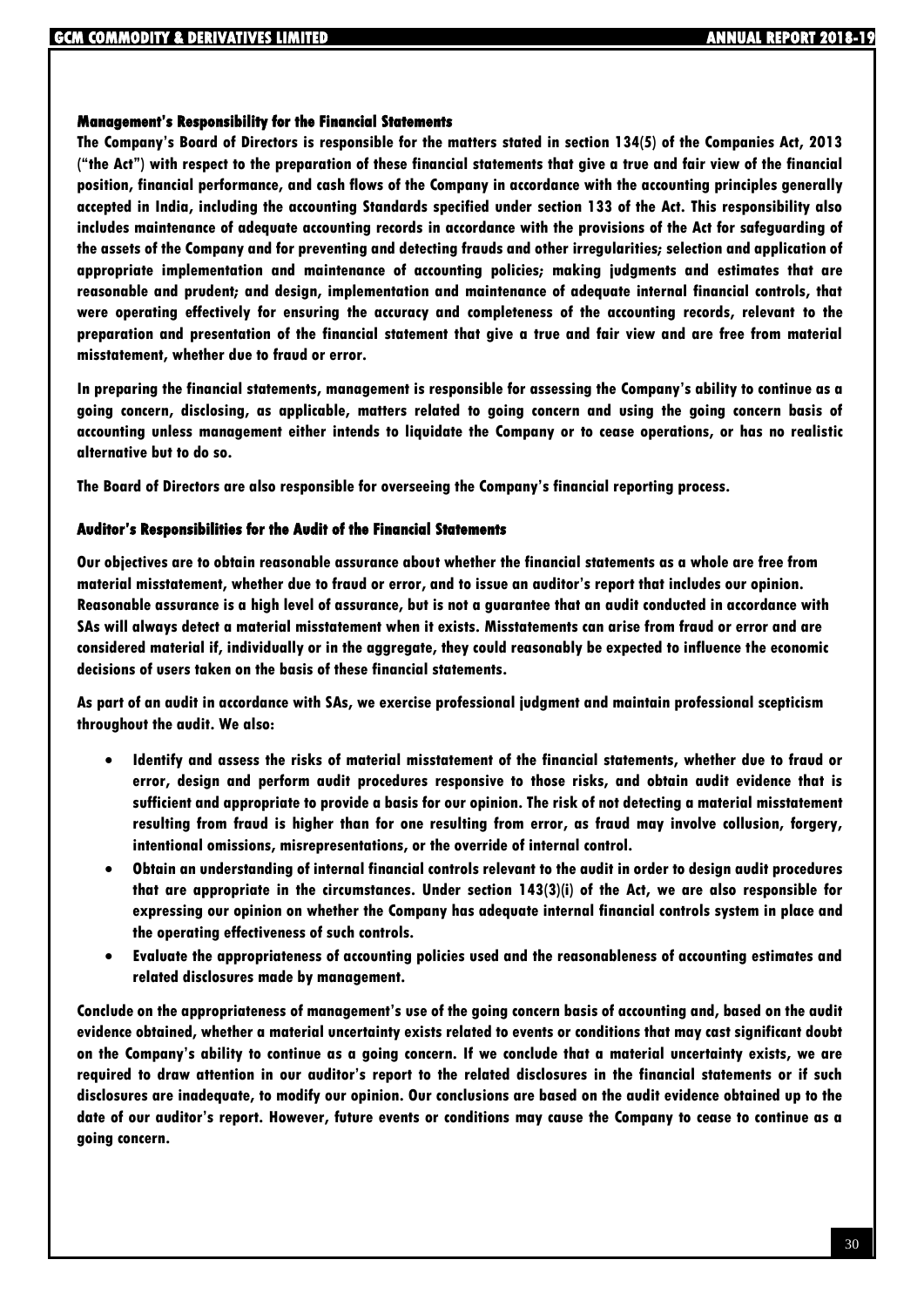### Management's Responsibility for the Financial Statements

The Company's Board of Directors is responsible for the matters stated in section 134(5) of the Companies Act, 2013 ("the Act") with respect to the preparation of these financial statements that give a true and fair view of the financial position, financial performance, and cash flows of the Company in accordance with the accounting principles generally accepted in India, including the accounting Standards specified under section 133 of the Act. This responsibility also includes maintenance of adequate accounting records in accordance with the provisions of the Act for safeguarding of the assets of the Company and for preventing and detecting frauds and other irregularities; selection and application of appropriate implementation and maintenance of accounting policies; making judgments and estimates that are reasonable and prudent; and design, implementation and maintenance of adequate internal financial controls, that were operating effectively for ensuring the accuracy and completeness of the accounting records, relevant to the preparation and presentation of the financial statement that give a true and fair view and are free from material misstatement, whether due to fraud or error.

In preparing the financial statements, management is responsible for assessing the Company's ability to continue as a going concern, disclosing, as applicable, matters related to going concern and using the going concern basis of accounting unless management either intends to liquidate the Company or to cease operations, or has no realistic alternative but to do so.

The Board of Directors are also responsible for overseeing the Company's financial reporting process.

### Auditor's Responsibilities for the Audit of the Financial Statements

Our objectives are to obtain reasonable assurance about whether the financial statements as a whole are free from material misstatement, whether due to fraud or error, and to issue an auditor's report that includes our opinion. Reasonable assurance is a high level of assurance, but is not a guarantee that an audit conducted in accordance with SAs will always detect a material misstatement when it exists. Misstatements can arise from fraud or error and are considered material if, individually or in the aggregate, they could reasonably be expected to influence the economic decisions of users taken on the basis of these financial statements.

As part of an audit in accordance with SAs, we exercise professional judgment and maintain professional scepticism throughout the audit. We also:

- Identify and assess the risks of material misstatement of the financial statements, whether due to fraud or error, design and perform audit procedures responsive to those risks, and obtain audit evidence that is sufficient and appropriate to provide a basis for our opinion. The risk of not detecting a material misstatement resulting from fraud is higher than for one resulting from error, as fraud may involve collusion, forgery, intentional omissions, misrepresentations, or the override of internal control.
- Obtain an understanding of internal financial controls relevant to the audit in order to design audit procedures that are appropriate in the circumstances. Under section 143(3)(i) of the Act, we are also responsible for expressing our opinion on whether the Company has adequate internal financial controls system in place and the operating effectiveness of such controls.
- Evaluate the appropriateness of accounting policies used and the reasonableness of accounting estimates and related disclosures made by management.

Conclude on the appropriateness of management's use of the going concern basis of accounting and, based on the audit evidence obtained, whether a material uncertainty exists related to events or conditions that may cast significant doubt on the Company's ability to continue as a going concern. If we conclude that a material uncertainty exists, we are required to draw attention in our auditor's report to the related disclosures in the financial statements or if such disclosures are inadequate, to modify our opinion. Our conclusions are based on the audit evidence obtained up to the date of our auditor's report. However, future events or conditions may cause the Company to cease to continue as a going concern.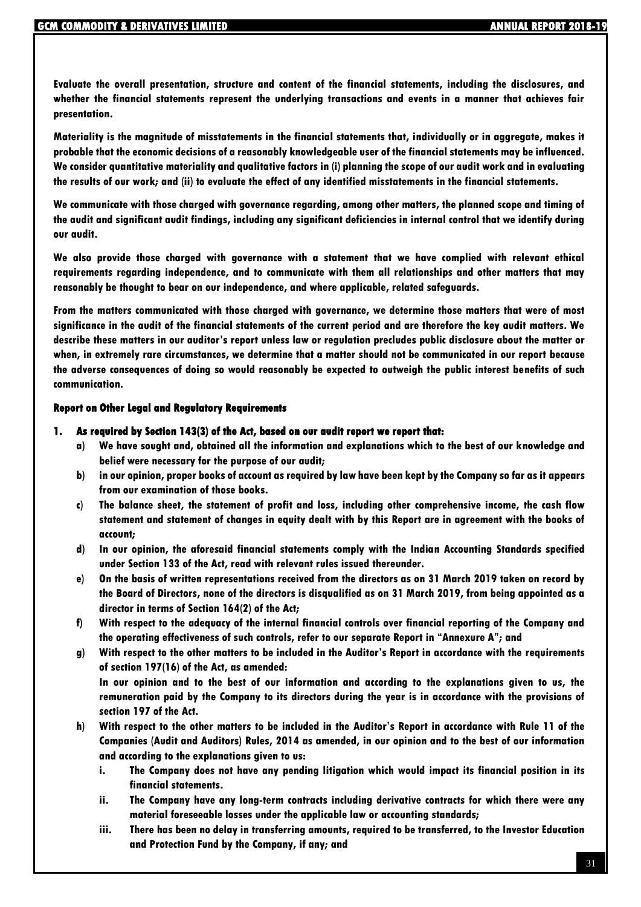**Evaluate the overall presentation, structure and content of the financial statements, including the disclosures, and whether the financial statements represent the underlying transactions and events in a manner that achieves fair presentation.**

**Materiality is the magnitude of misstatements in the financial statements that, individually or in aggregate, makes it probable that the economic decisions of a reasonably knowledgeable user of the financial statements may be influenced. We consider quantitative materiality and qualitative factors in (i) planning the scope of our audit work and in evaluating the results of our work; and (ii) to evaluate the effect of any identified misstatements in the financial statements.**

**We communicate with those charged with governance regarding, among other matters, the planned scope and timing of the audit and significant audit findings, including any significant deficiencies in internal control that we identify during our audit.**

**We also provide those charged with governance with a statement that we have complied with relevant ethical requirements regarding independence, and to communicate with them all relationships and other matters that may reasonably be thought to bear on our independence, and where applicable, related safeguards.**

**From the matters communicated with those charged with governance, we determine those matters that were of most significance in the audit of the financial statements of the current period and are therefore the key audit matters. We describe these matters in our auditor's report unless law or regulation precludes public disclosure about the matter or when, in extremely rare circumstances, we determine that a matter should not be communicated in our report because the adverse consequences of doing so would reasonably be expected to outweigh the public interest benefits of such communication.**

**Report on Other Legal and Regulatory Requirements**

1. **As required by Section 143(3) of the Act, based on our audit report we report that:**
   a) **We have sought and, obtained all the information and explanations which to the best of our knowledge and belief were necessary for the purpose of our audit;**
   b) **in our opinion, proper books of account as required by law have been kept by the Company so far as it appears from our examination of those books.**
   c) **The balance sheet, the statement of profit and loss, including other comprehensive income, the cash flow statement and statement of changes in equity dealt with by this Report are in agreement with the books of account;**
   d) **In our opinion, the aforesaid financial statements comply with the Indian Accounting Standards specified under Section 133 of the Act, read with relevant rules issued thereunder.**
   e) **On the basis of written representations received from the directors as on 31 March 2019 taken on record by the Board of Directors, none of the directors is disqualified as on 31 March 2019, from being appointed as a director in terms of Section 164(2) of the Act;**
   f) **With respect to the adequacy of the internal financial controls over financial reporting of the Company and the operating effectiveness of such controls, refer to our separate Report in "Annexure A"; and**
   g) **With respect to the other matters to be included in the Auditor's Report in accordance with the requirements of section 197(16) of the Act, as amended:**
      **In our opinion and to the best of our information and according to the explanations given to us, the remuneration paid by the Company to its directors during the year is in accordance with the provisions of section 197 of the Act.**
   h) **With respect to the other matters to be included in the Auditor's Report in accordance with Rule 11 of the Companies (Audit and Auditors) Rules, 2014 as amended, in our opinion and to the best of our information and according to the explanations given to us:**
      i. **The Company does not have any pending litigation which would impact its financial position in its financial statements.**
      ii. **The Company have any long-term contracts including derivative contracts for which there were any material foreseeable losses under the applicable law or accounting standards;**
      iii. **There has been no delay in transferring amounts, required to be transferred, to the Investor Education and Protection Fund by the Company, if any; and**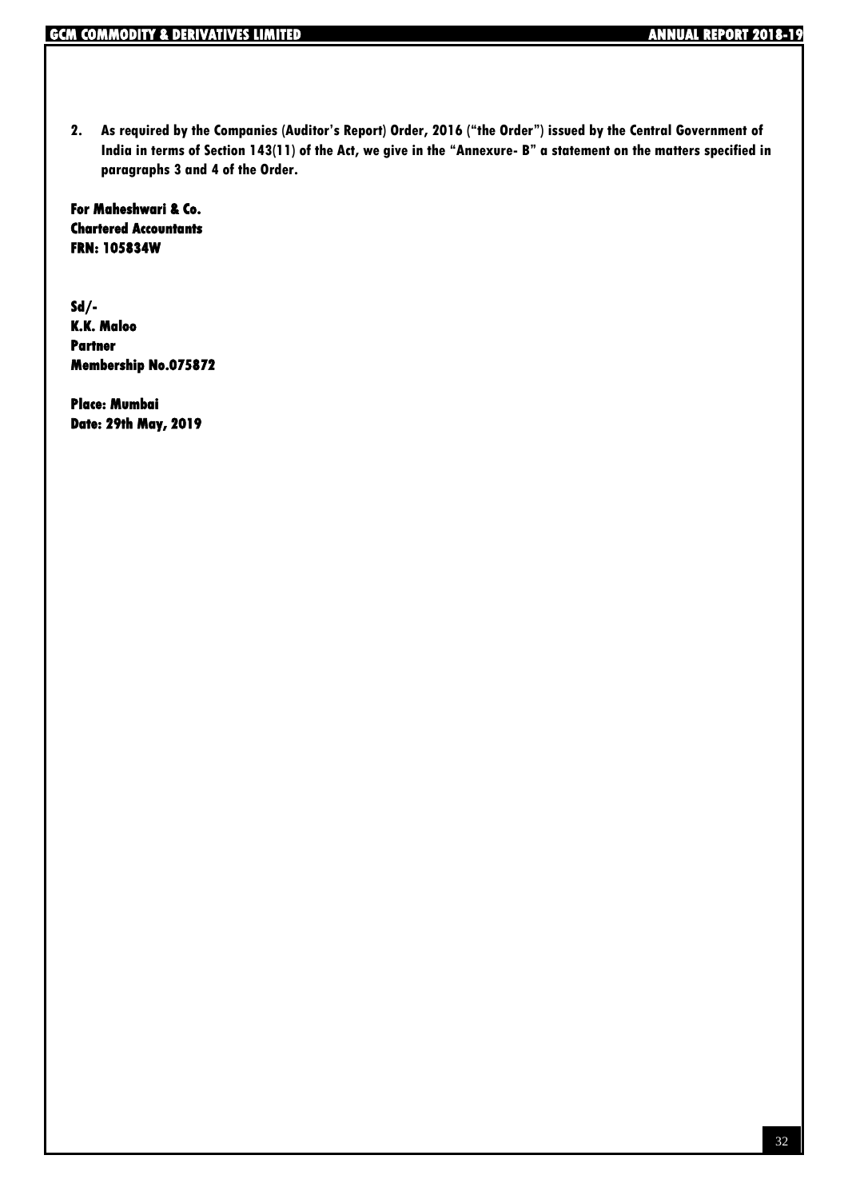2. **As required by the Companies (Auditor's Report) Order, 2016 ("the Order") issued by the Central Government of India in terms of Section 143(11) of the Act, we give in the "Annexure- B" a statement on the matters specified in paragraphs 3 and 4 of the Order.**

**For Maheshwari & Co.**
**Chartered Accountants**
**FRN: 105834W**

**Sd/-**
**K.K. Maloo**
**Partner**
**Membership No.075872**

**Place: Mumbai**
**Date: 29th May, 2019**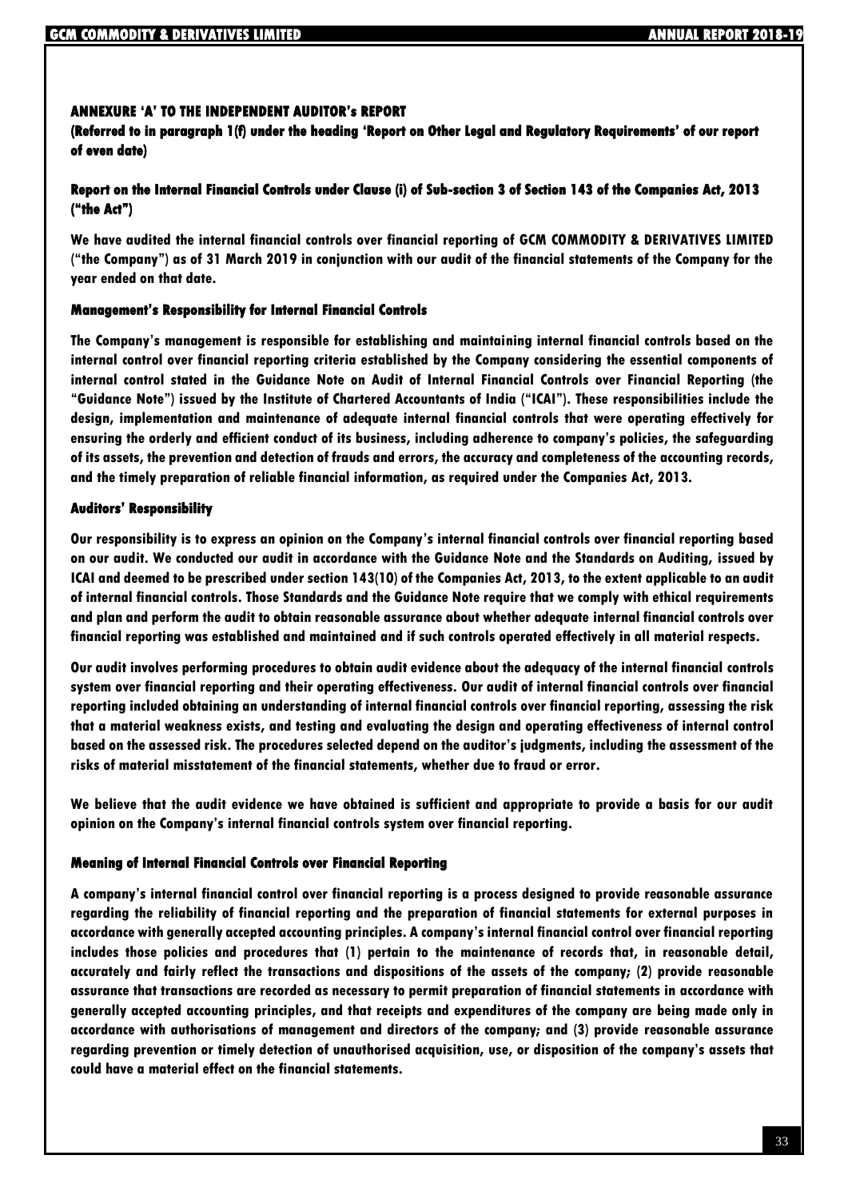## ANNEXURE 'A' TO THE INDEPENDENT AUDITOR's REPORT

**(Referred to in paragraph 1(f) under the heading 'Report on Other Legal and Regulatory Requirements' of our report of even date)**

### Report on the Internal Financial Controls under Clause (i) of Sub-section 3 of Section 143 of the Companies Act, 2013 ("the Act")

We have audited the internal financial controls over financial reporting of GCM COMMODITY & DERIVATIVES LIMITED ("the Company") as of 31 March 2019 in conjunction with our audit of the financial statements of the Company for the year ended on that date.

### Management's Responsibility for Internal Financial Controls

The Company's management is responsible for establishing and maintaining internal financial controls based on the internal control over financial reporting criteria established by the Company considering the essential components of internal control stated in the Guidance Note on Audit of Internal Financial Controls over Financial Reporting (the "Guidance Note") issued by the Institute of Chartered Accountants of India ("ICAI"). These responsibilities include the design, implementation and maintenance of adequate internal financial controls that were operating effectively for ensuring the orderly and efficient conduct of its business, including adherence to company's policies, the safeguarding of its assets, the prevention and detection of frauds and errors, the accuracy and completeness of the accounting records, and the timely preparation of reliable financial information, as required under the Companies Act, 2013.

### Auditors' Responsibility

Our responsibility is to express an opinion on the Company's internal financial controls over financial reporting based on our audit. We conducted our audit in accordance with the Guidance Note and the Standards on Auditing, issued by ICAI and deemed to be prescribed under section 143(10) of the Companies Act, 2013, to the extent applicable to an audit of internal financial controls. Those Standards and the Guidance Note require that we comply with ethical requirements and plan and perform the audit to obtain reasonable assurance about whether adequate internal financial controls over financial reporting was established and maintained and if such controls operated effectively in all material respects.

Our audit involves performing procedures to obtain audit evidence about the adequacy of the internal financial controls system over financial reporting and their operating effectiveness. Our audit of internal financial controls over financial reporting included obtaining an understanding of internal financial controls over financial reporting, assessing the risk that a material weakness exists, and testing and evaluating the design and operating effectiveness of internal control based on the assessed risk. The procedures selected depend on the auditor's judgments, including the assessment of the risks of material misstatement of the financial statements, whether due to fraud or error.

We believe that the audit evidence we have obtained is sufficient and appropriate to provide a basis for our audit opinion on the Company's internal financial controls system over financial reporting.

### Meaning of Internal Financial Controls over Financial Reporting

A company's internal financial control over financial reporting is a process designed to provide reasonable assurance regarding the reliability of financial reporting and the preparation of financial statements for external purposes in accordance with generally accepted accounting principles. A company's internal financial control over financial reporting includes those policies and procedures that (1) pertain to the maintenance of records that, in reasonable detail, accurately and fairly reflect the transactions and dispositions of the assets of the company; (2) provide reasonable assurance that transactions are recorded as necessary to permit preparation of financial statements in accordance with generally accepted accounting principles, and that receipts and expenditures of the company are being made only in accordance with authorisations of management and directors of the company; and (3) provide reasonable assurance regarding prevention or timely detection of unauthorised acquisition, use, or disposition of the company's assets that could have a material effect on the financial statements.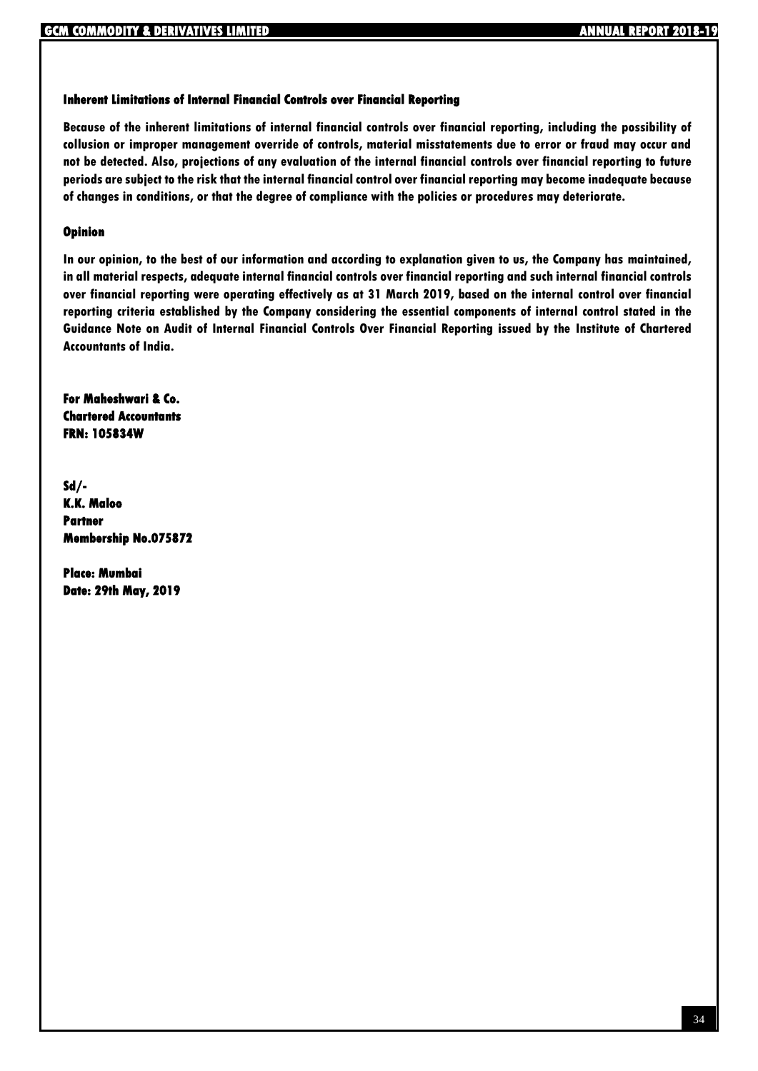### Inherent Limitations of Internal Financial Controls over Financial Reporting

**Because of the inherent limitations of internal financial controls over financial reporting, including the possibility of collusion or improper management override of controls, material misstatements due to error or fraud may occur and not be detected. Also, projections of any evaluation of the internal financial controls over financial reporting to future periods are subject to the risk that the internal financial control over financial reporting may become inadequate because of changes in conditions, or that the degree of compliance with the policies or procedures may deteriorate.**

### Opinion

**In our opinion, to the best of our information and according to explanation given to us, the Company has maintained, in all material respects, adequate internal financial controls over financial reporting and such internal financial controls over financial reporting were operating effectively as at 31 March 2019, based on the internal control over financial reporting criteria established by the Company considering the essential components of internal control stated in the Guidance Note on Audit of Internal Financial Controls Over Financial Reporting issued by the Institute of Chartered Accountants of India.**

**For Maheshwari & Co.**
**Chartered Accountants**
**FRN: 105834W**

**Sd/-**
**K.K. Maloo**
**Partner**
**Membership No.075872**

**Place: Mumbai**
**Date: 29th May, 2019**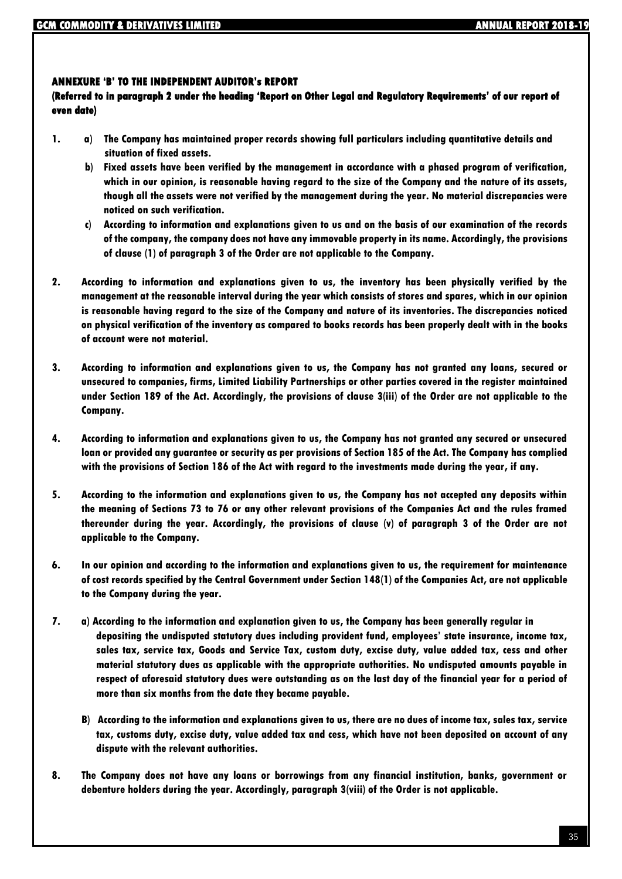## ANNEXURE 'B' TO THE INDEPENDENT AUDITOR's REPORT

**(Referred to in paragraph 2 under the heading 'Report on Other Legal and Regulatory Requirements' of our report of even date)**

1. a) The Company has maintained proper records showing full particulars including quantitative details and situation of fixed assets.

   b) Fixed assets have been verified by the management in accordance with a phased program of verification, which in our opinion, is reasonable having regard to the size of the Company and the nature of its assets, though all the assets were not verified by the management during the year. No material discrepancies were noticed on such verification.

   c) According to information and explanations given to us and on the basis of our examination of the records of the company, the company does not have any immovable property in its name. Accordingly, the provisions of clause (1) of paragraph 3 of the Order are not applicable to the Company.

2. According to information and explanations given to us, the inventory has been physically verified by the management at the reasonable interval during the year which consists of stores and spares, which in our opinion is reasonable having regard to the size of the Company and nature of its inventories. The discrepancies noticed on physical verification of the inventory as compared to books records has been properly dealt with in the books of account were not material.

3. According to information and explanations given to us, the Company has not granted any loans, secured or unsecured to companies, firms, Limited Liability Partnerships or other parties covered in the register maintained under Section 189 of the Act. Accordingly, the provisions of clause 3(iii) of the Order are not applicable to the Company.

4. According to information and explanations given to us, the Company has not granted any secured or unsecured loan or provided any guarantee or security as per provisions of Section 185 of the Act. The Company has complied with the provisions of Section 186 of the Act with regard to the investments made during the year, if any.

5. According to the information and explanations given to us, the Company has not accepted any deposits within the meaning of Sections 73 to 76 or any other relevant provisions of the Companies Act and the rules framed thereunder during the year. Accordingly, the provisions of clause (v) of paragraph 3 of the Order are not applicable to the Company.

6. In our opinion and according to the information and explanations given to us, the requirement for maintenance of cost records specified by the Central Government under Section 148(1) of the Companies Act, are not applicable to the Company during the year.

7. a) According to the information and explanation given to us, the Company has been generally regular in depositing the undisputed statutory dues including provident fund, employees' state insurance, income tax, sales tax, service tax, Goods and Service Tax, custom duty, excise duty, value added tax, cess and other material statutory dues as applicable with the appropriate authorities. No undisputed amounts payable in respect of aforesaid statutory dues were outstanding as on the last day of the financial year for a period of more than six months from the date they became payable.

   B) According to the information and explanations given to us, there are no dues of income tax, sales tax, service tax, customs duty, excise duty, value added tax and cess, which have not been deposited on account of any dispute with the relevant authorities.

8. The Company does not have any loans or borrowings from any financial institution, banks, government or debenture holders during the year. Accordingly, paragraph 3(viii) of the Order is not applicable.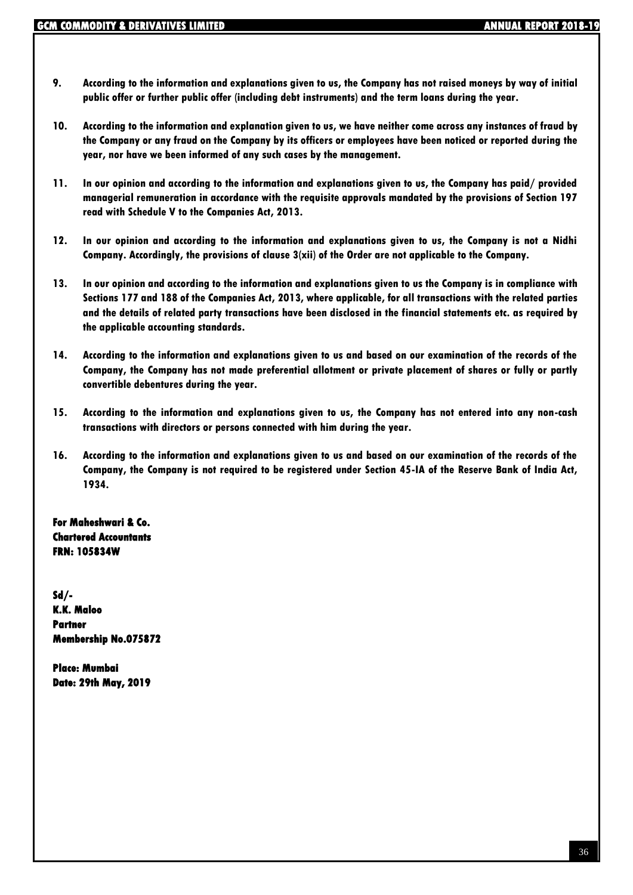9. **According to the information and explanations given to us, the Company has not raised moneys by way of initial public offer or further public offer (including debt instruments) and the term loans during the year.**

10. **According to the information and explanation given to us, we have neither come across any instances of fraud by the Company or any fraud on the Company by its officers or employees have been noticed or reported during the year, nor have we been informed of any such cases by the management.**

11. **In our opinion and according to the information and explanations given to us, the Company has paid/ provided managerial remuneration in accordance with the requisite approvals mandated by the provisions of Section 197 read with Schedule V to the Companies Act, 2013.**

12. **In our opinion and according to the information and explanations given to us, the Company is not a Nidhi Company. Accordingly, the provisions of clause 3(xii) of the Order are not applicable to the Company.**

13. **In our opinion and according to the information and explanations given to us the Company is in compliance with Sections 177 and 188 of the Companies Act, 2013, where applicable, for all transactions with the related parties and the details of related party transactions have been disclosed in the financial statements etc. as required by the applicable accounting standards.**

14. **According to the information and explanations given to us and based on our examination of the records of the Company, the Company has not made preferential allotment or private placement of shares or fully or partly convertible debentures during the year.**

15. **According to the information and explanations given to us, the Company has not entered into any non-cash transactions with directors or persons connected with him during the year.**

16. **According to the information and explanations given to us and based on our examination of the records of the Company, the Company is not required to be registered under Section 45-IA of the Reserve Bank of India Act, 1934.**

**For Maheshwari & Co.**
**Chartered Accountants**
**FRN: 105834W**

**Sd/-**
**K.K. Maloo**
**Partner**
**Membership No.075872**

**Place: Mumbai**
**Date: 29th May, 2019**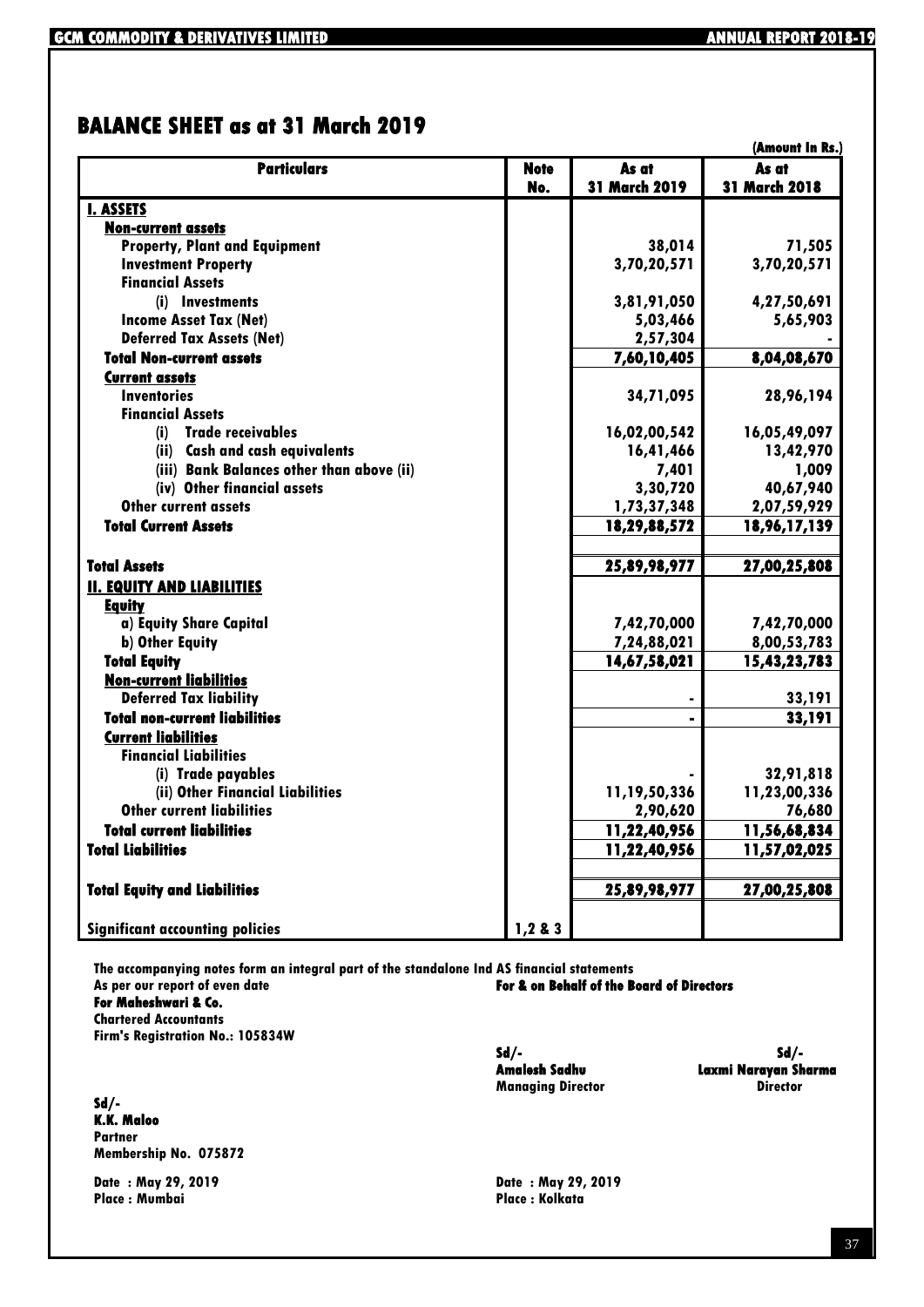# BALANCE SHEET as at 31 March 2019

(Amount In Rs.)

| Particulars | Note No. | As at 31 March 2019 | As at 31 March 2018 |
|---|---|---|---|
| **I. ASSETS** | | | |
| **Non-current assets** | | | |
| Property, Plant and Equipment | | 38,014 | 71,505 |
| Investment Property | | 3,70,20,571 | 3,70,20,571 |
| Financial Assets | | | |
| (i) Investments | | 3,81,91,050 | 4,27,50,691 |
| Income Asset Tax (Net) | | 5,03,466 | 5,65,903 |
| Deferred Tax Assets (Net) | | 2,57,304 | - |
| **Total Non-current assets** | | **7,60,10,405** | **8,04,08,670** |
| **Current assets** | | | |
| Inventories | | 34,71,095 | 28,96,194 |
| Financial Assets | | | |
| (i) Trade receivables | | 16,02,00,542 | 16,05,49,097 |
| (ii) Cash and cash equivalents | | 16,41,466 | 13,42,970 |
| (iii) Bank Balances other than above (ii) | | 7,401 | 1,009 |
| (iv) Other financial assets | | 3,30,720 | 40,67,940 |
| Other current assets | | 1,73,37,348 | 2,07,59,929 |
| **Total Current Assets** | | **18,29,88,572** | **18,96,17,139** |
| **Total Assets** | | **25,89,98,977** | **27,00,25,808** |
| **II. EQUITY AND LIABILITIES** | | | |
| **Equity** | | | |
| a) Equity Share Capital | | 7,42,70,000 | 7,42,70,000 |
| b) Other Equity | | 7,24,88,021 | 8,00,53,783 |
| **Total Equity** | | **14,67,58,021** | **15,43,23,783** |
| **Non-current liabilities** | | | |
| Deferred Tax liability | | - | 33,191 |
| **Total non-current liabilities** | | **-** | **33,191** |
| **Current liabilities** | | | |
| Financial Liabilities | | | |
| (i) Trade payables | | - | 32,91,818 |
| (ii) Other Financial Liabilities | | 11,19,50,336 | 11,23,00,336 |
| Other current liabilities | | 2,90,620 | 76,680 |
| **Total current liabilities** | | **11,22,40,956** | **11,56,68,834** |
| **Total Liabilities** | | **11,22,40,956** | **11,57,02,025** |
| **Total Equity and Liabilities** | | **25,89,98,977** | **27,00,25,808** |
| Significant accounting policies | 1,2 & 3 | | |

The accompanying notes form an integral part of the standalone Ind AS financial statements

As per our report of even date

**For Maheshwari & Co.**
Chartered Accountants
Firm's Registration No.: 105834W

Sd/-
**K.K. Maloo**
Partner
Membership No. 075872

Date : May 29, 2019
Place : Mumbai

**For & on Behalf of the Board of Directors**

Sd/-
**Amalesh Sadhu**
Managing Director

Sd/-
**Laxmi Narayan Sharma**
Director

Date : May 29, 2019
Place : Kolkata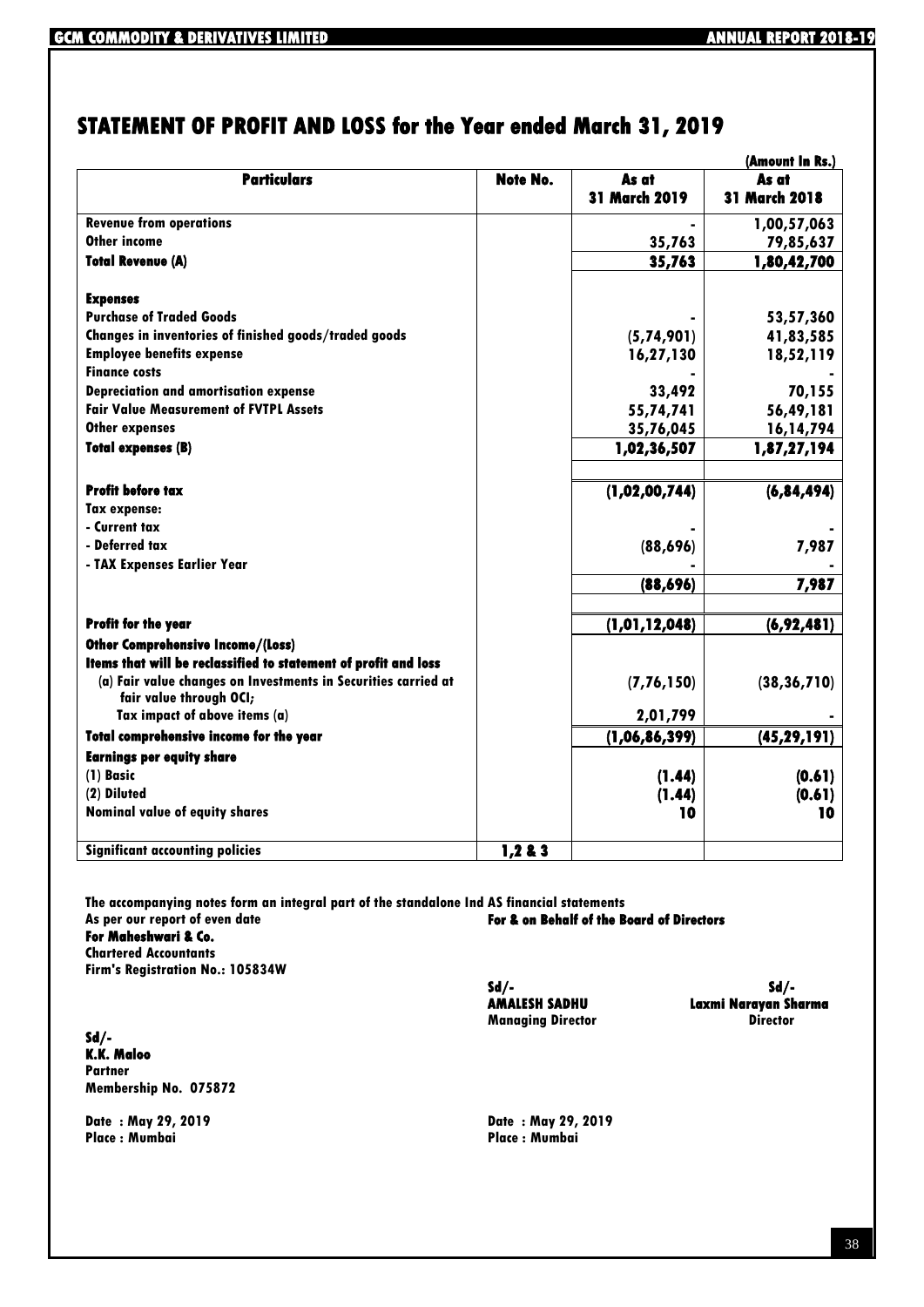# STATEMENT OF PROFIT AND LOSS for the Year ended March 31, 2019

(Amount In Rs.)

| Particulars | Note No. | As at 31 March 2019 | As at 31 March 2018 |
|---|---|---|---|
| **Revenue from operations** | | - | 1,00,57,063 |
| **Other income** | | 35,763 | 79,85,637 |
| **Total Revenue (A)** | | **35,763** | **1,80,42,700** |
| | | | |
| **Expenses** | | | |
| **Purchase of Traded Goods** | | - | 53,57,360 |
| **Changes in inventories of finished goods/traded goods** | | (5,74,901) | 41,83,585 |
| **Employee benefits expense** | | 16,27,130 | 18,52,119 |
| **Finance costs** | | - | - |
| **Depreciation and amortisation expense** | | 33,492 | 70,155 |
| **Fair Value Measurement of FVTPL Assets** | | 55,74,741 | 56,49,181 |
| **Other expenses** | | 35,76,045 | 16,14,794 |
| **Total expenses (B)** | | **1,02,36,507** | **1,87,27,194** |
| | | | |
| **Profit before tax** | | **(1,02,00,744)** | **(6,84,494)** |
| **Tax expense:** | | | |
| **- Current tax** | | - | - |
| **- Deferred tax** | | (88,696) | 7,987 |
| **- TAX Expenses Earlier Year** | | - | - |
| | | **(88,696)** | **7,987** |
| | | | |
| **Profit for the year** | | **(1,01,12,048)** | **(6,92,481)** |
| **Other Comprehensive Income/(Loss)** | | | |
| **Items that will be reclassified to statement of profit and loss** | | | |
| **(a) Fair value changes on Investments in Securities carried at fair value through OCI;** | | (7,76,150) | (38,36,710) |
| **Tax impact of above items (a)** | | 2,01,799 | - |
| **Total comprehensive income for the year** | | **(1,06,86,399)** | **(45,29,191)** |
| **Earnings per equity share** | | | |
| **(1) Basic** | | **(1.44)** | **(0.61)** |
| **(2) Diluted** | | **(1.44)** | **(0.61)** |
| **Nominal value of equity shares** | | **10** | **10** |
| | | | |
| **Significant accounting policies** | **1,2 & 3** | | |

**The accompanying notes form an integral part of the standalone Ind AS financial statements**

**As per our report of even date**

**For Maheshwari & Co.**
**Chartered Accountants**
**Firm's Registration No.: 105834W**

**Sd/-**
**K.K. Maloo**
**Partner**
**Membership No. 075872**

**Date : May 29, 2019**
**Place : Mumbai**

**For & on Behalf of the Board of Directors**

**Sd/-**
**AMALESH SADHU**
**Managing Director**

**Sd/-**
**Laxmi Narayan Sharma**
**Director**

**Date : May 29, 2019**
**Place : Mumbai**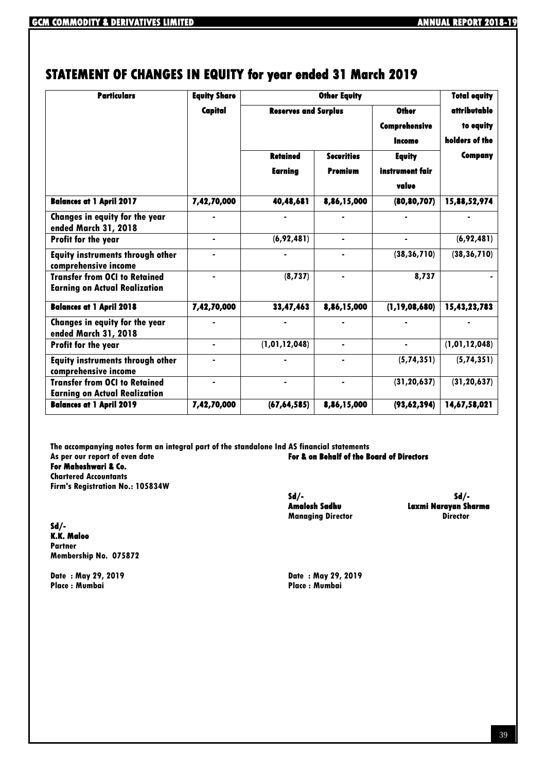## STATEMENT OF CHANGES IN EQUITY for year ended 31 March 2019

| Particulars | Equity Share Capital | Other Equity | | | Total equity attributable to equity holders of the Company |
|---|---|---|---|---|---|
| | | Reserves and Surplus | | Other Comprehensive Income | |
| | | Retained Earning | Securities Premium | Equity instrument fair value | |
| **Balances at 1 April 2017** | 7,42,70,000 | 40,48,681 | 8,86,15,000 | (80,80,707) | 15,88,52,974 |
| Changes in equity for the year ended March 31, 2018 | - | - | - | - | - |
| Profit for the year | - | (6,92,481) | - | - | (6,92,481) |
| Equity instruments through other comprehensive income | - | - | - | (38,36,710) | (38,36,710) |
| Transfer from OCI to Retained Earning on Actual Realization | - | (8,737) | - | 8,737 | - |
| **Balances at 1 April 2018** | 7,42,70,000 | 33,47,463 | 8,86,15,000 | (1,19,08,680) | 15,43,23,783 |
| Changes in equity for the year ended March 31, 2018 | - | - | - | - | - |
| Profit for the year | - | (1,01,12,048) | - | - | (1,01,12,048) |
| Equity instruments through other comprehensive income | - | - | - | (5,74,351) | (5,74,351) |
| Transfer from OCI to Retained Earning on Actual Realization | - | - | - | (31,20,637) | (31,20,637) |
| **Balances at 1 April 2019** | 7,42,70,000 | (67,64,585) | 8,86,15,000 | (93,62,394) | 14,67,58,021 |

The accompanying notes form an integral part of the standalone Ind AS financial statements

As per our report of even date
**For Maheshwari & Co.**
Chartered Accountants
Firm's Registration No.: 105834W

Sd/-
**K.K. Maloo**
Partner
Membership No. 075872

Date : May 29, 2019
Place : Mumbai

**For & on Behalf of the Board of Directors**

Sd/-
**Amalesh Sadhu**
Managing Director

Sd/-
**Laxmi Narayan Sharma**
Director

Date : May 29, 2019
Place : Mumbai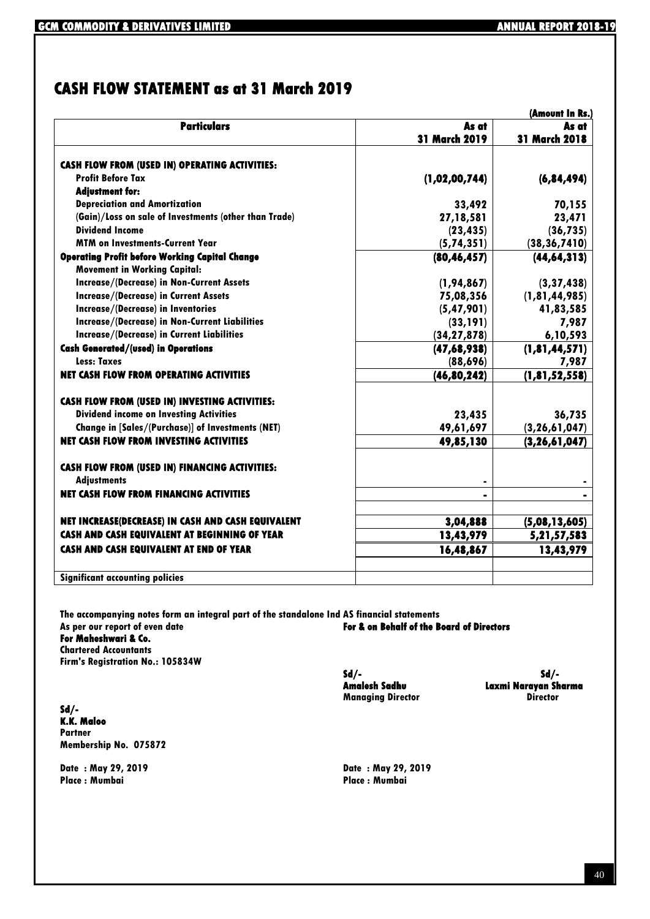# CASH FLOW STATEMENT as at 31 March 2019

(Amount In Rs.)

| Particulars | As at 31 March 2019 | As at 31 March 2018 |
|---|---|---|
| **CASH FLOW FROM (USED IN) OPERATING ACTIVITIES:** | | |
| Profit Before Tax | (1,02,00,744) | (6,84,494) |
| Adjustment for: | | |
| Depreciation and Amortization | 33,492 | 70,155 |
| (Gain)/Loss on sale of Investments (other than Trade) | 27,18,581 | 23,471 |
| Dividend Income | (23,435) | (36,735) |
| MTM on Investments-Current Year | (5,74,351) | (38,36,7410) |
| **Operating Profit before Working Capital Change** | **(80,46,457)** | **(44,64,313)** |
| Movement in Working Capital: | | |
| Increase/(Decrease) in Non-Current Assets | (1,94,867) | (3,37,438) |
| Increase/(Decrease) in Current Assets | 75,08,356 | (1,81,44,985) |
| Increase/(Decrease) in Inventories | (5,47,901) | 41,83,585 |
| Increase/(Decrease) in Non-Current Liabilities | (33,191) | 7,987 |
| Increase/(Decrease) in Current Liabilities | (34,27,878) | 6,10,593 |
| **Cash Generated/(used) in Operations** | **(47,68,938)** | **(1,81,44,571)** |
| Less: Taxes | (88,696) | 7,987 |
| **NET CASH FLOW FROM OPERATING ACTIVITIES** | **(46,80,242)** | **(1,81,52,558)** |
| **CASH FLOW FROM (USED IN) INVESTING ACTIVITIES:** | | |
| Dividend income on Investing Activities | 23,435 | 36,735 |
| Change in [Sales/(Purchase)] of Investments (NET) | 49,61,697 | (3,26,61,047) |
| **NET CASH FLOW FROM INVESTING ACTIVITIES** | **49,85,130** | **(3,26,61,047)** |
| **CASH FLOW FROM (USED IN) FINANCING ACTIVITIES:** | | |
| Adjustments | - | - |
| **NET CASH FLOW FROM FINANCING ACTIVITIES** | - | - |
| **NET INCREASE(DECREASE) IN CASH AND CASH EQUIVALENT** | **3,04,888** | **(5,08,13,605)** |
| **CASH AND CASH EQUIVALENT AT BEGINNING OF YEAR** | **13,43,979** | **5,21,57,583** |
| **CASH AND CASH EQUIVALENT AT END OF YEAR** | **16,48,867** | **13,43,979** |
| **Significant accounting policies** | | |

The accompanying notes form an integral part of the standalone Ind AS financial statements

As per our report of even date
**For Maheshwari & Co.**
Chartered Accountants
Firm's Registration No.: 105834W

Sd/-
**K.K. Maloo**
Partner
Membership No. 075872

Date : May 29, 2019
Place : Mumbai

**For & on Behalf of the Board of Directors**

Sd/-
**Amalesh Sadhu**
Managing Director

Sd/-
**Laxmi Narayan Sharma**
Director

Date : May 29, 2019
Place : Mumbai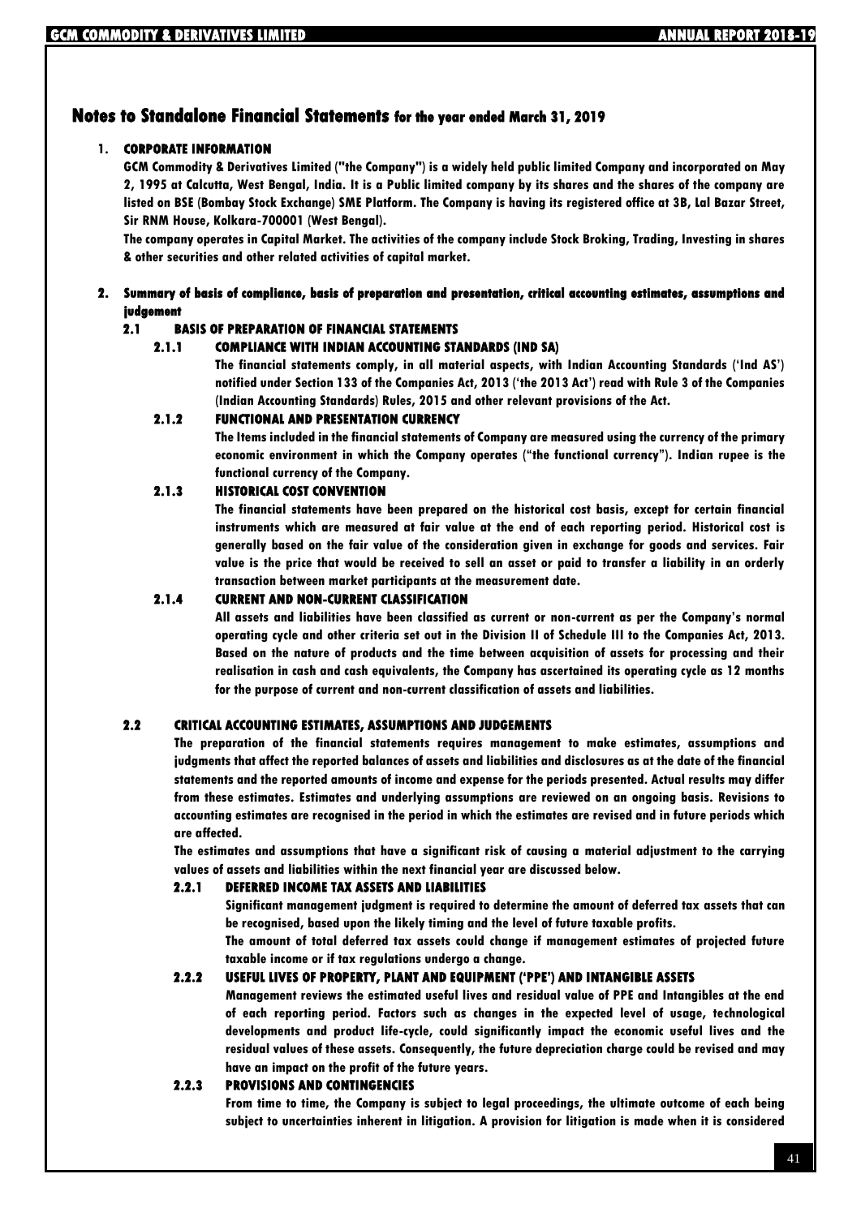## Notes to Standalone Financial Statements for the year ended March 31, 2019

### 1. CORPORATE INFORMATION

**GCM Commodity & Derivatives Limited ("the Company") is a widely held public limited Company and incorporated on May 2, 1995 at Calcutta, West Bengal, India. It is a Public limited company by its shares and the shares of the company are listed on BSE (Bombay Stock Exchange) SME Platform. The Company is having its registered office at 3B, Lal Bazar Street, Sir RNM House, Kolkara-700001 (West Bengal).**

**The company operates in Capital Market. The activities of the company include Stock Broking, Trading, Investing in shares & other securities and other related activities of capital market.**

### 2. Summary of basis of compliance, basis of preparation and presentation, critical accounting estimates, assumptions and judgement

#### 2.1 BASIS OF PREPARATION OF FINANCIAL STATEMENTS

##### 2.1.1 COMPLIANCE WITH INDIAN ACCOUNTING STANDARDS (IND SA)

**The financial statements comply, in all material aspects, with Indian Accounting Standards ('Ind AS') notified under Section 133 of the Companies Act, 2013 ('the 2013 Act') read with Rule 3 of the Companies (Indian Accounting Standards) Rules, 2015 and other relevant provisions of the Act.**

##### 2.1.2 FUNCTIONAL AND PRESENTATION CURRENCY

**The Items included in the financial statements of Company are measured using the currency of the primary economic environment in which the Company operates ("the functional currency"). Indian rupee is the functional currency of the Company.**

##### 2.1.3 HISTORICAL COST CONVENTION

**The financial statements have been prepared on the historical cost basis, except for certain financial instruments which are measured at fair value at the end of each reporting period. Historical cost is generally based on the fair value of the consideration given in exchange for goods and services. Fair value is the price that would be received to sell an asset or paid to transfer a liability in an orderly transaction between market participants at the measurement date.**

##### 2.1.4 CURRENT AND NON-CURRENT CLASSIFICATION

**All assets and liabilities have been classified as current or non-current as per the Company's normal operating cycle and other criteria set out in the Division II of Schedule III to the Companies Act, 2013. Based on the nature of products and the time between acquisition of assets for processing and their realisation in cash and cash equivalents, the Company has ascertained its operating cycle as 12 months for the purpose of current and non-current classification of assets and liabilities.**

#### 2.2 CRITICAL ACCOUNTING ESTIMATES, ASSUMPTIONS AND JUDGEMENTS

**The preparation of the financial statements requires management to make estimates, assumptions and judgments that affect the reported balances of assets and liabilities and disclosures as at the date of the financial statements and the reported amounts of income and expense for the periods presented. Actual results may differ from these estimates. Estimates and underlying assumptions are reviewed on an ongoing basis. Revisions to accounting estimates are recognised in the period in which the estimates are revised and in future periods which are affected.**

**The estimates and assumptions that have a significant risk of causing a material adjustment to the carrying values of assets and liabilities within the next financial year are discussed below.**

##### 2.2.1 DEFERRED INCOME TAX ASSETS AND LIABILITIES

**Significant management judgment is required to determine the amount of deferred tax assets that can be recognised, based upon the likely timing and the level of future taxable profits.**

**The amount of total deferred tax assets could change if management estimates of projected future taxable income or if tax regulations undergo a change.**

##### 2.2.2 USEFUL LIVES OF PROPERTY, PLANT AND EQUIPMENT ('PPE') AND INTANGIBLE ASSETS

**Management reviews the estimated useful lives and residual value of PPE and Intangibles at the end of each reporting period. Factors such as changes in the expected level of usage, technological developments and product life-cycle, could significantly impact the economic useful lives and the residual values of these assets. Consequently, the future depreciation charge could be revised and may have an impact on the profit of the future years.**

##### 2.2.3 PROVISIONS AND CONTINGENCIES

**From time to time, the Company is subject to legal proceedings, the ultimate outcome of each being subject to uncertainties inherent in litigation. A provision for litigation is made when it is considered**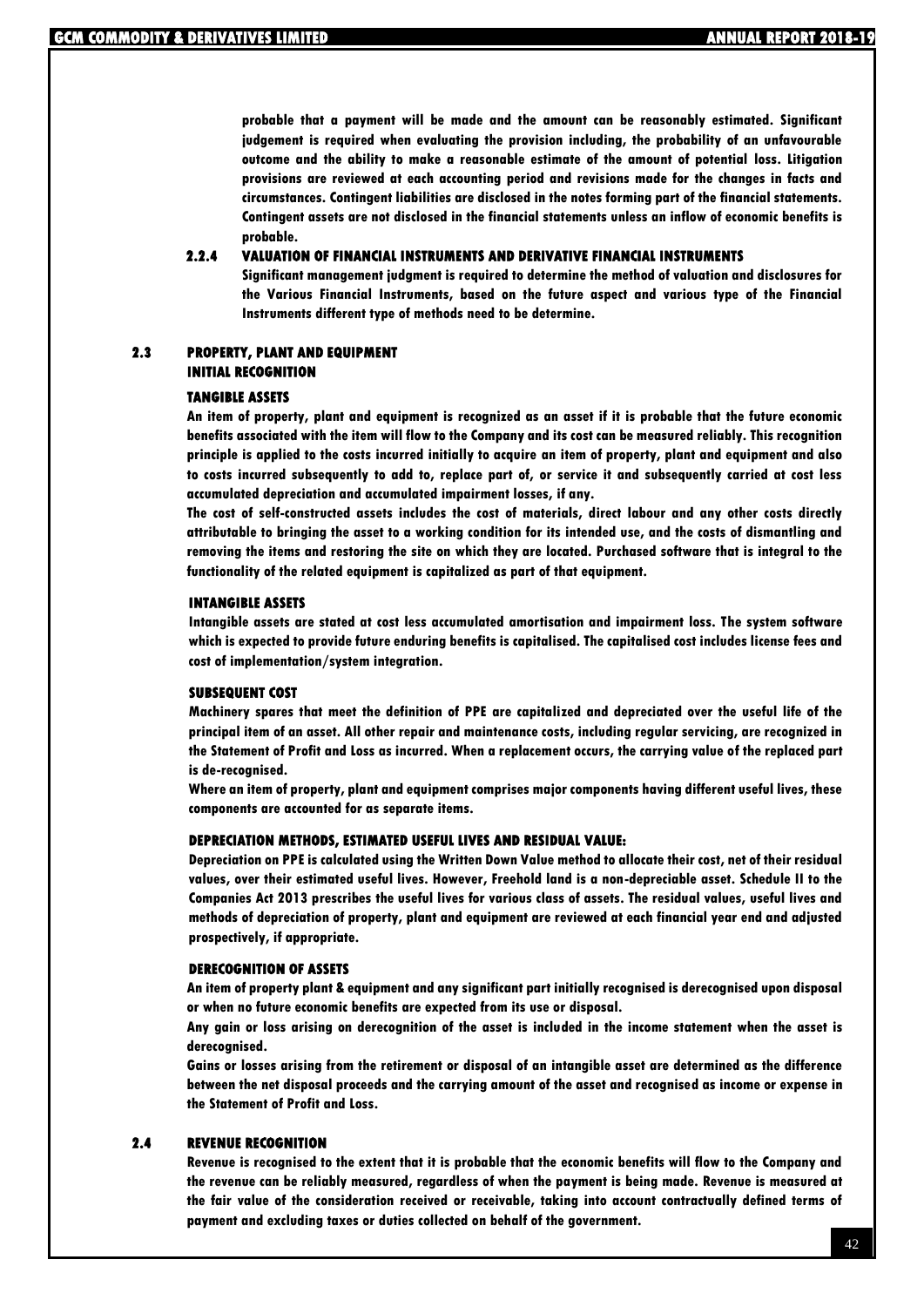probable that a payment will be made and the amount can be reasonably estimated. Significant judgement is required when evaluating the provision including, the probability of an unfavourable outcome and the ability to make a reasonable estimate of the amount of potential loss. Litigation provisions are reviewed at each accounting period and revisions made for the changes in facts and circumstances. Contingent liabilities are disclosed in the notes forming part of the financial statements. Contingent assets are not disclosed in the financial statements unless an inflow of economic benefits is probable.

#### 2.2.4 VALUATION OF FINANCIAL INSTRUMENTS AND DERIVATIVE FINANCIAL INSTRUMENTS

Significant management judgment is required to determine the method of valuation and disclosures for the Various Financial Instruments, based on the future aspect and various type of the Financial Instruments different type of methods need to be determine.

## 2.3 PROPERTY, PLANT AND EQUIPMENT

### INITIAL RECOGNITION

#### TANGIBLE ASSETS

An item of property, plant and equipment is recognized as an asset if it is probable that the future economic benefits associated with the item will flow to the Company and its cost can be measured reliably. This recognition principle is applied to the costs incurred initially to acquire an item of property, plant and equipment and also to costs incurred subsequently to add to, replace part of, or service it and subsequently carried at cost less accumulated depreciation and accumulated impairment losses, if any.

The cost of self-constructed assets includes the cost of materials, direct labour and any other costs directly attributable to bringing the asset to a working condition for its intended use, and the costs of dismantling and removing the items and restoring the site on which they are located. Purchased software that is integral to the functionality of the related equipment is capitalized as part of that equipment.

#### INTANGIBLE ASSETS

Intangible assets are stated at cost less accumulated amortisation and impairment loss. The system software which is expected to provide future enduring benefits is capitalised. The capitalised cost includes license fees and cost of implementation/system integration.

#### SUBSEQUENT COST

Machinery spares that meet the definition of PPE are capitalized and depreciated over the useful life of the principal item of an asset. All other repair and maintenance costs, including regular servicing, are recognized in the Statement of Profit and Loss as incurred. When a replacement occurs, the carrying value of the replaced part is de-recognised.

Where an item of property, plant and equipment comprises major components having different useful lives, these components are accounted for as separate items.

#### DEPRECIATION METHODS, ESTIMATED USEFUL LIVES AND RESIDUAL VALUE:

Depreciation on PPE is calculated using the Written Down Value method to allocate their cost, net of their residual values, over their estimated useful lives. However, Freehold land is a non-depreciable asset. Schedule II to the Companies Act 2013 prescribes the useful lives for various class of assets. The residual values, useful lives and methods of depreciation of property, plant and equipment are reviewed at each financial year end and adjusted prospectively, if appropriate.

#### DERECOGNITION OF ASSETS

An item of property plant & equipment and any significant part initially recognised is derecognised upon disposal or when no future economic benefits are expected from its use or disposal.

Any gain or loss arising on derecognition of the asset is included in the income statement when the asset is derecognised.

Gains or losses arising from the retirement or disposal of an intangible asset are determined as the difference between the net disposal proceeds and the carrying amount of the asset and recognised as income or expense in the Statement of Profit and Loss.

## 2.4 REVENUE RECOGNITION

Revenue is recognised to the extent that it is probable that the economic benefits will flow to the Company and the revenue can be reliably measured, regardless of when the payment is being made. Revenue is measured at the fair value of the consideration received or receivable, taking into account contractually defined terms of payment and excluding taxes or duties collected on behalf of the government.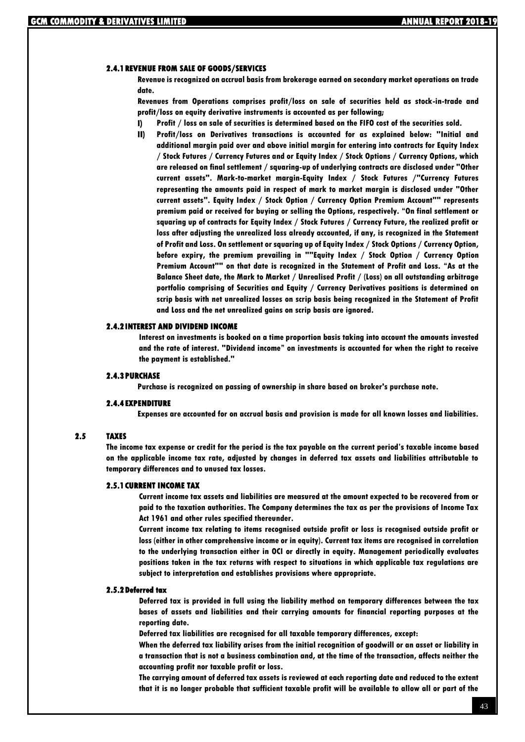### 2.4.1 REVENUE FROM SALE OF GOODS/SERVICES

Revenue is recognized on accrual basis from brokerage earned on secondary market operations on trade date.

Revenues from Operations comprises profit/loss on sale of securities held as stock-in-trade and profit/loss on equity derivative instruments is accounted as per following;

I) Profit / loss on sale of securities is determined based on the FIFO cost of the securities sold.

II) Profit/loss on Derivatives transactions is accounted for as explained below: "Initial and additional margin paid over and above initial margin for entering into contracts for Equity Index / Stock Futures / Currency Futures and or Equity Index / Stock Options / Currency Options, which are released on final settlement / squaring-up of underlying contracts are disclosed under "Other current assets". Mark-to-market margin-Equity Index / Stock Futures /"Currency Futures representing the amounts paid in respect of mark to market margin is disclosed under "Other current assets". Equity Index / Stock Option / Currency Option Premium Account"" represents premium paid or received for buying or selling the Options, respectively. "On final settlement or squaring up of contracts for Equity Index / Stock Futures / Currency Future, the realized profit or loss after adjusting the unrealized loss already accounted, if any, is recognized in the Statement of Profit and Loss. On settlement or squaring up of Equity Index / Stock Options / Currency Option, before expiry, the premium prevailing in ""Equity Index / Stock Option / Currency Option Premium Account"" on that date is recognized in the Statement of Profit and Loss. "As at the Balance Sheet date, the Mark to Market / Unrealised Profit / (Loss) on all outstanding arbitrage portfolio comprising of Securities and Equity / Currency Derivatives positions is determined on scrip basis with net unrealized losses on scrip basis being recognized in the Statement of Profit and Loss and the net unrealized gains on scrip basis are ignored.

### 2.4.2 INTEREST AND DIVIDEND INCOME

Interest on investments is booked on a time proportion basis taking into account the amounts invested and the rate of interest. "Dividend income" on investments is accounted for when the right to receive the payment is established."

### 2.4.3 PURCHASE

Purchase is recognized on passing of ownership in share based on broker's purchase note.

### 2.4.4 EXPENDITURE

Expenses are accounted for on accrual basis and provision is made for all known losses and liabilities.

## 2.5 TAXES

The income tax expense or credit for the period is the tax payable on the current period's taxable income based on the applicable income tax rate, adjusted by changes in deferred tax assets and liabilities attributable to temporary differences and to unused tax losses.

### 2.5.1 CURRENT INCOME TAX

Current income tax assets and liabilities are measured at the amount expected to be recovered from or paid to the taxation authorities. The Company determines the tax as per the provisions of Income Tax Act 1961 and other rules specified thereunder.

Current income tax relating to items recognised outside profit or loss is recognised outside profit or loss (either in other comprehensive income or in equity). Current tax items are recognised in correlation to the underlying transaction either in OCI or directly in equity. Management periodically evaluates positions taken in the tax returns with respect to situations in which applicable tax regulations are subject to interpretation and establishes provisions where appropriate.

### 2.5.2 Deferred tax

Deferred tax is provided in full using the liability method on temporary differences between the tax bases of assets and liabilities and their carrying amounts for financial reporting purposes at the reporting date.

Deferred tax liabilities are recognised for all taxable temporary differences, except:

When the deferred tax liability arises from the initial recognition of goodwill or an asset or liability in a transaction that is not a business combination and, at the time of the transaction, affects neither the accounting profit nor taxable profit or loss.

The carrying amount of deferred tax assets is reviewed at each reporting date and reduced to the extent that it is no longer probable that sufficient taxable profit will be available to allow all or part of the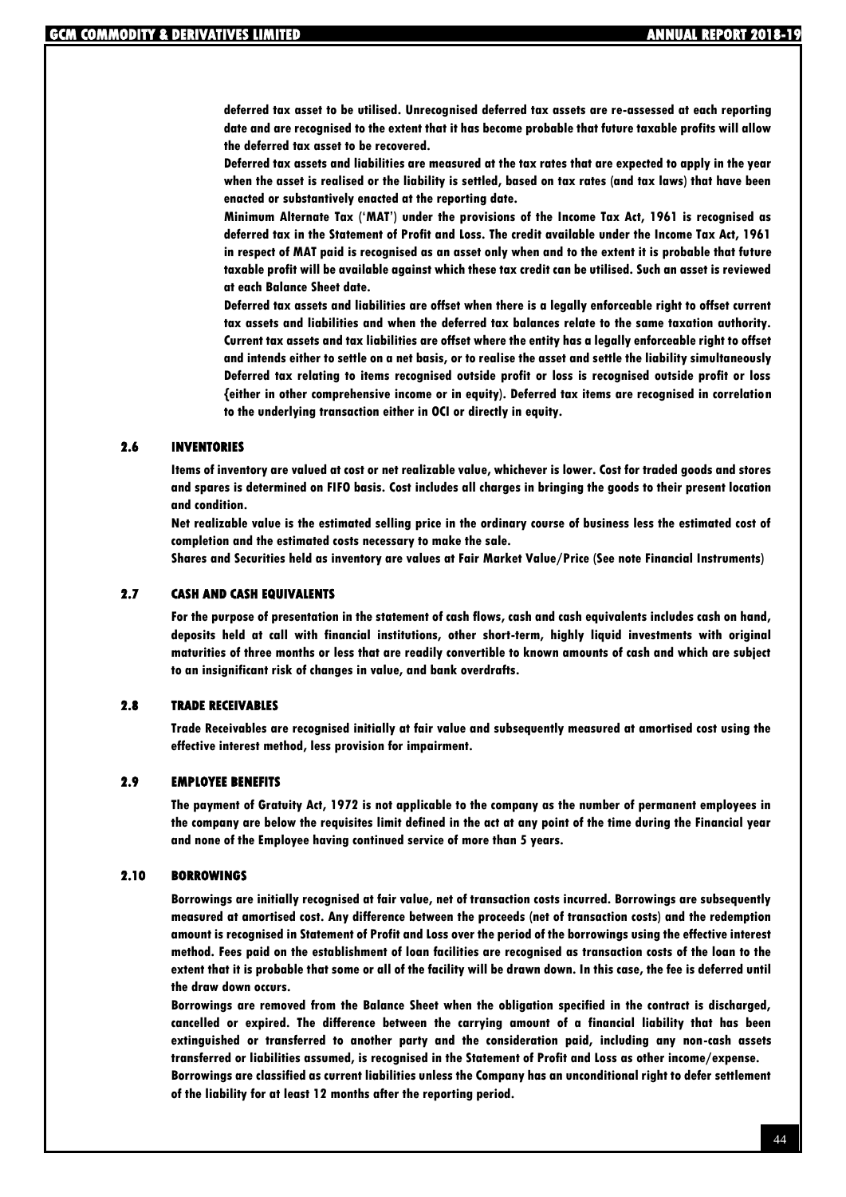deferred tax asset to be utilised. Unrecognised deferred tax assets are re-assessed at each reporting date and are recognised to the extent that it has become probable that future taxable profits will allow the deferred tax asset to be recovered.

Deferred tax assets and liabilities are measured at the tax rates that are expected to apply in the year when the asset is realised or the liability is settled, based on tax rates (and tax laws) that have been enacted or substantively enacted at the reporting date.

Minimum Alternate Tax ('MAT') under the provisions of the Income Tax Act, 1961 is recognised as deferred tax in the Statement of Profit and Loss. The credit available under the Income Tax Act, 1961 in respect of MAT paid is recognised as an asset only when and to the extent it is probable that future taxable profit will be available against which these tax credit can be utilised. Such an asset is reviewed at each Balance Sheet date.

Deferred tax assets and liabilities are offset when there is a legally enforceable right to offset current tax assets and liabilities and when the deferred tax balances relate to the same taxation authority. Current tax assets and tax liabilities are offset where the entity has a legally enforceable right to offset and intends either to settle on a net basis, or to realise the asset and settle the liability simultaneously Deferred tax relating to items recognised outside profit or loss is recognised outside profit or loss {either in other comprehensive income or in equity). Deferred tax items are recognised in correlation to the underlying transaction either in OCI or directly in equity.

## 2.6 INVENTORIES

Items of inventory are valued at cost or net realizable value, whichever is lower. Cost for traded goods and stores and spares is determined on FIFO basis. Cost includes all charges in bringing the goods to their present location and condition.

Net realizable value is the estimated selling price in the ordinary course of business less the estimated cost of completion and the estimated costs necessary to make the sale.

Shares and Securities held as inventory are values at Fair Market Value/Price (See note Financial Instruments)

## 2.7 CASH AND CASH EQUIVALENTS

For the purpose of presentation in the statement of cash flows, cash and cash equivalents includes cash on hand, deposits held at call with financial institutions, other short-term, highly liquid investments with original maturities of three months or less that are readily convertible to known amounts of cash and which are subject to an insignificant risk of changes in value, and bank overdrafts.

## 2.8 TRADE RECEIVABLES

Trade Receivables are recognised initially at fair value and subsequently measured at amortised cost using the effective interest method, less provision for impairment.

## 2.9 EMPLOYEE BENEFITS

The payment of Gratuity Act, 1972 is not applicable to the company as the number of permanent employees in the company are below the requisites limit defined in the act at any point of the time during the Financial year and none of the Employee having continued service of more than 5 years.

## 2.10 BORROWINGS

Borrowings are initially recognised at fair value, net of transaction costs incurred. Borrowings are subsequently measured at amortised cost. Any difference between the proceeds (net of transaction costs) and the redemption amount is recognised in Statement of Profit and Loss over the period of the borrowings using the effective interest method. Fees paid on the establishment of loan facilities are recognised as transaction costs of the loan to the extent that it is probable that some or all of the facility will be drawn down. In this case, the fee is deferred until the draw down occurs.

Borrowings are removed from the Balance Sheet when the obligation specified in the contract is discharged, cancelled or expired. The difference between the carrying amount of a financial liability that has been extinguished or transferred to another party and the consideration paid, including any non-cash assets transferred or liabilities assumed, is recognised in the Statement of Profit and Loss as other income/expense.

Borrowings are classified as current liabilities unless the Company has an unconditional right to defer settlement of the liability for at least 12 months after the reporting period.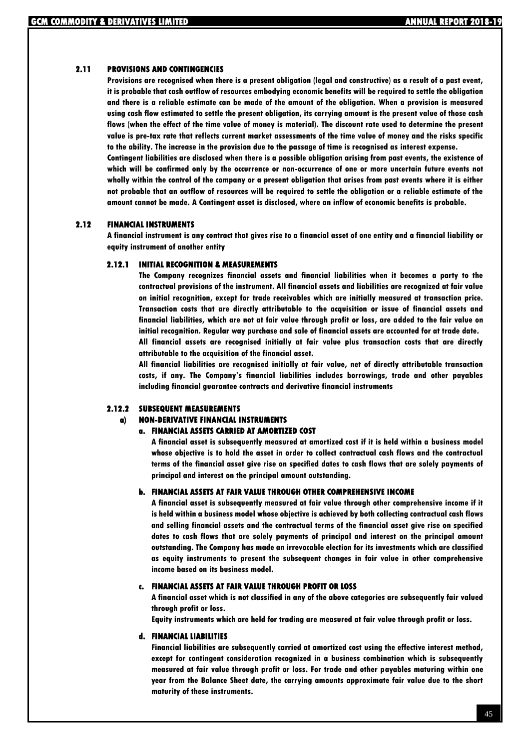## 2.11 PROVISIONS AND CONTINGENCIES

**Provisions are recognised when there is a present obligation (legal and constructive) as a result of a past event, it is probable that cash outflow of resources embodying economic benefits will be required to settle the obligation and there is a reliable estimate can be made of the amount of the obligation. When a provision is measured using cash flow estimated to settle the present obligation, its carrying amount is the present value of those cash flows (when the effect of the time value of money is material). The discount rate used to determine the present value is pre-tax rate that reflects current market assessments of the time value of money and the risks specific to the ability. The increase in the provision due to the passage of time is recognised as interest expense.**

**Contingent liabilities are disclosed when there is a possible obligation arising from past events, the existence of which will be confirmed only by the occurrence or non-occurrence of one or more uncertain future events not wholly within the control of the company or a present obligation that arises from past events where it is either not probable that an outflow of resources will be required to settle the obligation or a reliable estimate of the amount cannot be made. A Contingent asset is disclosed, where an inflow of economic benefits is probable.**

## 2.12 FINANCIAL INSTRUMENTS

**A financial instrument is any contract that gives rise to a financial asset of one entity and a financial liability or equity instrument of another entity**

### 2.12.1 INITIAL RECOGNITION & MEASUREMENTS

**The Company recognizes financial assets and financial liabilities when it becomes a party to the contractual provisions of the instrument. All financial assets and liabilities are recognized at fair value on initial recognition, except for trade receivables which are initially measured at transaction price. Transaction costs that are directly attributable to the acquisition or issue of financial assets and financial liabilities, which are not at fair value through profit or loss, are added to the fair value on initial recognition. Regular way purchase and sale of financial assets are accounted for at trade date.**

**All financial assets are recognised initially at fair value plus transaction costs that are directly attributable to the acquisition of the financial asset.**

**All financial liabilities are recognised initially at fair value, net of directly attributable transaction costs, if any. The Company's financial liabilities includes borrowings, trade and other payables including financial guarantee contracts and derivative financial instruments**

### 2.12.2 SUBSEQUENT MEASUREMENTS

#### a) NON-DERIVATIVE FINANCIAL INSTRUMENTS

##### a. FINANCIAL ASSETS CARRIED AT AMORTIZED COST

**A financial asset is subsequently measured at amortized cost if it is held within a business model whose objective is to hold the asset in order to collect contractual cash flows and the contractual terms of the financial asset give rise on specified dates to cash flows that are solely payments of principal and interest on the principal amount outstanding.**

##### b. FINANCIAL ASSETS AT FAIR VALUE THROUGH OTHER COMPREHENSIVE INCOME

**A financial asset is subsequently measured at fair value through other comprehensive income if it is held within a business model whose objective is achieved by both collecting contractual cash flows and selling financial assets and the contractual terms of the financial asset give rise on specified dates to cash flows that are solely payments of principal and interest on the principal amount outstanding. The Company has made an irrevocable election for its investments which are classified as equity instruments to present the subsequent changes in fair value in other comprehensive income based on its business model.**

##### c. FINANCIAL ASSETS AT FAIR VALUE THROUGH PROFIT OR LOSS

**A financial asset which is not classified in any of the above categories are subsequently fair valued through profit or loss.**

**Equity instruments which are held for trading are measured at fair value through profit or loss.**

##### d. FINANCIAL LIABILITIES

**Financial liabilities are subsequently carried at amortized cost using the effective interest method, except for contingent consideration recognized in a business combination which is subsequently measured at fair value through profit or loss. For trade and other payables maturing within one year from the Balance Sheet date, the carrying amounts approximate fair value due to the short maturity of these instruments.**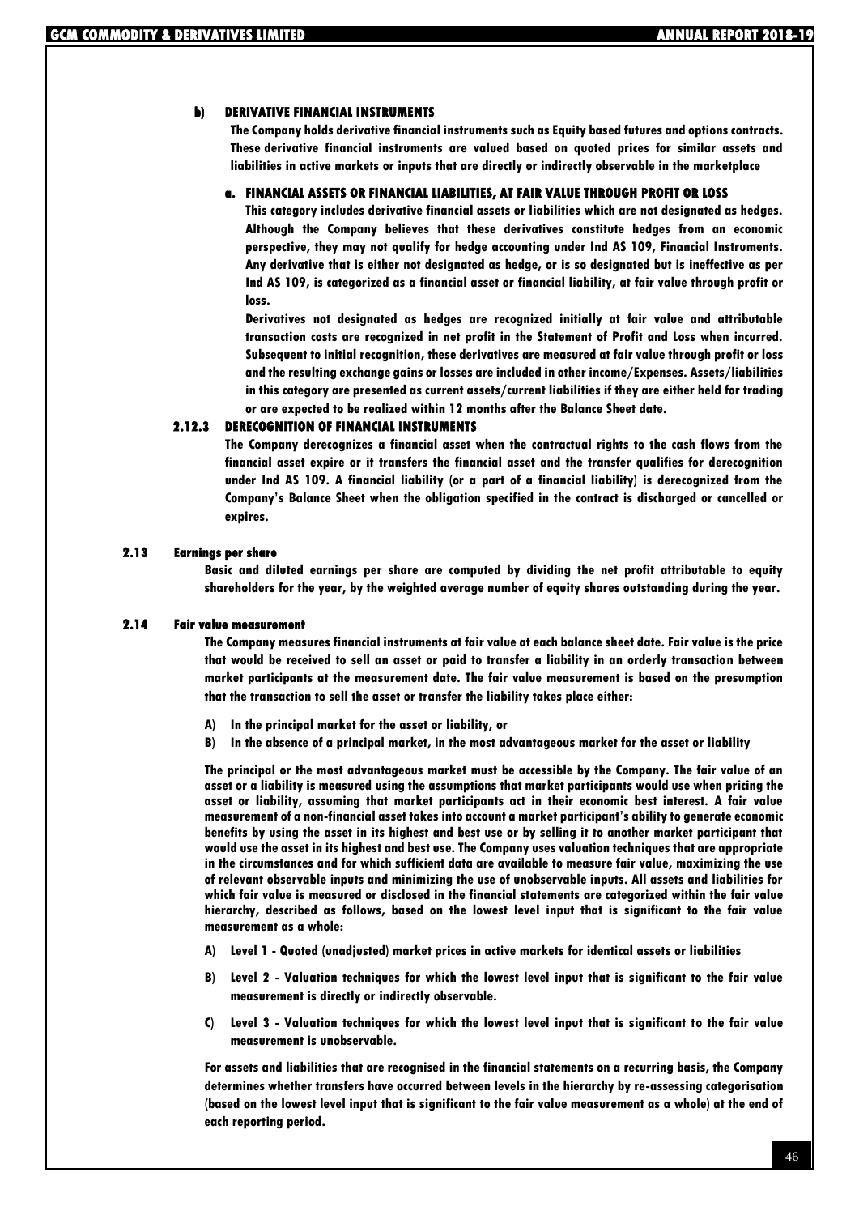#### b) DERIVATIVE FINANCIAL INSTRUMENTS

**The Company holds derivative financial instruments such as Equity based futures and options contracts. These derivative financial instruments are valued based on quoted prices for similar assets and liabilities in active markets or inputs that are directly or indirectly observable in the marketplace**

##### a. FINANCIAL ASSETS OR FINANCIAL LIABILITIES, AT FAIR VALUE THROUGH PROFIT OR LOSS

**This category includes derivative financial assets or liabilities which are not designated as hedges. Although the Company believes that these derivatives constitute hedges from an economic perspective, they may not qualify for hedge accounting under Ind AS 109, Financial Instruments. Any derivative that is either not designated as hedge, or is so designated but is ineffective as per Ind AS 109, is categorized as a financial asset or financial liability, at fair value through profit or loss.**

**Derivatives not designated as hedges are recognized initially at fair value and attributable transaction costs are recognized in net profit in the Statement of Profit and Loss when incurred. Subsequent to initial recognition, these derivatives are measured at fair value through profit or loss and the resulting exchange gains or losses are included in other income/Expenses. Assets/liabilities in this category are presented as current assets/current liabilities if they are either held for trading or are expected to be realized within 12 months after the Balance Sheet date.**

### 2.12.3 DERECOGNITION OF FINANCIAL INSTRUMENTS

**The Company derecognizes a financial asset when the contractual rights to the cash flows from the financial asset expire or it transfers the financial asset and the transfer qualifies for derecognition under Ind AS 109. A financial liability (or a part of a financial liability) is derecognized from the Company's Balance Sheet when the obligation specified in the contract is discharged or cancelled or expires.**

## 2.13 Earnings per share

**Basic and diluted earnings per share are computed by dividing the net profit attributable to equity shareholders for the year, by the weighted average number of equity shares outstanding during the year.**

## 2.14 Fair value measurement

**The Company measures financial instruments at fair value at each balance sheet date. Fair value is the price that would be received to sell an asset or paid to transfer a liability in an orderly transaction between market participants at the measurement date. The fair value measurement is based on the presumption that the transaction to sell the asset or transfer the liability takes place either:**

**A) In the principal market for the asset or liability, or**

**B) In the absence of a principal market, in the most advantageous market for the asset or liability**

**The principal or the most advantageous market must be accessible by the Company. The fair value of an asset or a liability is measured using the assumptions that market participants would use when pricing the asset or liability, assuming that market participants act in their economic best interest. A fair value measurement of a non-financial asset takes into account a market participant's ability to generate economic benefits by using the asset in its highest and best use or by selling it to another market participant that would use the asset in its highest and best use. The Company uses valuation techniques that are appropriate in the circumstances and for which sufficient data are available to measure fair value, maximizing the use of relevant observable inputs and minimizing the use of unobservable inputs. All assets and liabilities for which fair value is measured or disclosed in the financial statements are categorized within the fair value hierarchy, described as follows, based on the lowest level input that is significant to the fair value measurement as a whole:**

**A) Level 1 - Quoted (unadjusted) market prices in active markets for identical assets or liabilities**

**B) Level 2 - Valuation techniques for which the lowest level input that is significant to the fair value measurement is directly or indirectly observable.**

**C) Level 3 - Valuation techniques for which the lowest level input that is significant to the fair value measurement is unobservable.**

**For assets and liabilities that are recognised in the financial statements on a recurring basis, the Company determines whether transfers have occurred between levels in the hierarchy by re-assessing categorisation (based on the lowest level input that is significant to the fair value measurement as a whole) at the end of each reporting period.**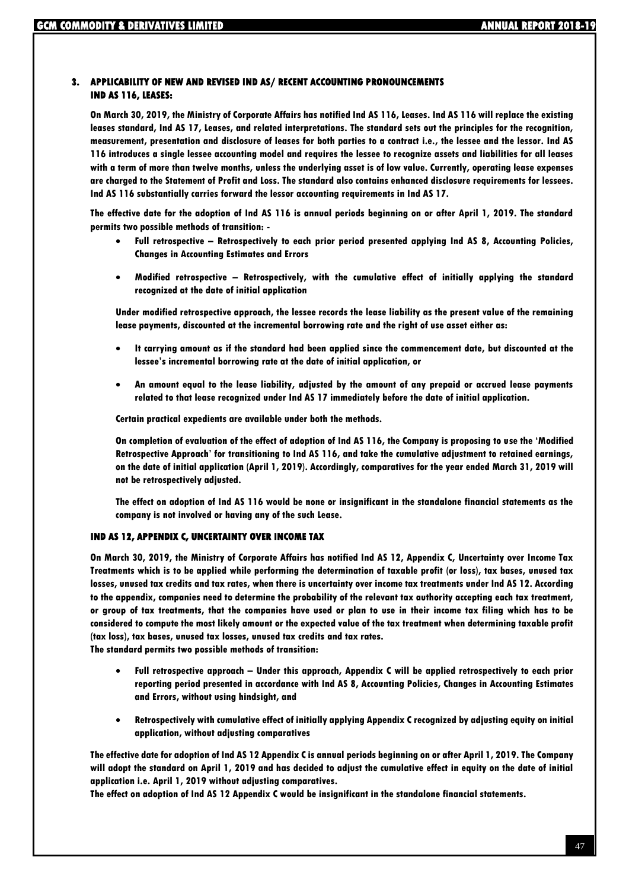## 3. APPLICABILITY OF NEW AND REVISED IND AS/ RECENT ACCOUNTING PRONOUNCEMENTS

### IND AS 116, LEASES:

On March 30, 2019, the Ministry of Corporate Affairs has notified Ind AS 116, Leases. Ind AS 116 will replace the existing leases standard, Ind AS 17, Leases, and related interpretations. The standard sets out the principles for the recognition, measurement, presentation and disclosure of leases for both parties to a contract i.e., the lessee and the lessor. Ind AS 116 introduces a single lessee accounting model and requires the lessee to recognize assets and liabilities for all leases with a term of more than twelve months, unless the underlying asset is of low value. Currently, operating lease expenses are charged to the Statement of Profit and Loss. The standard also contains enhanced disclosure requirements for lessees. Ind AS 116 substantially carries forward the lessor accounting requirements in Ind AS 17.

The effective date for the adoption of Ind AS 116 is annual periods beginning on or after April 1, 2019. The standard permits two possible methods of transition: -

- Full retrospective – Retrospectively to each prior period presented applying Ind AS 8, Accounting Policies, Changes in Accounting Estimates and Errors
- Modified retrospective – Retrospectively, with the cumulative effect of initially applying the standard recognized at the date of initial application

Under modified retrospective approach, the lessee records the lease liability as the present value of the remaining lease payments, discounted at the incremental borrowing rate and the right of use asset either as:

- It carrying amount as if the standard had been applied since the commencement date, but discounted at the lessee's incremental borrowing rate at the date of initial application, or
- An amount equal to the lease liability, adjusted by the amount of any prepaid or accrued lease payments related to that lease recognized under Ind AS 17 immediately before the date of initial application.

Certain practical expedients are available under both the methods.

On completion of evaluation of the effect of adoption of Ind AS 116, the Company is proposing to use the 'Modified Retrospective Approach' for transitioning to Ind AS 116, and take the cumulative adjustment to retained earnings, on the date of initial application (April 1, 2019). Accordingly, comparatives for the year ended March 31, 2019 will not be retrospectively adjusted.

The effect on adoption of Ind AS 116 would be none or insignificant in the standalone financial statements as the company is not involved or having any of the such Lease.

### IND AS 12, APPENDIX C, UNCERTAINTY OVER INCOME TAX

On March 30, 2019, the Ministry of Corporate Affairs has notified Ind AS 12, Appendix C, Uncertainty over Income Tax Treatments which is to be applied while performing the determination of taxable profit (or loss), tax bases, unused tax losses, unused tax credits and tax rates, when there is uncertainty over income tax treatments under Ind AS 12. According to the appendix, companies need to determine the probability of the relevant tax authority accepting each tax treatment, or group of tax treatments, that the companies have used or plan to use in their income tax filing which has to be considered to compute the most likely amount or the expected value of the tax treatment when determining taxable profit (tax loss), tax bases, unused tax losses, unused tax credits and tax rates.

The standard permits two possible methods of transition:

- Full retrospective approach – Under this approach, Appendix C will be applied retrospectively to each prior reporting period presented in accordance with Ind AS 8, Accounting Policies, Changes in Accounting Estimates and Errors, without using hindsight, and
- Retrospectively with cumulative effect of initially applying Appendix C recognized by adjusting equity on initial application, without adjusting comparatives

The effective date for adoption of Ind AS 12 Appendix C is annual periods beginning on or after April 1, 2019. The Company will adopt the standard on April 1, 2019 and has decided to adjust the cumulative effect in equity on the date of initial application i.e. April 1, 2019 without adjusting comparatives.

The effect on adoption of Ind AS 12 Appendix C would be insignificant in the standalone financial statements.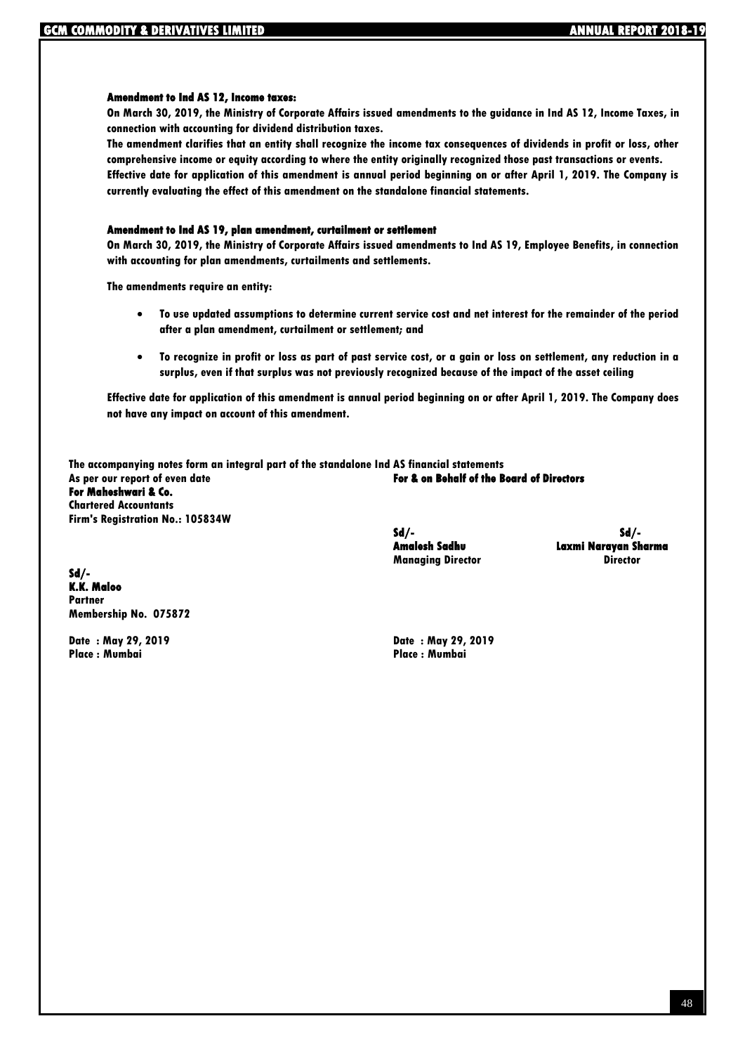**Amendment to Ind AS 12, Income taxes:**

**On March 30, 2019, the Ministry of Corporate Affairs issued amendments to the guidance in Ind AS 12, Income Taxes, in connection with accounting for dividend distribution taxes.**

**The amendment clarifies that an entity shall recognize the income tax consequences of dividends in profit or loss, other comprehensive income or equity according to where the entity originally recognized those past transactions or events.**

**Effective date for application of this amendment is annual period beginning on or after April 1, 2019. The Company is currently evaluating the effect of this amendment on the standalone financial statements.**

**Amendment to Ind AS 19, plan amendment, curtailment or settlement**

**On March 30, 2019, the Ministry of Corporate Affairs issued amendments to Ind AS 19, Employee Benefits, in connection with accounting for plan amendments, curtailments and settlements.**

**The amendments require an entity:**

- **To use updated assumptions to determine current service cost and net interest for the remainder of the period after a plan amendment, curtailment or settlement; and**
- **To recognize in profit or loss as part of past service cost, or a gain or loss on settlement, any reduction in a surplus, even if that surplus was not previously recognized because of the impact of the asset ceiling**

**Effective date for application of this amendment is annual period beginning on or after April 1, 2019. The Company does not have any impact on account of this amendment.**

**The accompanying notes form an integral part of the standalone Ind AS financial statements**

**As per our report of even date**
**For Maheshwari & Co.**
**Chartered Accountants**
**Firm's Registration No.: 105834W**

**Sd/-**
**K.K. Maloo**
**Partner**
**Membership No. 075872**

**Date : May 29, 2019**
**Place : Mumbai**

**For & on Behalf of the Board of Directors**

| | |
|---|---|
| **Sd/-** | **Sd/-** |
| **Amalesh Sadhu** | **Laxmi Narayan Sharma** |
| **Managing Director** | **Director** |

**Date : May 29, 2019**
**Place : Mumbai**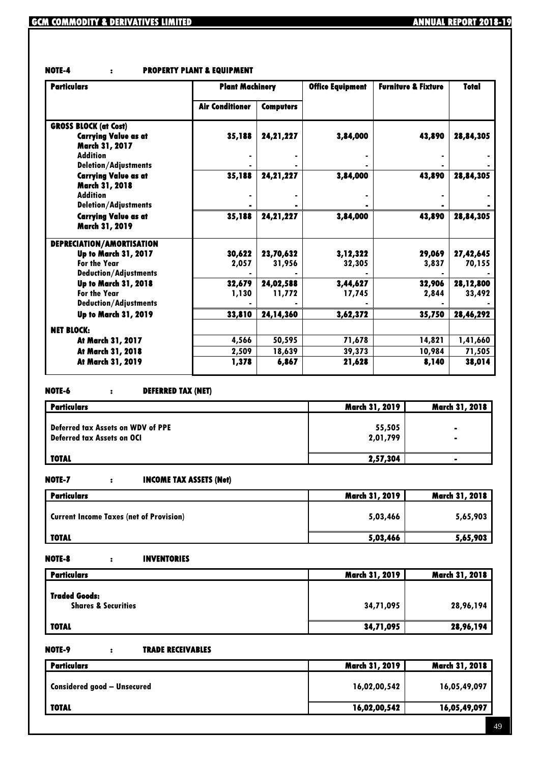**NOTE-4 : PROPERTY PLANT & EQUIPMENT**

| Particulars | Plant Machinery | | Office Equipment | Furniture & Fixture | Total |
|---|---|---|---|---|---|
| | Air Conditioner | Computers | | | |
| **GROSS BLOCK (at Cost)** | | | | | |
| Carrying Value as at March 31, 2017 | 35,188 | 24,21,227 | 3,84,000 | 43,890 | 28,84,305 |
| Addition | - | - | - | - | - |
| Deletion/Adjustments | - | - | - | - | - |
| Carrying Value as at March 31, 2018 | 35,188 | 24,21,227 | 3,84,000 | 43,890 | 28,84,305 |
| Addition | - | - | - | - | - |
| Deletion/Adjustments | - | - | - | - | - |
| Carrying Value as at March 31, 2019 | 35,188 | 24,21,227 | 3,84,000 | 43,890 | 28,84,305 |
| **DEPRECIATION/AMORTISATION** | | | | | |
| Up to March 31, 2017 | 30,622 | 23,70,632 | 3,12,322 | 29,069 | 27,42,645 |
| For the Year | 2,057 | 31,956 | 32,305 | 3,837 | 70,155 |
| Deduction/Adjustments | - | - | - | - | - |
| Up to March 31, 2018 | 32,679 | 24,02,588 | 3,44,627 | 32,906 | 28,12,800 |
| For the Year | 1,130 | 11,772 | 17,745 | 2,844 | 33,492 |
| Deduction/Adjustments | - | - | - | - | - |
| Up to March 31, 2019 | 33,810 | 24,14,360 | 3,62,372 | 35,750 | 28,46,292 |
| **NET BLOCK:** | | | | | |
| At March 31, 2017 | 4,566 | 50,595 | 71,678 | 14,821 | 1,41,660 |
| At March 31, 2018 | 2,509 | 18,639 | 39,373 | 10,984 | 71,505 |
| At March 31, 2019 | 1,378 | 6,867 | 21,628 | 8,140 | 38,014 |

**NOTE-6 : DEFERRED TAX (NET)**

| Particulars | March 31, 2019 | March 31, 2018 |
|---|---|---|
| Deferred tax Assets on WDV of PPE | 55,505 | - |
| Deferred tax Assets on OCI | 2,01,799 | - |
| **TOTAL** | 2,57,304 | - |

**NOTE-7 : INCOME TAX ASSETS (Net)**

| Particulars | March 31, 2019 | March 31, 2018 |
|---|---|---|
| Current Income Taxes (net of Provision) | 5,03,466 | 5,65,903 |
| **TOTAL** | 5,03,466 | 5,65,903 |

**NOTE-8 : INVENTORIES**

| Particulars | March 31, 2019 | March 31, 2018 |
|---|---|---|
| **Traded Goods:** | | |
| Shares & Securities | 34,71,095 | 28,96,194 |
| **TOTAL** | 34,71,095 | 28,96,194 |

**NOTE-9 : TRADE RECEIVABLES**

| Particulars | March 31, 2019 | March 31, 2018 |
|---|---|---|
| Considered good – Unsecured | 16,02,00,542 | 16,05,49,097 |
| **TOTAL** | 16,02,00,542 | 16,05,49,097 |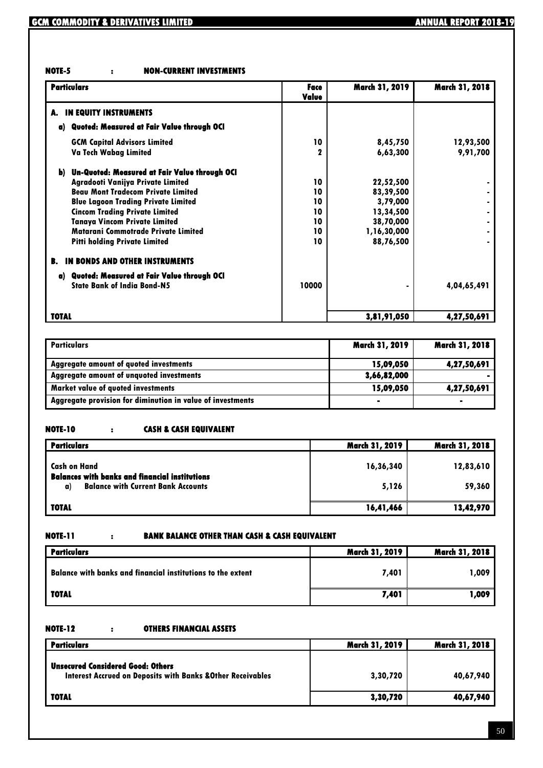### NOTE-5 : NON-CURRENT INVESTMENTS

| Particulars | Face Value | March 31, 2019 | March 31, 2018 |
|---|---|---|---|
| **A. IN EQUITY INSTRUMENTS** | | | |
| **a) Quoted: Measured at Fair Value through OCI** | | | |
| GCM Capital Advisors Limited | 10 | 8,45,750 | 12,93,500 |
| Va Tech Wabag Limited | 2 | 6,63,300 | 9,91,700 |
| **b) Un-Quoted: Measured at Fair Value through OCI** | | | |
| Agradooti Vanijya Private Limited | 10 | 22,52,500 | - |
| Beau Mont Tradecom Private Limited | 10 | 83,39,500 | - |
| Blue Lagoon Trading Private Limited | 10 | 3,79,000 | - |
| Cincom Trading Private Limited | 10 | 13,34,500 | - |
| Tanaya Vincom Private Limited | 10 | 38,70,000 | - |
| Matarani Commotrade Private Limited | 10 | 1,16,30,000 | - |
| Pitti holding Private Limited | 10 | 88,76,500 | - |
| **B. IN BONDS AND OTHER INSTRUMENTS** | | | |
| **a) Quoted: Measured at Fair Value through OCI** | | | |
| State Bank of India Bond-N5 | 10000 | - | 4,04,65,491 |
| **TOTAL** | | **3,81,91,050** | **4,27,50,691** |

| Particulars | March 31, 2019 | March 31, 2018 |
|---|---|---|
| Aggregate amount of quoted investments | 15,09,050 | 4,27,50,691 |
| Aggregate amount of unquoted investments | 3,66,82,000 | - |
| Market value of quoted investments | 15,09,050 | 4,27,50,691 |
| Aggregate provision for diminution in value of investments | - | - |

### NOTE-10 : CASH & CASH EQUIVALENT

| Particulars | March 31, 2019 | March 31, 2018 |
|---|---|---|
| Cash on Hand | 16,36,340 | 12,83,610 |
| **Balances with banks and financial institutions** | | |
| a) Balance with Current Bank Accounts | 5,126 | 59,360 |
| **TOTAL** | **16,41,466** | **13,42,970** |

### NOTE-11 : BANK BALANCE OTHER THAN CASH & CASH EQUIVALENT

| Particulars | March 31, 2019 | March 31, 2018 |
|---|---|---|
| Balance with banks and financial institutions to the extent | 7,401 | 1,009 |
| **TOTAL** | **7,401** | **1,009** |

### NOTE-12 : OTHERS FINANCIAL ASSETS

| Particulars | March 31, 2019 | March 31, 2018 |
|---|---|---|
| **Unsecured Considered Good: Others** | | |
| Interest Accrued on Deposits with Banks &Other Receivables | 3,30,720 | 40,67,940 |
| **TOTAL** | **3,30,720** | **40,67,940** |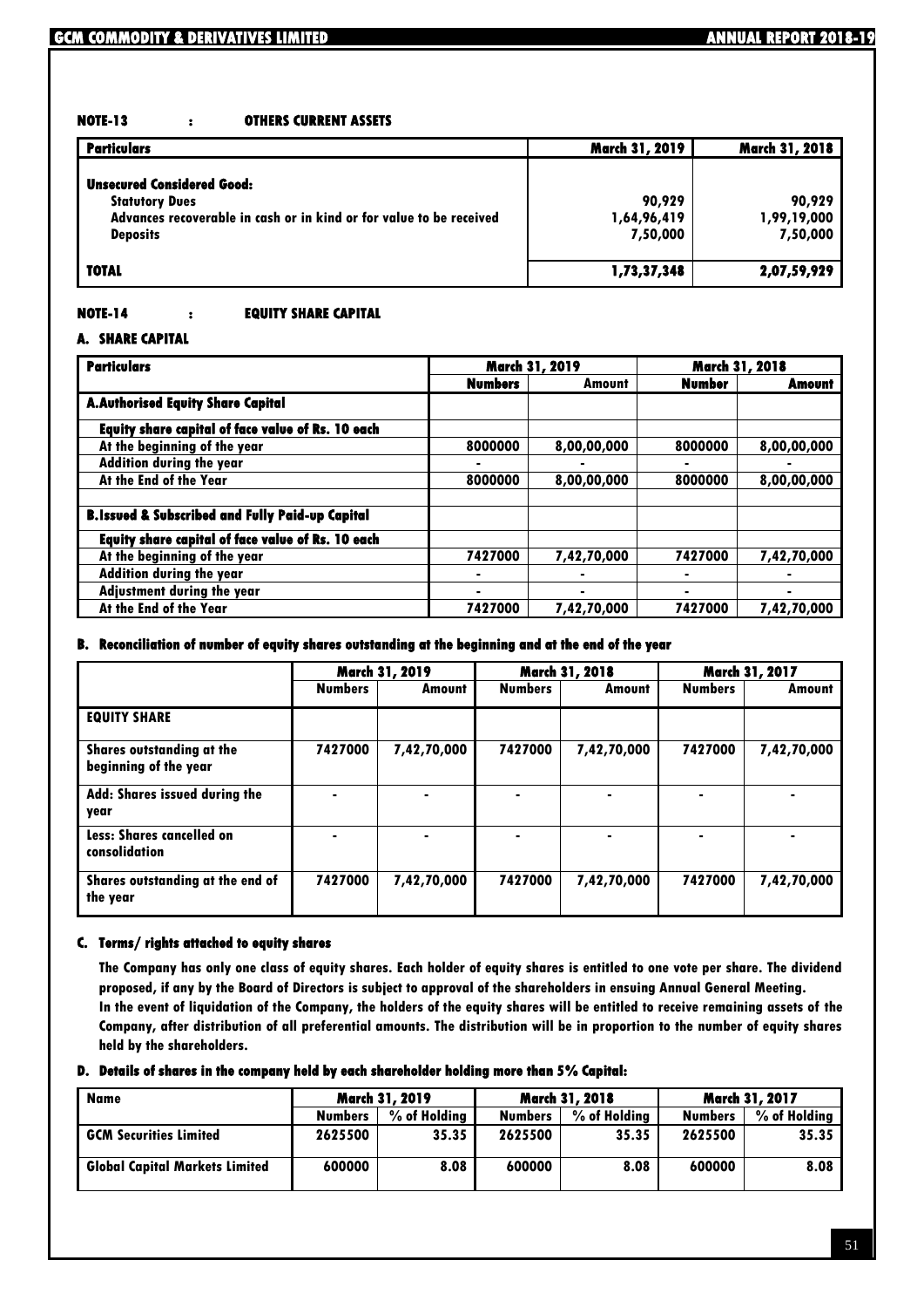## NOTE-13 : OTHERS CURRENT ASSETS

| Particulars | March 31, 2019 | March 31, 2018 |
|---|---|---|
| **Unsecured Considered Good:** | | |
| Statutory Dues | 90,929 | 90,929 |
| Advances recoverable in cash or in kind or for value to be received | 1,64,96,419 | 1,99,19,000 |
| Deposits | 7,50,000 | 7,50,000 |
| **TOTAL** | **1,73,37,348** | **2,07,59,929** |

## NOTE-14 : EQUITY SHARE CAPITAL

### A. SHARE CAPITAL

| Particulars | March 31, 2019 | | March 31, 2018 | |
|---|---|---|---|---|
| | Numbers | Amount | Number | Amount |
| **A.Authorised Equity Share Capital** | | | | |
| Equity share capital of face value of Rs. 10 each | | | | |
| At the beginning of the year | 8000000 | 8,00,00,000 | 8000000 | 8,00,00,000 |
| Addition during the year | - | - | - | - |
| At the End of the Year | 8000000 | 8,00,00,000 | 8000000 | 8,00,00,000 |
| | | | | |
| **B.Issued & Subscribed and Fully Paid-up Capital** | | | | |
| Equity share capital of face value of Rs. 10 each | | | | |
| At the beginning of the year | 7427000 | 7,42,70,000 | 7427000 | 7,42,70,000 |
| Addition during the year | - | - | - | - |
| Adjustment during the year | - | - | - | - |
| At the End of the Year | 7427000 | 7,42,70,000 | 7427000 | 7,42,70,000 |

### B. Reconciliation of number of equity shares outstanding at the beginning and at the end of the year

| | March 31, 2019 | | March 31, 2018 | | March 31, 2017 | |
|---|---|---|---|---|---|---|
| | Numbers | Amount | Numbers | Amount | Numbers | Amount |
| **EQUITY SHARE** | | | | | | |
| Shares outstanding at the beginning of the year | 7427000 | 7,42,70,000 | 7427000 | 7,42,70,000 | 7427000 | 7,42,70,000 |
| Add: Shares issued during the year | - | - | - | - | - | - |
| Less: Shares cancelled on consolidation | - | - | - | - | - | - |
| Shares outstanding at the end of the year | 7427000 | 7,42,70,000 | 7427000 | 7,42,70,000 | 7427000 | 7,42,70,000 |

### C. Terms/ rights attached to equity shares

The Company has only one class of equity shares. Each holder of equity shares is entitled to one vote per share. The dividend proposed, if any by the Board of Directors is subject to approval of the shareholders in ensuing Annual General Meeting.

In the event of liquidation of the Company, the holders of the equity shares will be entitled to receive remaining assets of the Company, after distribution of all preferential amounts. The distribution will be in proportion to the number of equity shares held by the shareholders.

### D. Details of shares in the company held by each shareholder holding more than 5% Capital:

| Name | March 31, 2019 | | March 31, 2018 | | March 31, 2017 | |
|---|---|---|---|---|---|---|
| | Numbers | % of Holding | Numbers | % of Holding | Numbers | % of Holding |
| GCM Securities Limited | 2625500 | 35.35 | 2625500 | 35.35 | 2625500 | 35.35 |
| Global Capital Markets Limited | 600000 | 8.08 | 600000 | 8.08 | 600000 | 8.08 |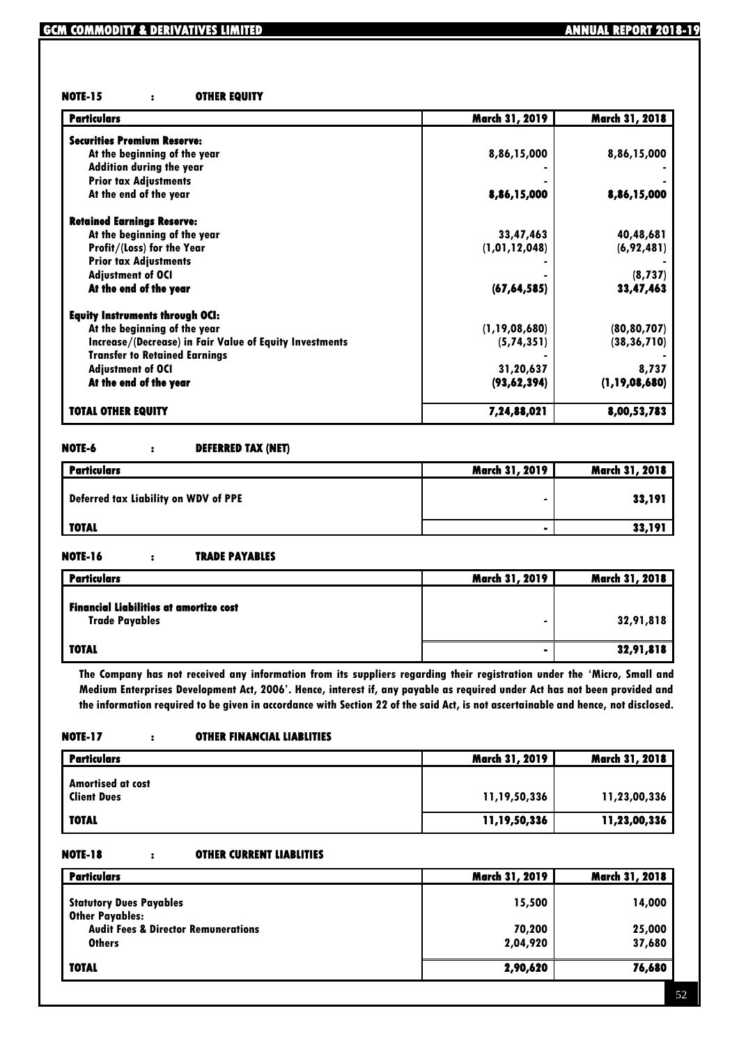#### NOTE-15 : OTHER EQUITY

| Particulars | March 31, 2019 | March 31, 2018 |
|---|---|---|
| **Securities Premium Reserve:** | | |
| At the beginning of the year | 8,86,15,000 | 8,86,15,000 |
| Addition during the year | - | - |
| Prior tax Adjustments | - | - |
| At the end of the year | **8,86,15,000** | **8,86,15,000** |
| **Retained Earnings Reserve:** | | |
| At the beginning of the year | 33,47,463 | 40,48,681 |
| Profit/(Loss) for the Year | (1,01,12,048) | (6,92,481) |
| Prior tax Adjustments | - | - |
| Adjustment of OCI | - | (8,737) |
| **At the end of the year** | **(67,64,585)** | **33,47,463** |
| **Equity Instruments through OCI:** | | |
| At the beginning of the year | (1,19,08,680) | (80,80,707) |
| Increase/(Decrease) in Fair Value of Equity Investments | (5,74,351) | (38,36,710) |
| Transfer to Retained Earnings | - | - |
| Adjustment of OCI | 31,20,637 | 8,737 |
| At the end of the year | **(93,62,394)** | **(1,19,08,680)** |
| **TOTAL OTHER EQUITY** | **7,24,88,021** | **8,00,53,783** |

#### NOTE-6 : DEFERRED TAX (NET)

| Particulars | March 31, 2019 | March 31, 2018 |
|---|---|---|
| Deferred tax Liability on WDV of PPE | - | 33,191 |
| **TOTAL** | - | **33,191** |

#### NOTE-16 : TRADE PAYABLES

| Particulars | March 31, 2019 | March 31, 2018 |
|---|---|---|
| **Financial Liabilities at amortize cost** | | |
| Trade Payables | - | 32,91,818 |
| **TOTAL** | - | **32,91,818** |

The Company has not received any information from its suppliers regarding their registration under the 'Micro, Small and Medium Enterprises Development Act, 2006'. Hence, interest if, any payable as required under Act has not been provided and the information required to be given in accordance with Section 22 of the said Act, is not ascertainable and hence, not disclosed.

#### NOTE-17 : OTHER FINANCIAL LIABLITIES

| Particulars | March 31, 2019 | March 31, 2018 |
|---|---|---|
| Amortised at cost | | |
| Client Dues | 11,19,50,336 | 11,23,00,336 |
| **TOTAL** | **11,19,50,336** | **11,23,00,336** |

#### NOTE-18 : OTHER CURRENT LIABLITIES

| Particulars | March 31, 2019 | March 31, 2018 |
|---|---|---|
| Statutory Dues Payables | 15,500 | 14,000 |
| Other Payables: | | |
| Audit Fees & Director Remunerations | 70,200 | 25,000 |
| Others | 2,04,920 | 37,680 |
| **TOTAL** | **2,90,620** | **76,680** |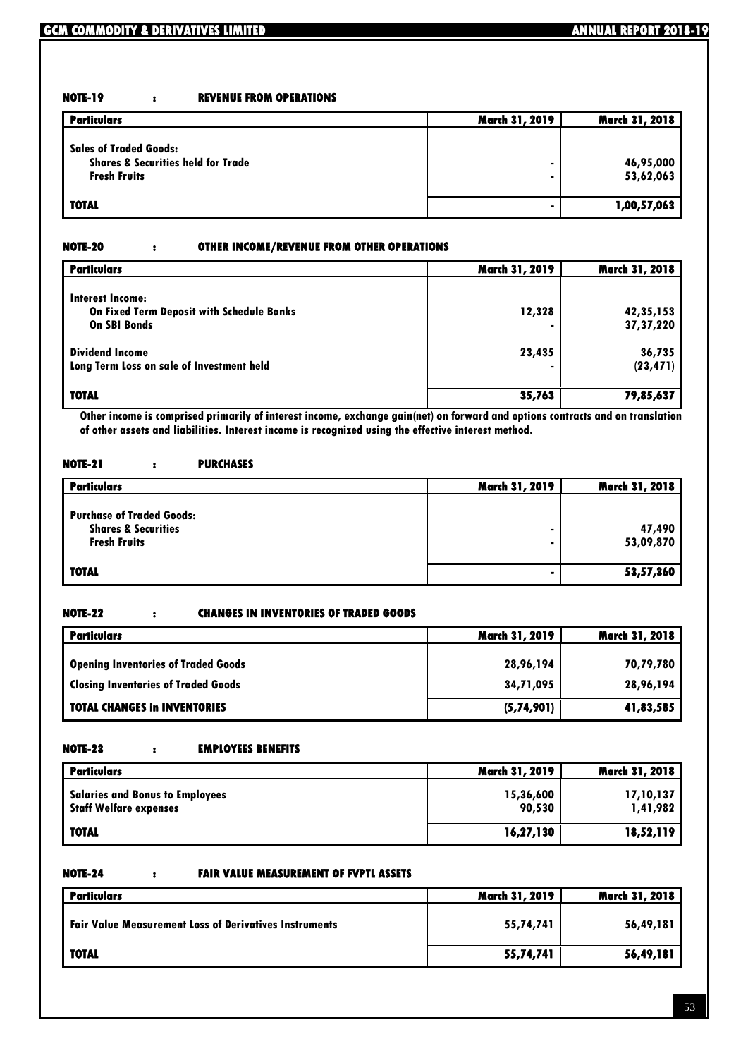### NOTE-19 : REVENUE FROM OPERATIONS

| Particulars | March 31, 2019 | March 31, 2018 |
|---|---|---|
| **Sales of Traded Goods:** | | |
| Shares & Securities held for Trade | - | 46,95,000 |
| Fresh Fruits | - | 53,62,063 |
| **TOTAL** | - | 1,00,57,063 |

### NOTE-20 : OTHER INCOME/REVENUE FROM OTHER OPERATIONS

| Particulars | March 31, 2019 | March 31, 2018 |
|---|---|---|
| **Interest Income:** | | |
| On Fixed Term Deposit with Schedule Banks | 12,328 | 42,35,153 |
| On SBI Bonds | - | 37,37,220 |
| Dividend Income | 23,435 | 36,735 |
| Long Term Loss on sale of Investment held | - | (23,471) |
| **TOTAL** | 35,763 | 79,85,637 |

Other income is comprised primarily of interest income, exchange gain(net) on forward and options contracts and on translation of other assets and liabilities. Interest income is recognized using the effective interest method.

### NOTE-21 : PURCHASES

| Particulars | March 31, 2019 | March 31, 2018 |
|---|---|---|
| **Purchase of Traded Goods:** | | |
| Shares & Securities | - | 47,490 |
| Fresh Fruits | - | 53,09,870 |
| **TOTAL** | - | 53,57,360 |

### NOTE-22 : CHANGES IN INVENTORIES OF TRADED GOODS

| Particulars | March 31, 2019 | March 31, 2018 |
|---|---|---|
| Opening Inventories of Traded Goods | 28,96,194 | 70,79,780 |
| Closing Inventories of Traded Goods | 34,71,095 | 28,96,194 |
| **TOTAL CHANGES in INVENTORIES** | (5,74,901) | 41,83,585 |

### NOTE-23 : EMPLOYEES BENEFITS

| Particulars | March 31, 2019 | March 31, 2018 |
|---|---|---|
| Salaries and Bonus to Employees | 15,36,600 | 17,10,137 |
| Staff Welfare expenses | 90,530 | 1,41,982 |
| **TOTAL** | 16,27,130 | 18,52,119 |

### NOTE-24 : FAIR VALUE MEASUREMENT OF FVPTL ASSETS

| Particulars | March 31, 2019 | March 31, 2018 |
|---|---|---|
| Fair Value Measurement Loss of Derivatives Instruments | 55,74,741 | 56,49,181 |
| **TOTAL** | 55,74,741 | 56,49,181 |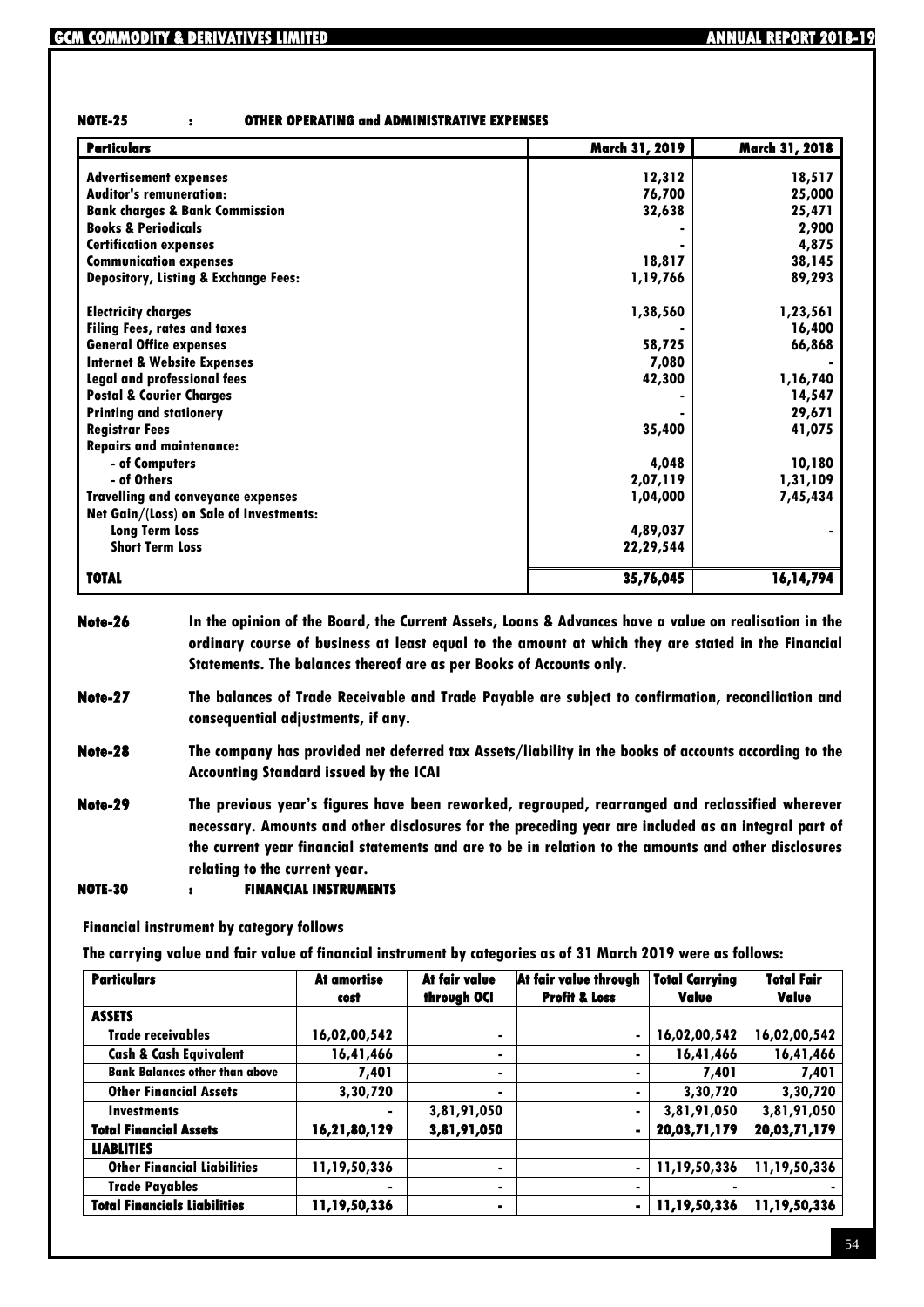## NOTE-25 : OTHER OPERATING and ADMINISTRATIVE EXPENSES

| Particulars | March 31, 2019 | March 31, 2018 |
|---|---|---|
| Advertisement expenses | 12,312 | 18,517 |
| Auditor's remuneration: | 76,700 | 25,000 |
| Bank charges & Bank Commission | 32,638 | 25,471 |
| Books & Periodicals | - | 2,900 |
| Certification expenses | - | 4,875 |
| Communication expenses | 18,817 | 38,145 |
| Depository, Listing & Exchange Fees: | 1,19,766 | 89,293 |
| Electricity charges | 1,38,560 | 1,23,561 |
| Filing Fees, rates and taxes | - | 16,400 |
| General Office expenses | 58,725 | 66,868 |
| Internet & Website Expenses | 7,080 | - |
| Legal and professional fees | 42,300 | 1,16,740 |
| Postal & Courier Charges | - | 14,547 |
| Printing and stationery | - | 29,671 |
| Registrar Fees | 35,400 | 41,075 |
| Repairs and maintenance: | | |
| - of Computers | 4,048 | 10,180 |
| - of Others | 2,07,119 | 1,31,109 |
| Travelling and conveyance expenses | 1,04,000 | 7,45,434 |
| Net Gain/(Loss) on Sale of Investments: | | |
| Long Term Loss | 4,89,037 | - |
| Short Term Loss | 22,29,544 | |
| **TOTAL** | **35,76,045** | **16,14,794** |

**Note-26** In the opinion of the Board, the Current Assets, Loans & Advances have a value on realisation in the ordinary course of business at least equal to the amount at which they are stated in the Financial Statements. The balances thereof are as per Books of Accounts only.

**Note-27** The balances of Trade Receivable and Trade Payable are subject to confirmation, reconciliation and consequential adjustments, if any.

**Note-28** The company has provided net deferred tax Assets/liability in the books of accounts according to the Accounting Standard issued by the ICAI

**Note-29** The previous year's figures have been reworked, regrouped, rearranged and reclassified wherever necessary. Amounts and other disclosures for the preceding year are included as an integral part of the current year financial statements and are to be in relation to the amounts and other disclosures relating to the current year.

## NOTE-30 : FINANCIAL INSTRUMENTS

Financial instrument by category follows

The carrying value and fair value of financial instrument by categories as of 31 March 2019 were as follows:

| Particulars | At amortise cost | At fair value through OCI | At fair value through Profit & Loss | Total Carrying Value | Total Fair Value |
|---|---|---|---|---|---|
| **ASSETS** | | | | | |
| Trade receivables | 16,02,00,542 | - | - | 16,02,00,542 | 16,02,00,542 |
| Cash & Cash Equivalent | 16,41,466 | - | - | 16,41,466 | 16,41,466 |
| Bank Balances other than above | 7,401 | - | - | 7,401 | 7,401 |
| Other Financial Assets | 3,30,720 | - | - | 3,30,720 | 3,30,720 |
| Investments | - | 3,81,91,050 | - | 3,81,91,050 | 3,81,91,050 |
| **Total Financial Assets** | **16,21,80,129** | **3,81,91,050** | **-** | **20,03,71,179** | **20,03,71,179** |
| **LIABLITIES** | | | | | |
| Other Financial Liabilities | 11,19,50,336 | - | - | 11,19,50,336 | 11,19,50,336 |
| Trade Payables | - | - | - | - | - |
| **Total Financials Liabilities** | **11,19,50,336** | **-** | **-** | **11,19,50,336** | **11,19,50,336** |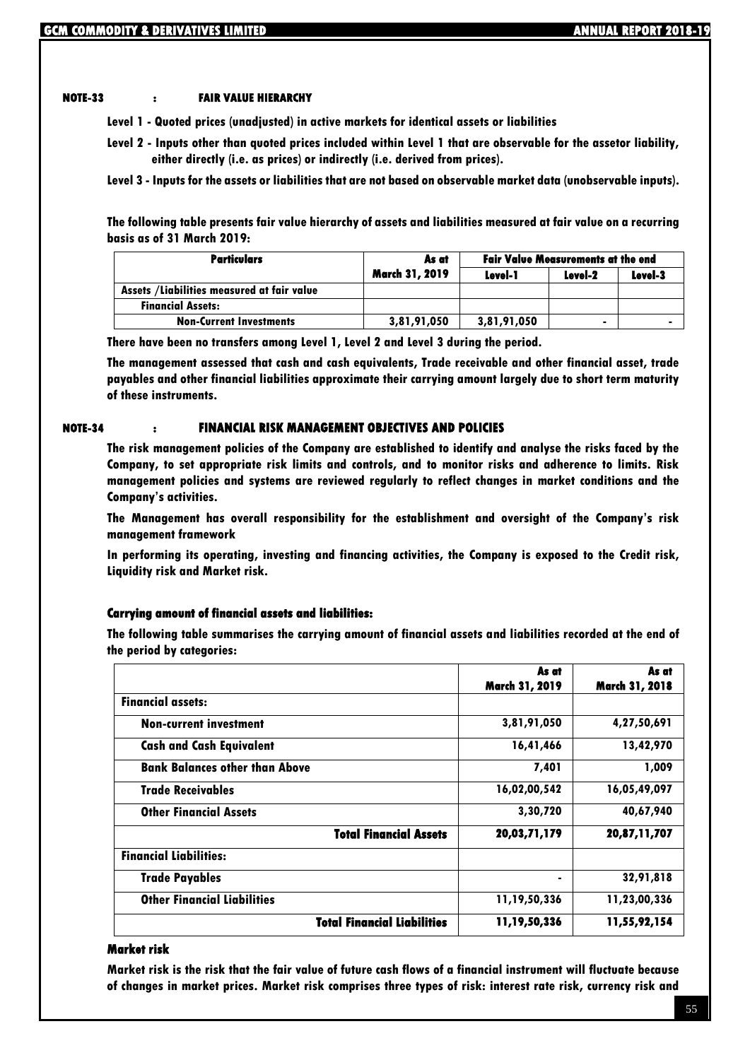### NOTE-33 : FAIR VALUE HIERARCHY

**Level 1 - Quoted prices (unadjusted) in active markets for identical assets or liabilities**

**Level 2 - Inputs other than quoted prices included within Level 1 that are observable for the assetor liability, either directly (i.e. as prices) or indirectly (i.e. derived from prices).**

**Level 3 - Inputs for the assets or liabilities that are not based on observable market data (unobservable inputs).**

**The following table presents fair value hierarchy of assets and liabilities measured at fair value on a recurring basis as of 31 March 2019:**

| Particulars | As at March 31, 2019 | Fair Value Measurements at the end | | |
|---|---|---|---|---|
| | | Level-1 | Level-2 | Level-3 |
| Assets /Liabilities measured at fair value | | | | |
| Financial Assets: | | | | |
| Non-Current Investments | 3,81,91,050 | 3,81,91,050 | - | - |

**There have been no transfers among Level 1, Level 2 and Level 3 during the period.**

**The management assessed that cash and cash equivalents, Trade receivable and other financial asset, trade payables and other financial liabilities approximate their carrying amount largely due to short term maturity of these instruments.**

### NOTE-34 : FINANCIAL RISK MANAGEMENT OBJECTIVES AND POLICIES

**The risk management policies of the Company are established to identify and analyse the risks faced by the Company, to set appropriate risk limits and controls, and to monitor risks and adherence to limits. Risk management policies and systems are reviewed regularly to reflect changes in market conditions and the Company's activities.**

**The Management has overall responsibility for the establishment and oversight of the Company's risk management framework**

**In performing its operating, investing and financing activities, the Company is exposed to the Credit risk, Liquidity risk and Market risk.**

#### Carrying amount of financial assets and liabilities:

**The following table summarises the carrying amount of financial assets and liabilities recorded at the end of the period by categories:**

| | As at March 31, 2019 | As at March 31, 2018 |
|---|---|---|
| **Financial assets:** | | |
| Non-current investment | 3,81,91,050 | 4,27,50,691 |
| Cash and Cash Equivalent | 16,41,466 | 13,42,970 |
| Bank Balances other than Above | 7,401 | 1,009 |
| Trade Receivables | 16,02,00,542 | 16,05,49,097 |
| Other Financial Assets | 3,30,720 | 40,67,940 |
| **Total Financial Assets** | **20,03,71,179** | **20,87,11,707** |
| **Financial Liabilities:** | | |
| Trade Payables | - | 32,91,818 |
| Other Financial Liabilities | 11,19,50,336 | 11,23,00,336 |
| **Total Financial Liabilities** | **11,19,50,336** | **11,55,92,154** |

#### Market risk

**Market risk is the risk that the fair value of future cash flows of a financial instrument will fluctuate because of changes in market prices. Market risk comprises three types of risk: interest rate risk, currency risk and**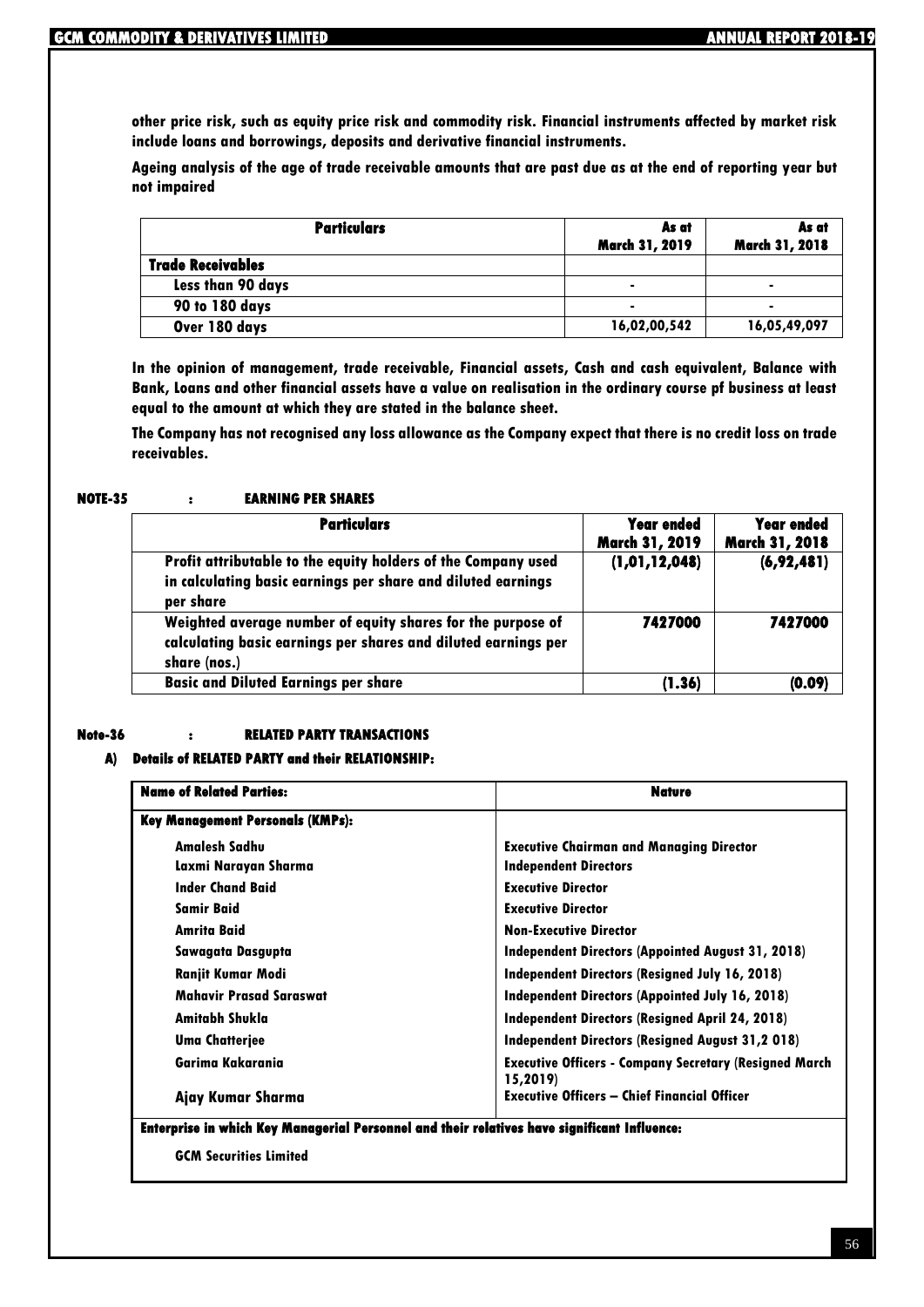**other price risk, such as equity price risk and commodity risk. Financial instruments affected by market risk include loans and borrowings, deposits and derivative financial instruments.**

**Ageing analysis of the age of trade receivable amounts that are past due as at the end of reporting year but not impaired**

| Particulars | As at March 31, 2019 | As at March 31, 2018 |
|---|---|---|
| **Trade Receivables** | | |
| Less than 90 days | - | - |
| 90 to 180 days | - | - |
| Over 180 days | 16,02,00,542 | 16,05,49,097 |

**In the opinion of management, trade receivable, Financial assets, Cash and cash equivalent, Balance with Bank, Loans and other financial assets have a value on realisation in the ordinary course pf business at least equal to the amount at which they are stated in the balance sheet.**

**The Company has not recognised any loss allowance as the Company expect that there is no credit loss on trade receivables.**

### NOTE-35 : EARNING PER SHARES

| Particulars | Year ended March 31, 2019 | Year ended March 31, 2018 |
|---|---|---|
| Profit attributable to the equity holders of the Company used in calculating basic earnings per share and diluted earnings per share | (1,01,12,048) | (6,92,481) |
| Weighted average number of equity shares for the purpose of calculating basic earnings per shares and diluted earnings per share (nos.) | 7427000 | 7427000 |
| Basic and Diluted Earnings per share | (1.36) | (0.09) |

### Note-36 : RELATED PARTY TRANSACTIONS

**A) Details of RELATED PARTY and their RELATIONSHIP:**

| Name of Related Parties: | Nature |
|---|---|
| **Key Management Personals (KMPs):** | |
| Amalesh Sadhu | Executive Chairman and Managing Director |
| Laxmi Narayan Sharma | Independent Directors |
| Inder Chand Baid | Executive Director |
| Samir Baid | Executive Director |
| Amrita Baid | Non-Executive Director |
| Sawagata Dasgupta | Independent Directors (Appointed August 31, 2018) |
| Ranjit Kumar Modi | Independent Directors (Resigned July 16, 2018) |
| Mahavir Prasad Saraswat | Independent Directors (Appointed July 16, 2018) |
| Amitabh Shukla | Independent Directors (Resigned April 24, 2018) |
| Uma Chatterjee | Independent Directors (Resigned August 31,2 018) |
| Garima Kakarania | Executive Officers - Company Secretary (Resigned March 15,2019) |
| Ajay Kumar Sharma | Executive Officers – Chief Financial Officer |
| **Enterprise in which Key Managerial Personnel and their relatives have significant Influence:** | |
| GCM Securities Limited | |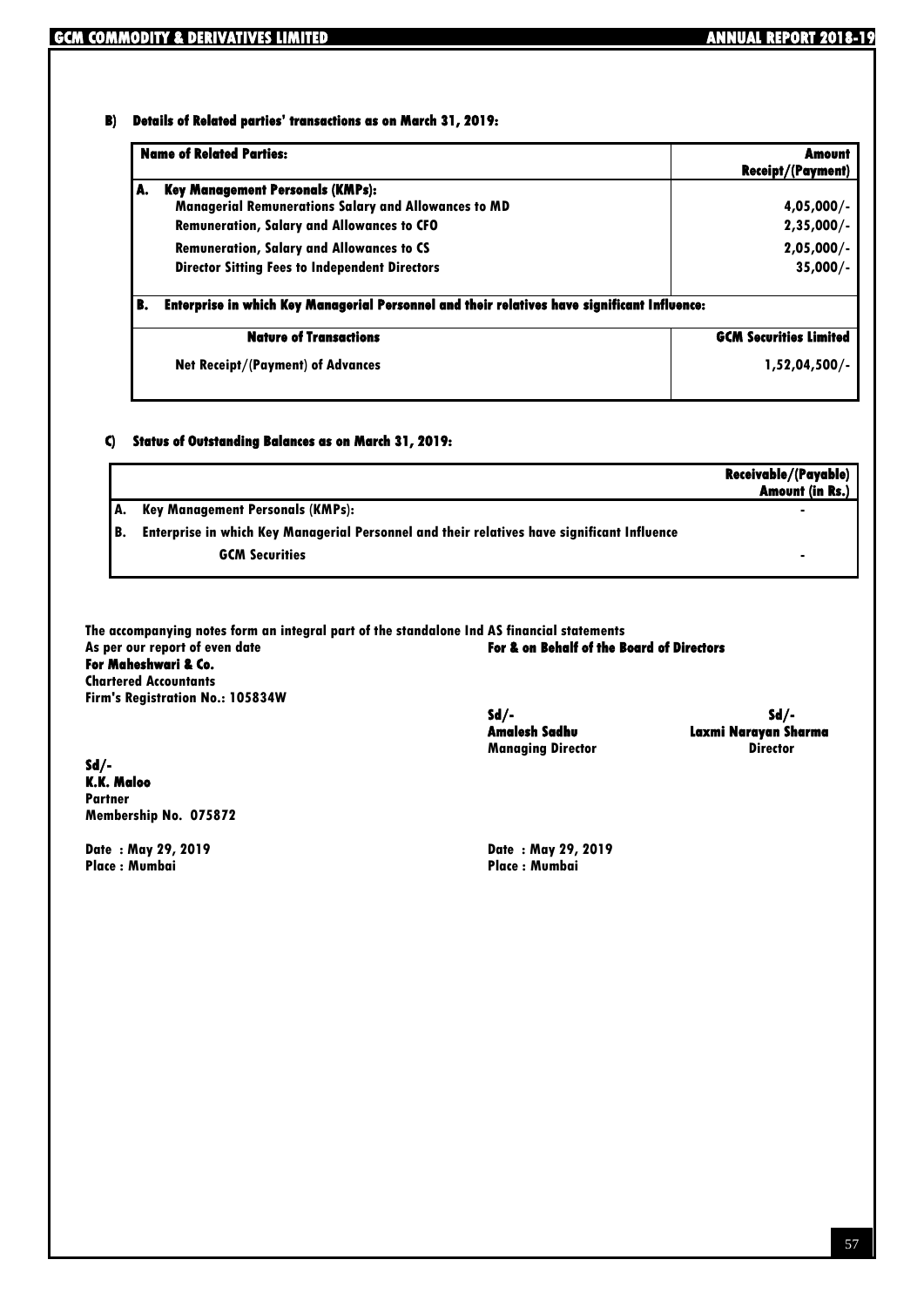**B) Details of Related parties' transactions as on March 31, 2019:**

| Name of Related Parties: | Amount Receipt/(Payment) |
|---|---|
| **A. Key Management Personals (KMPs):** | |
| **Managerial Remunerations Salary and Allowances to MD** | 4,05,000/- |
| Remuneration, Salary and Allowances to CFO | 2,35,000/- |
| Remuneration, Salary and Allowances to CS | 2,05,000/- |
| Director Sitting Fees to Independent Directors | 35,000/- |
| **B. Enterprise in which Key Managerial Personnel and their relatives have significant Influence:** | |
| **Nature of Transactions** | **GCM Securities Limited** |
| Net Receipt/(Payment) of Advances | 1,52,04,500/- |

**C) Status of Outstanding Balances as on March 31, 2019:**

| | Receivable/(Payable) Amount (in Rs.) |
|---|---|
| A. Key Management Personals (KMPs): | - |
| B. Enterprise in which Key Managerial Personnel and their relatives have significant Influence | |
| GCM Securities | - |

The accompanying notes form an integral part of the standalone Ind AS financial statements

As per our report of even date

**For Maheshwari & Co.**
Chartered Accountants
Firm's Registration No.: 105834W

Sd/-
**K.K. Maloo**
Partner
Membership No. 075872

Date : May 29, 2019
Place : Mumbai

**For & on Behalf of the Board of Directors**

Sd/-
**Amalesh Sadhu**
Managing Director

Sd/-
**Laxmi Narayan Sharma**
Director

Date : May 29, 2019
Place : Mumbai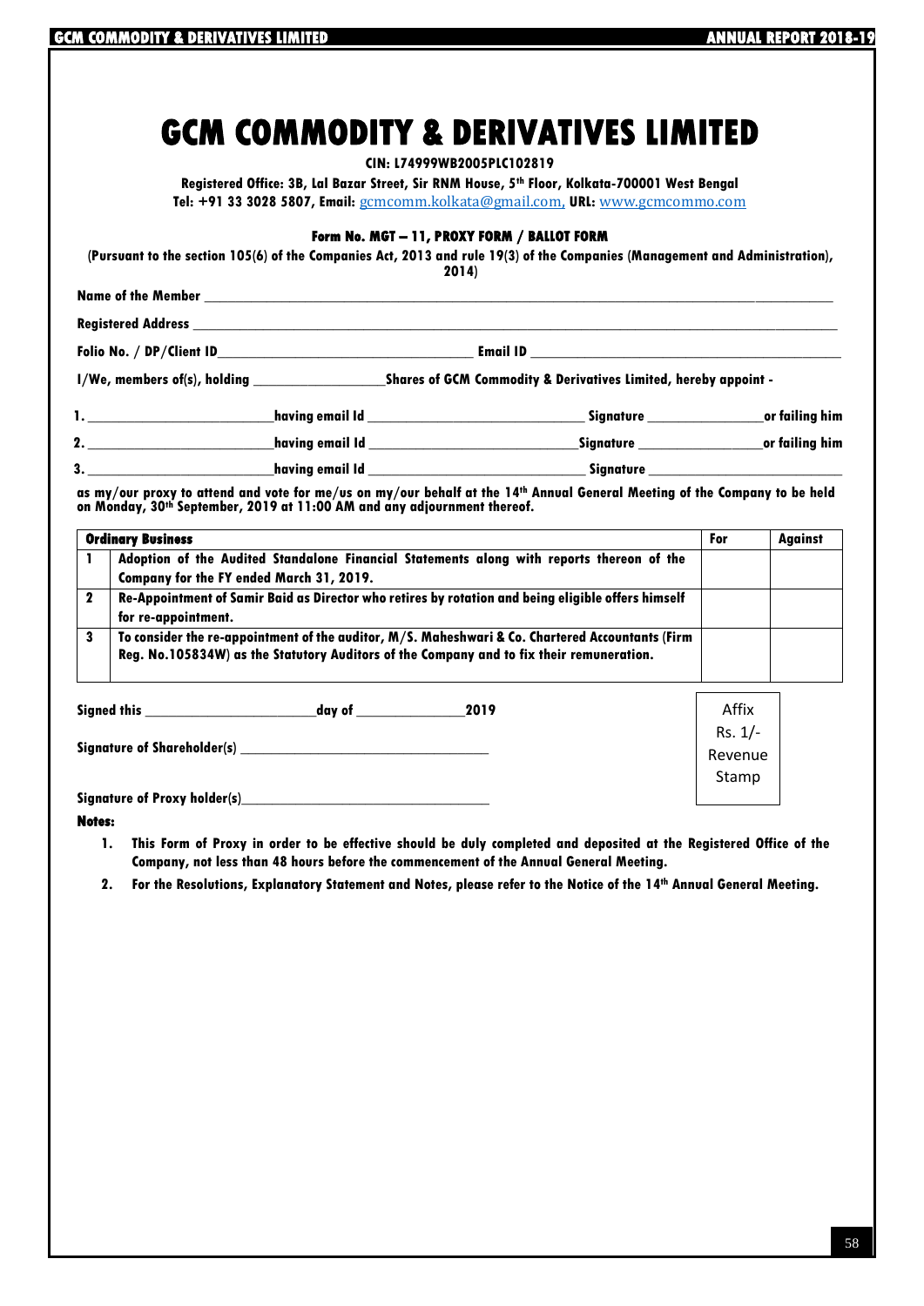# GCM COMMODITY & DERIVATIVES LIMITED

**CIN: L74999WB2005PLC102819**

**Registered Office: 3B, Lal Bazar Street, Sir RNM House, 5th Floor, Kolkata-700001 West Bengal**
**Tel: +91 33 3028 5807, Email:** gcmcomm.kolkata@gmail.com, **URL:** www.gcmcommo.com

**Form No. MGT – 11, PROXY FORM / BALLOT FORM**

**(Pursuant to the section 105(6) of the Companies Act, 2013 and rule 19(3) of the Companies (Management and Administration), 2014)**

**Name of the Member** ______________________________________________

**Registered Address** ______________________________________________

**Folio No. / DP/Client ID**____________________ **Email ID** ____________________

**I/We, members of(s), holding** __________ **Shares of GCM Commodity & Derivatives Limited, hereby appoint -**

**1.** ______________ **having email Id** ______________ **Signature** __________ **or failing him**

**2.** ______________ **having email Id** ______________ **Signature** __________ **or failing him**

**3.** ______________ **having email Id** ______________ **Signature** __________

**as my/our proxy to attend and vote for me/us on my/our behalf at the 14th Annual General Meeting of the Company to be held on Monday, 30th September, 2019 at 11:00 AM and any adjournment thereof.**

| | Ordinary Business | For | Against |
|---|---|---|---|
| 1 | Adoption of the Audited Standalone Financial Statements along with reports thereon of the Company for the FY ended March 31, 2019. | | |
| 2 | Re-Appointment of Samir Baid as Director who retires by rotation and being eligible offers himself for re-appointment. | | |
| 3 | To consider the re-appointment of the auditor, M/S. Maheshwari & Co. Chartered Accountants (Firm Reg. No.105834W) as the Statutory Auditors of the Company and to fix their remuneration. | | |

**Signed this** ______________ **day of** __________ **2019**

**Signature of Shareholder(s)** ______________________

**Signature of Proxy holder(s)**______________________

Affix Rs. 1/- Revenue Stamp

**Notes:**

1. **This Form of Proxy in order to be effective should be duly completed and deposited at the Registered Office of the Company, not less than 48 hours before the commencement of the Annual General Meeting.**
2. **For the Resolutions, Explanatory Statement and Notes, please refer to the Notice of the 14th Annual General Meeting.**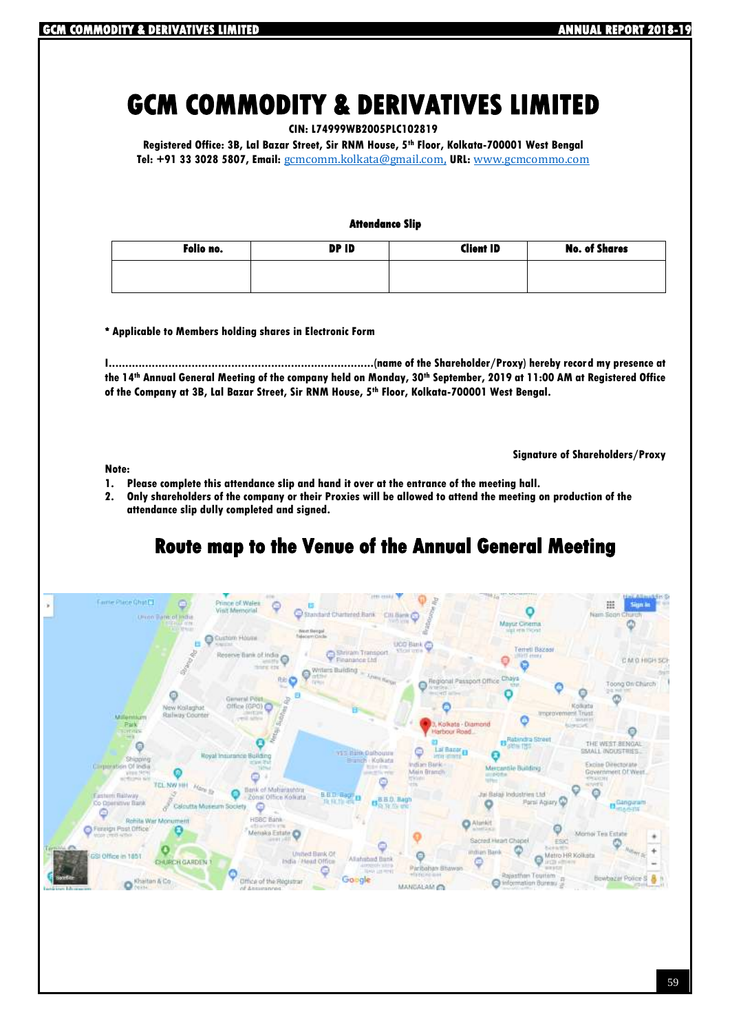# GCM COMMODITY & DERIVATIVES LIMITED

**CIN: L74999WB2005PLC102819**

**Registered Office: 3B, Lal Bazar Street, Sir RNM House, 5th Floor, Kolkata-700001 West Bengal**
**Tel: +91 33 3028 5807, Email:** gcmcomm.kolkata@gmail.com, **URL:** www.gcmcommo.com

**Attendance Slip**

| Folio no. | DP ID | Client ID | No. of Shares |
|---|---|---|---|
| | | | |

**\* Applicable to Members holding shares in Electronic Form**

**I..............................................................................(name of the Shareholder/Proxy) hereby record my presence at the 14th Annual General Meeting of the company held on Monday, 30th September, 2019 at 11:00 AM at Registered Office of the Company at 3B, Lal Bazar Street, Sir RNM House, 5th Floor, Kolkata-700001 West Bengal.**

**Signature of Shareholders/Proxy**

**Note:**

1. **Please complete this attendance slip and hand it over at the entrance of the meeting hall.**
2. **Only shareholders of the company or their Proxies will be allowed to attend the meeting on production of the attendance slip dully completed and signed.**

## Route map to the Venue of the Annual General Meeting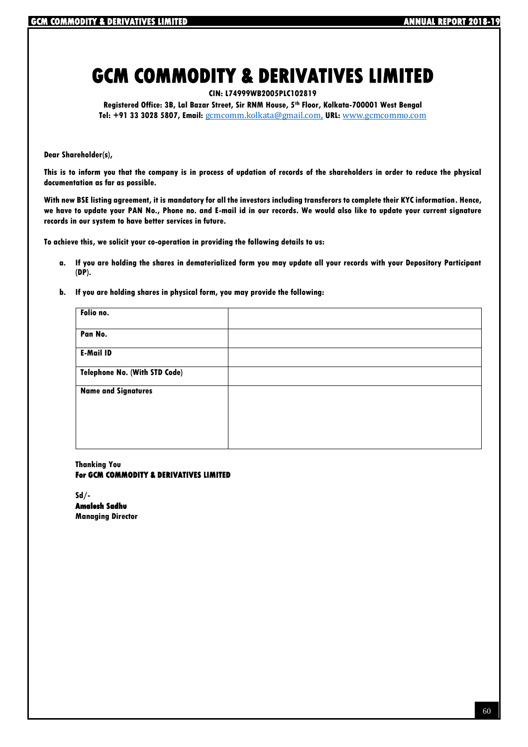# GCM COMMODITY & DERIVATIVES LIMITED

**CIN: L74999WB2005PLC102819**

**Registered Office: 3B, Lal Bazar Street, Sir RNM House, 5th Floor, Kolkata-700001 West Bengal**
**Tel: +91 33 3028 5807, Email:** gcmcomm.kolkata@gmail.com, **URL:** www.gcmcommo.com

**Dear Shareholder(s),**

**This is to inform you that the company is in process of updation of records of the shareholders in order to reduce the physical documentation as far as possible.**

**With new BSE listing agreement, it is mandatory for all the investors including transferors to complete their KYC information. Hence, we have to update your PAN No., Phone no. and E-mail id in our records. We would also like to update your current signature records in our system to have better services in future.**

**To achieve this, we solicit your co-operation in providing the following details to us:**

a. **If you are holding the shares in dematerialized form you may update all your records with your Depository Participant (DP).**

b. **If you are holding shares in physical form, you may provide the following:**

| | |
|---|---|
| **Folio no.** | |
| **Pan No.** | |
| **E-Mail ID** | |
| **Telephone No. (With STD Code)** | |
| **Name and Signatures** | |

**Thanking You**
**For GCM COMMODITY & DERIVATIVES LIMITED**

**Sd/-**
**Amalesh Sadhu**
**Managing Director**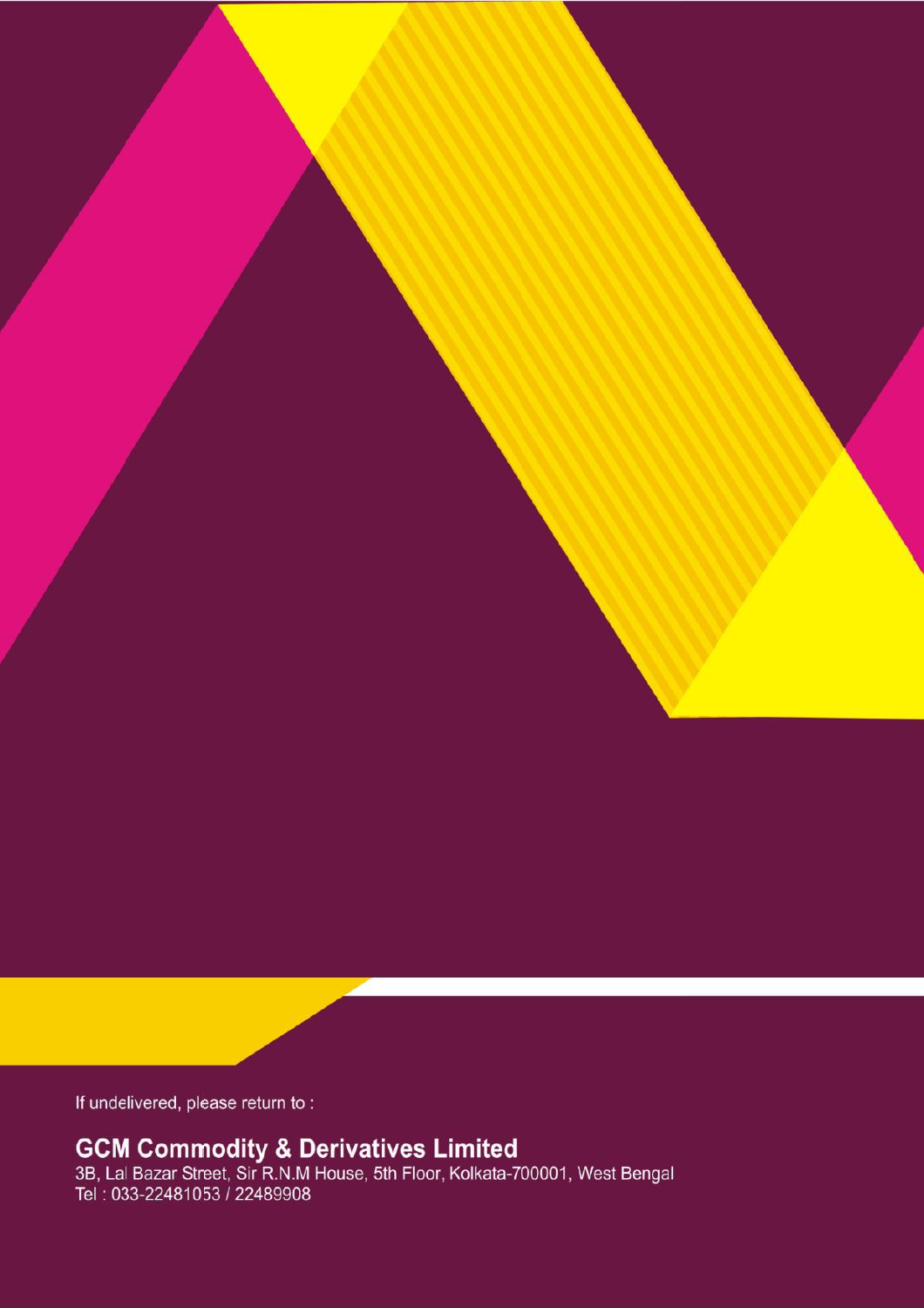If undelivered, please return to :

**GCM Commodity & Derivatives Limited**

3B, Lal Bazar Street, Sir R.N.M House, 5th Floor, Kolkata-700001, West Bengal

Tel : 033-22481053 / 22489908